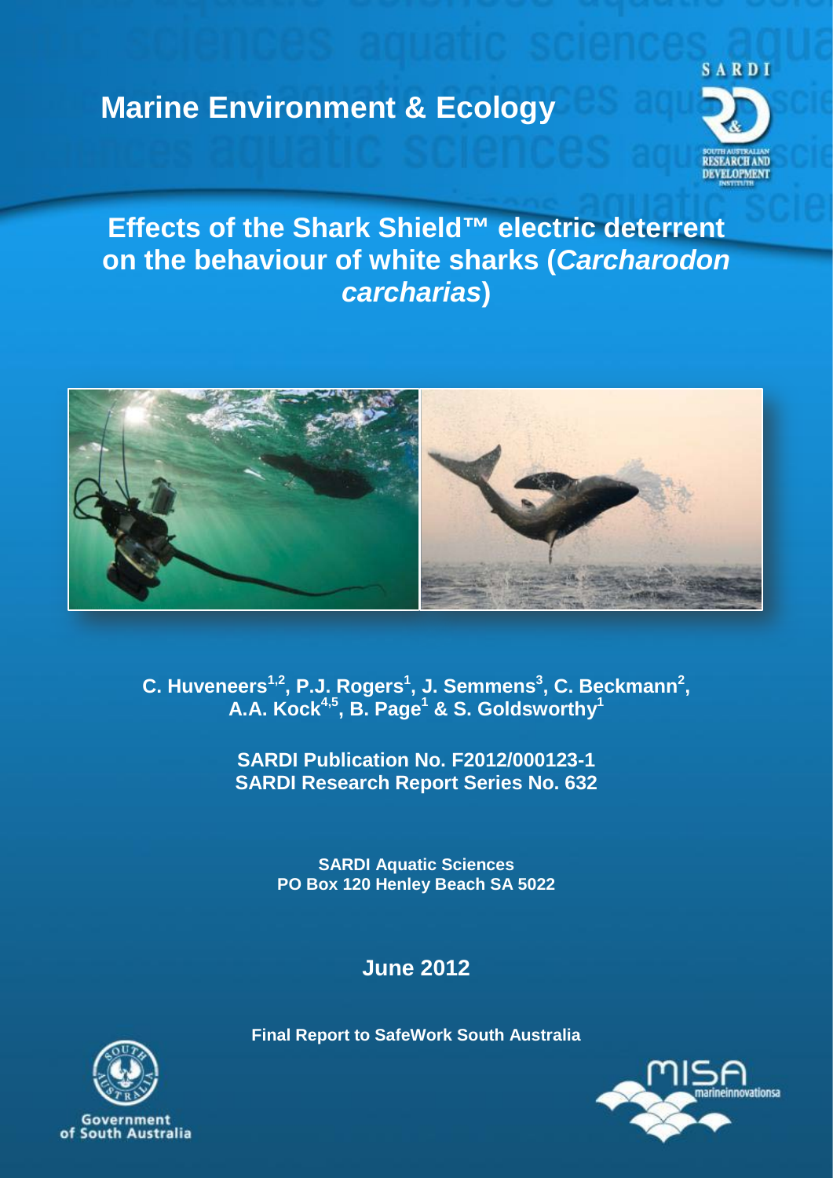# Marine Environment & Ecology

SARDI

SOUTH AUSTRALIAN RESEARCH AND DEVELOPMENT INSTITUTE

## Effects of the Shark Shield™ electric deterrent on the behaviour of white sharks (*Carcharodon carcharias*)

**C. Huveneers[1,2], P.J. Rogers[1], J. Semmens[3], C. Beckmann[2], A.A. Kock[4,5], B. Page[1] & S. Goldsworthy[1]**

**SARDI Publication No. F2012/000123-1**
**SARDI Research Report Series No. 632**

**SARDI Aquatic Sciences**
**PO Box 120 Henley Beach SA 5022**

**June 2012**

**Final Report to SafeWork South Australia**

Government of South Australia

misa marineinnovationsa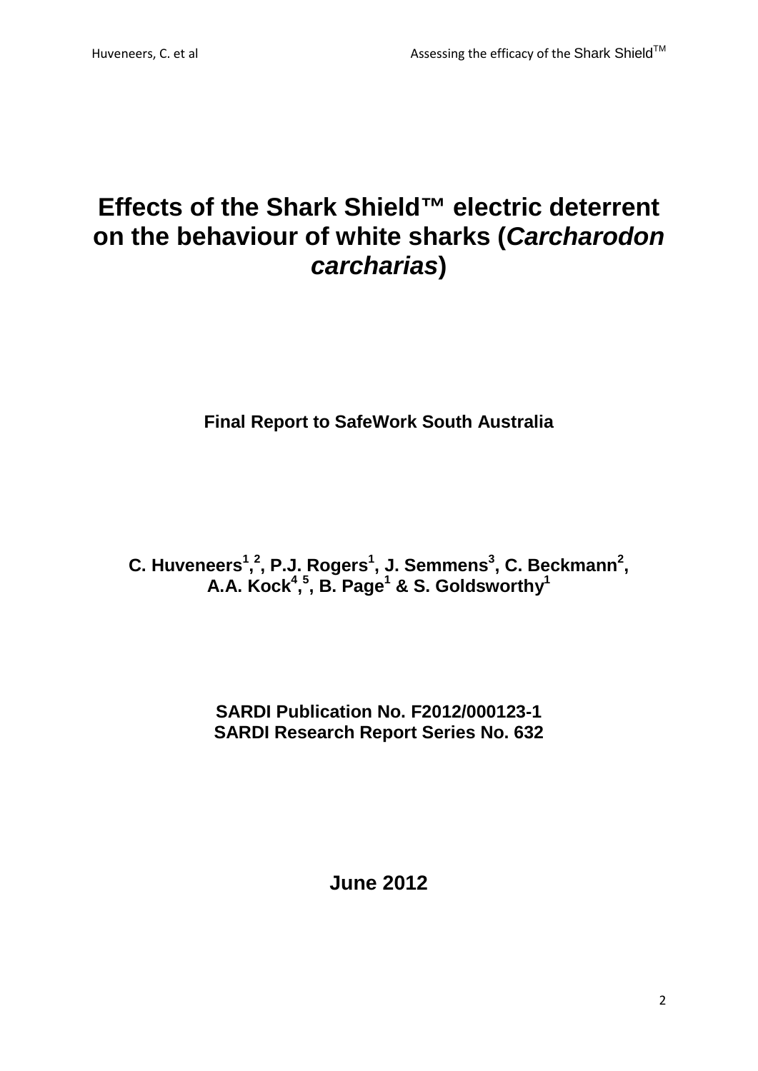# Effects of the Shark Shield™ electric deterrent on the behaviour of white sharks (*Carcharodon carcharias*)

**Final Report to SafeWork South Australia**

**C. Huveneers[1,2], P.J. Rogers[1], J. Semmens[3], C. Beckmann[2], A.A. Kock[4,5], B. Page[1] & S. Goldsworthy[1]**

**SARDI Publication No. F2012/000123-1**
**SARDI Research Report Series No. 632**

**June 2012**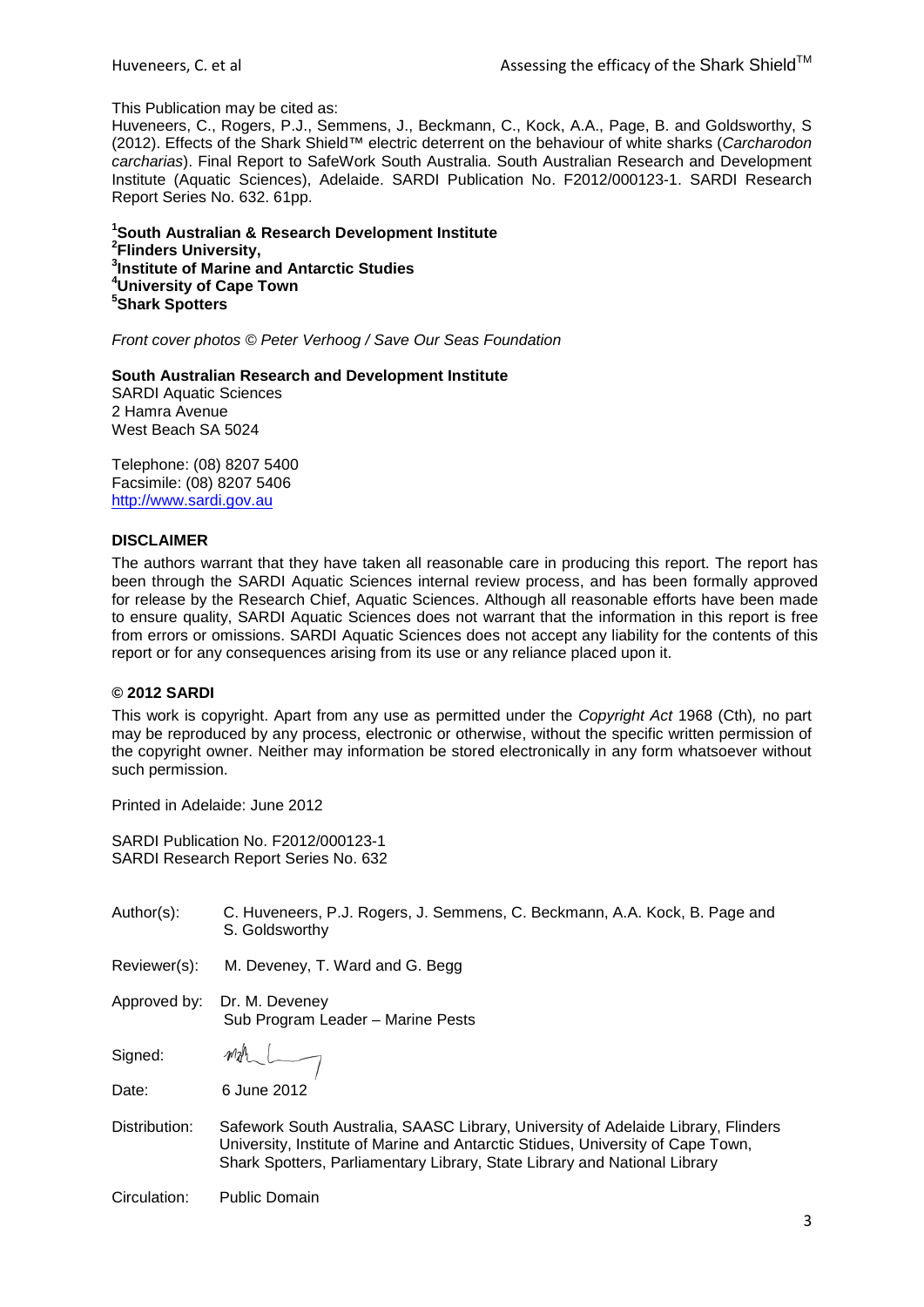This Publication may be cited as:

Huveneers, C., Rogers, P.J., Semmens, J., Beckmann, C., Kock, A.A., Page, B. and Goldsworthy, S (2012). Effects of the Shark Shield™ electric deterrent on the behaviour of white sharks (*Carcharodon carcharias*). Final Report to SafeWork South Australia. South Australian Research and Development Institute (Aquatic Sciences), Adelaide. SARDI Publication No. F2012/000123-1. SARDI Research Report Series No. 632. 61pp.

**[1]South Australian & Research Development Institute**
**[2]Flinders University,**
**[3]Institute of Marine and Antarctic Studies**
**[4]University of Cape Town**
**[5]Shark Spotters**

*Front cover photos © Peter Verhoog / Save Our Seas Foundation*

**South Australian Research and Development Institute**
SARDI Aquatic Sciences
2 Hamra Avenue
West Beach SA 5024

Telephone: (08) 8207 5400
Facsimile: (08) 8207 5406
http://www.sardi.gov.au

**DISCLAIMER**

The authors warrant that they have taken all reasonable care in producing this report. The report has been through the SARDI Aquatic Sciences internal review process, and has been formally approved for release by the Research Chief, Aquatic Sciences. Although all reasonable efforts have been made to ensure quality, SARDI Aquatic Sciences does not warrant that the information in this report is free from errors or omissions. SARDI Aquatic Sciences does not accept any liability for the contents of this report or for any consequences arising from its use or any reliance placed upon it.

**© 2012 SARDI**

This work is copyright. Apart from any use as permitted under the *Copyright Act* 1968 (Cth), no part may be reproduced by any process, electronic or otherwise, without the specific written permission of the copyright owner. Neither may information be stored electronically in any form whatsoever without such permission.

Printed in Adelaide: June 2012

SARDI Publication No. F2012/000123-1
SARDI Research Report Series No. 632

Author(s): C. Huveneers, P.J. Rogers, J. Semmens, C. Beckmann, A.A. Kock, B. Page and S. Goldsworthy

Reviewer(s): M. Deveney, T. Ward and G. Begg

Approved by: Dr. M. Deveney
Sub Program Leader – Marine Pests

Signed:

Date: 6 June 2012

Distribution: Safework South Australia, SAASC Library, University of Adelaide Library, Flinders University, Institute of Marine and Antarctic Stidues, University of Cape Town, Shark Spotters, Parliamentary Library, State Library and National Library

Circulation: Public Domain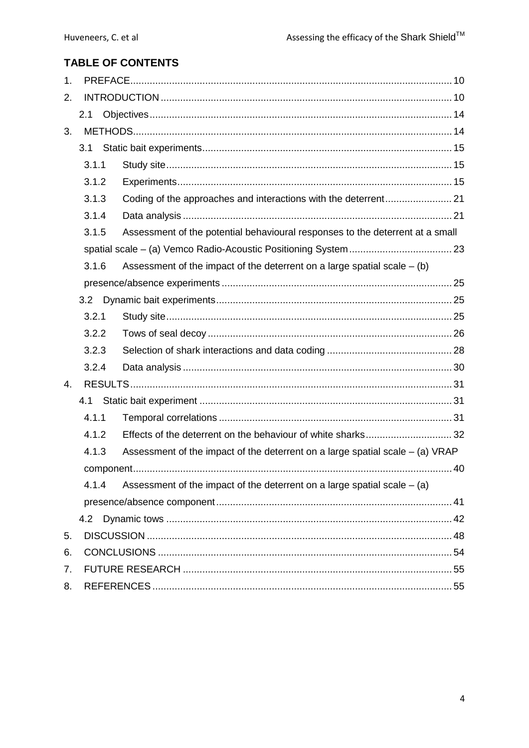## TABLE OF CONTENTS

1. PREFACE .................................................................................................... 10
2. INTRODUCTION ......................................................................................... 10
   - 2.1 Objectives ............................................................................................ 14
3. METHODS .................................................................................................. 14
   - 3.1 Static bait experiments ......................................................................... 15
     - 3.1.1 Study site ...................................................................................... 15
     - 3.1.2 Experiments .................................................................................. 15
     - 3.1.3 Coding of the approaches and interactions with the deterrent ........................ 21
     - 3.1.4 Data analysis ................................................................................ 21
     - 3.1.5 Assessment of the potential behavioural responses to the deterrent at a small spatial scale – (a) Vemco Radio-Acoustic Positioning System ..................................... 23
     - 3.1.6 Assessment of the impact of the deterrent on a large spatial scale – (b) presence/absence experiments ................................................................................... 25
   - 3.2 Dynamic bait experiments ..................................................................... 25
     - 3.2.1 Study site ...................................................................................... 25
     - 3.2.2 Tows of seal decoy ........................................................................ 26
     - 3.2.3 Selection of shark interactions and data coding ............................................. 28
     - 3.2.4 Data analysis ................................................................................ 30
4. RESULTS ................................................................................................... 31
   - 4.1 Static bait experiment ........................................................................... 31
     - 4.1.1 Temporal correlations ................................................................... 31
     - 4.1.2 Effects of the deterrent on the behaviour of white sharks ............................... 32
     - 4.1.3 Assessment of the impact of the deterrent on a large spatial scale – (a) VRAP component .................................................................................................. 40
     - 4.1.4 Assessment of the impact of the deterrent on a large spatial scale – (a) presence/absence component ..................................................................................... 41
   - 4.2 Dynamic tows ....................................................................................... 42
5. DISCUSSION ............................................................................................. 48
6. CONCLUSIONS .......................................................................................... 54
7. FUTURE RESEARCH ................................................................................. 55
8. REFERENCES ............................................................................................ 55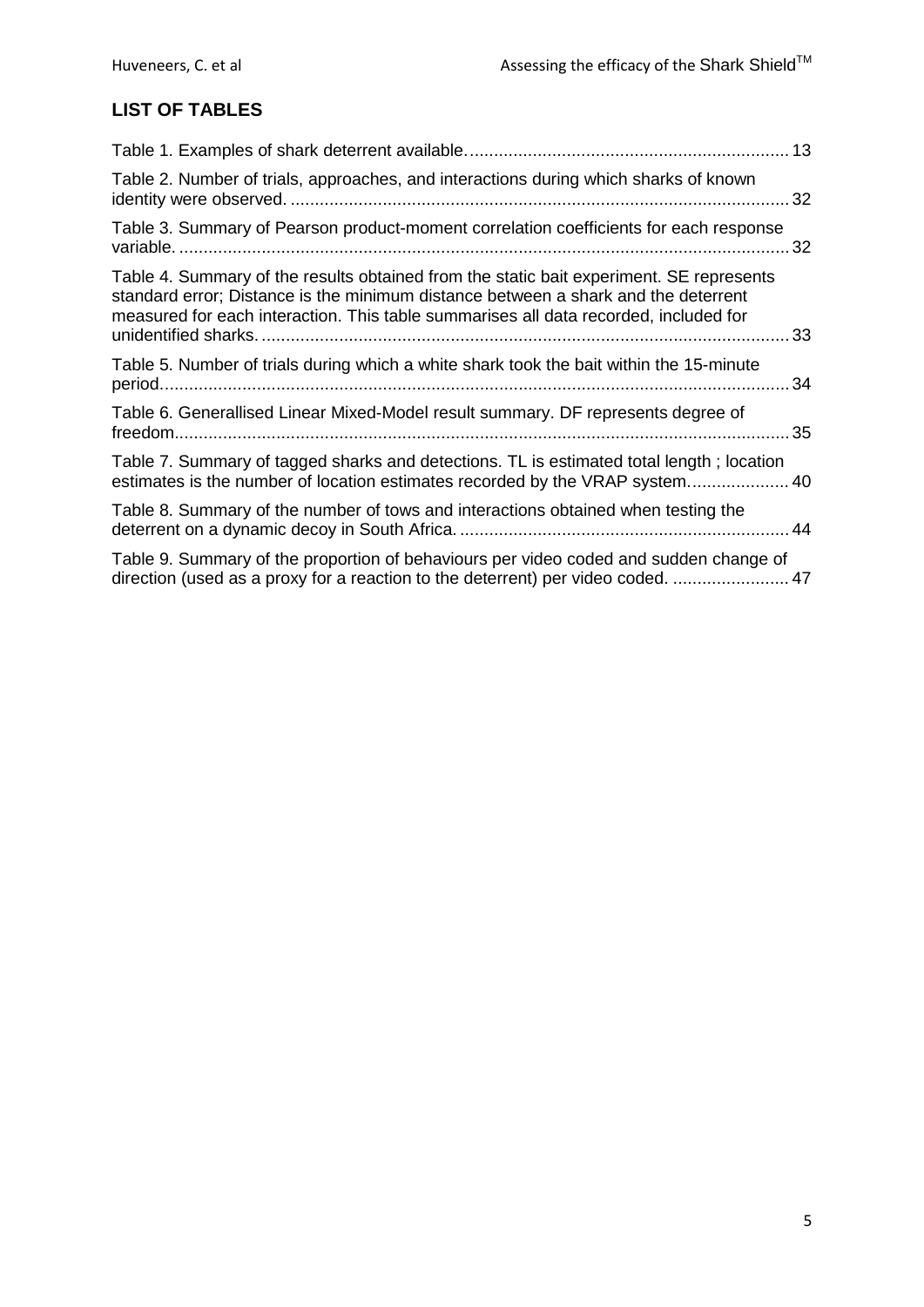## LIST OF TABLES

Table 1. Examples of shark deterrent available. 13

Table 2. Number of trials, approaches, and interactions during which sharks of known identity were observed. 32

Table 3. Summary of Pearson product-moment correlation coefficients for each response variable. 32

Table 4. Summary of the results obtained from the static bait experiment. SE represents standard error; Distance is the minimum distance between a shark and the deterrent measured for each interaction. This table summarises all data recorded, included for unidentified sharks. 33

Table 5. Number of trials during which a white shark took the bait within the 15-minute period. 34

Table 6. Generallised Linear Mixed-Model result summary. DF represents degree of freedom. 35

Table 7. Summary of tagged sharks and detections. TL is estimated total length ; location estimates is the number of location estimates recorded by the VRAP system. 40

Table 8. Summary of the number of tows and interactions obtained when testing the deterrent on a dynamic decoy in South Africa. 44

Table 9. Summary of the proportion of behaviours per video coded and sudden change of direction (used as a proxy for a reaction to the deterrent) per video coded. 47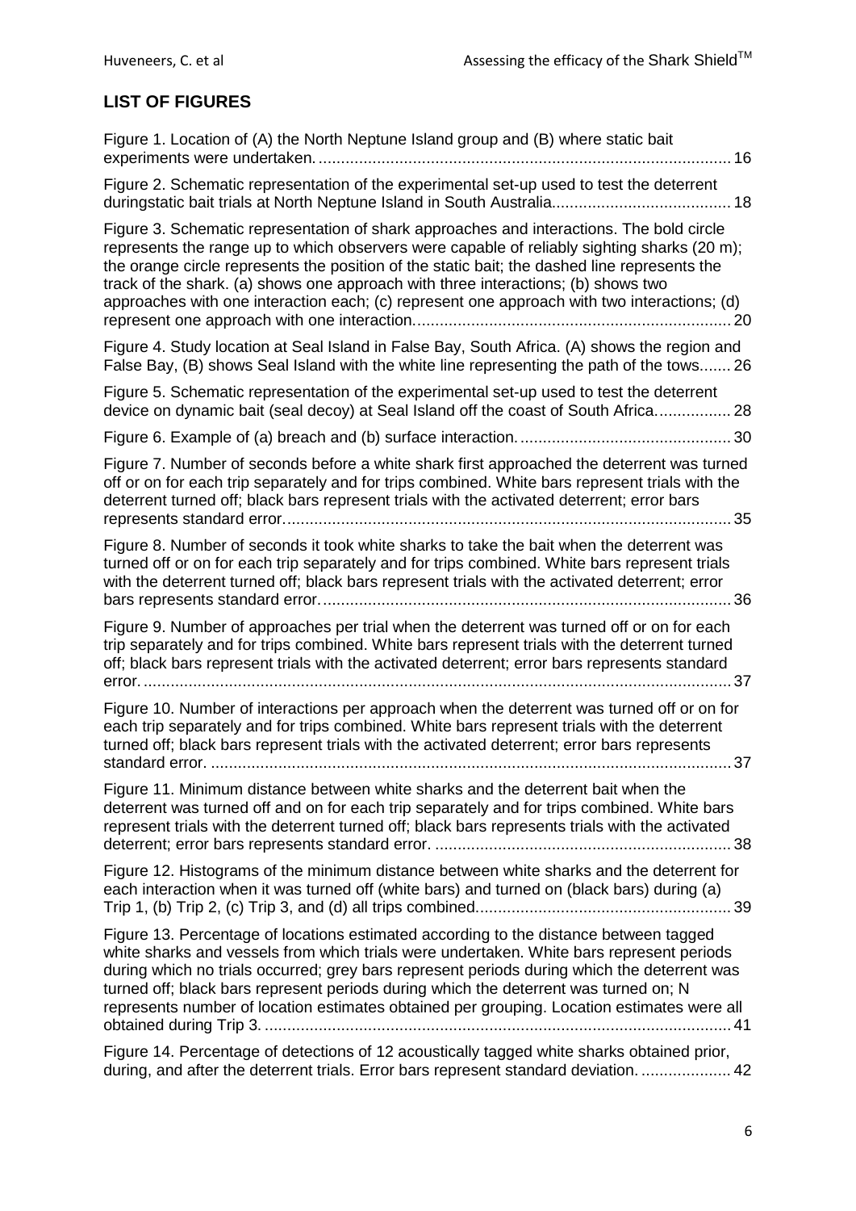## LIST OF FIGURES

Figure 1. Location of (A) the North Neptune Island group and (B) where static bait experiments were undertaken. .......... 16

Figure 2. Schematic representation of the experimental set-up used to test the deterrent duringstatic bait trials at North Neptune Island in South Australia.......... 18

Figure 3. Schematic representation of shark approaches and interactions. The bold circle represents the range up to which observers were capable of reliably sighting sharks (20 m); the orange circle represents the position of the static bait; the dashed line represents the track of the shark. (a) shows one approach with three interactions; (b) shows two approaches with one interaction each; (c) represent one approach with two interactions; (d) represent one approach with one interaction.......... 20

Figure 4. Study location at Seal Island in False Bay, South Africa. (A) shows the region and False Bay, (B) shows Seal Island with the white line representing the path of the tows.......... 26

Figure 5. Schematic representation of the experimental set-up used to test the deterrent device on dynamic bait (seal decoy) at Seal Island off the coast of South Africa.......... 28

Figure 6. Example of (a) breach and (b) surface interaction. .......... 30

Figure 7. Number of seconds before a white shark first approached the deterrent was turned off or on for each trip separately and for trips combined. White bars represent trials with the deterrent turned off; black bars represent trials with the activated deterrent; error bars represents standard error.......... 35

Figure 8. Number of seconds it took white sharks to take the bait when the deterrent was turned off or on for each trip separately and for trips combined. White bars represent trials with the deterrent turned off; black bars represent trials with the activated deterrent; error bars represents standard error.......... 36

Figure 9. Number of approaches per trial when the deterrent was turned off or on for each trip separately and for trips combined. White bars represent trials with the deterrent turned off; black bars represent trials with the activated deterrent; error bars represents standard error.......... 37

Figure 10. Number of interactions per approach when the deterrent was turned off or on for each trip separately and for trips combined. White bars represent trials with the deterrent turned off; black bars represent trials with the activated deterrent; error bars represents standard error. .......... 37

Figure 11. Minimum distance between white sharks and the deterrent bait when the deterrent was turned off and on for each trip separately and for trips combined. White bars represent trials with the deterrent turned off; black bars represents trials with the activated deterrent; error bars represents standard error. .......... 38

Figure 12. Histograms of the minimum distance between white sharks and the deterrent for each interaction when it was turned off (white bars) and turned on (black bars) during (a) Trip 1, (b) Trip 2, (c) Trip 3, and (d) all trips combined.......... 39

Figure 13. Percentage of locations estimated according to the distance between tagged white sharks and vessels from which trials were undertaken. White bars represent periods during which no trials occurred; grey bars represent periods during which the deterrent was turned off; black bars represent periods during which the deterrent was turned on; N represents number of location estimates obtained per grouping. Location estimates were all obtained during Trip 3. .......... 41

Figure 14. Percentage of detections of 12 acoustically tagged white sharks obtained prior, during, and after the deterrent trials. Error bars represent standard deviation. .......... 42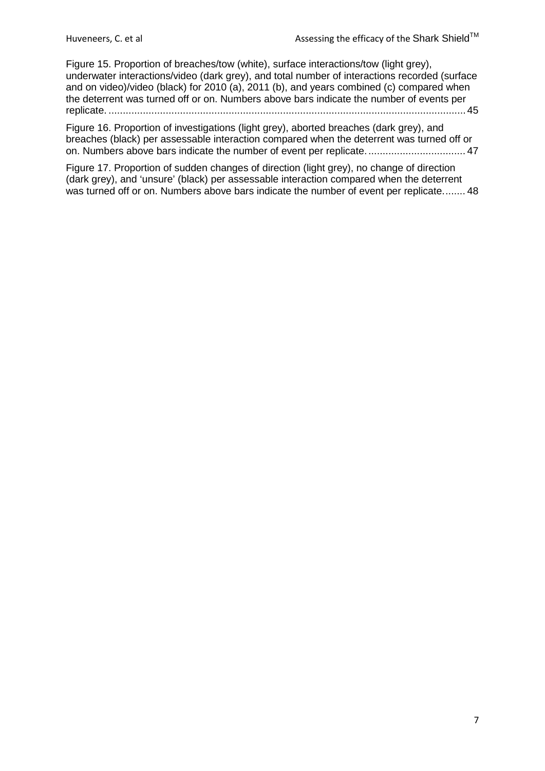Figure 15. Proportion of breaches/tow (white), surface interactions/tow (light grey), underwater interactions/video (dark grey), and total number of interactions recorded (surface and on video)/video (black) for 2010 (a), 2011 (b), and years combined (c) compared when the deterrent was turned off or on. Numbers above bars indicate the number of events per replicate. ............................................................................................................................. 45

Figure 16. Proportion of investigations (light grey), aborted breaches (dark grey), and breaches (black) per assessable interaction compared when the deterrent was turned off or on. Numbers above bars indicate the number of event per replicate. ................................. 47

Figure 17. Proportion of sudden changes of direction (light grey), no change of direction (dark grey), and 'unsure' (black) per assessable interaction compared when the deterrent was turned off or on. Numbers above bars indicate the number of event per replicate........ 48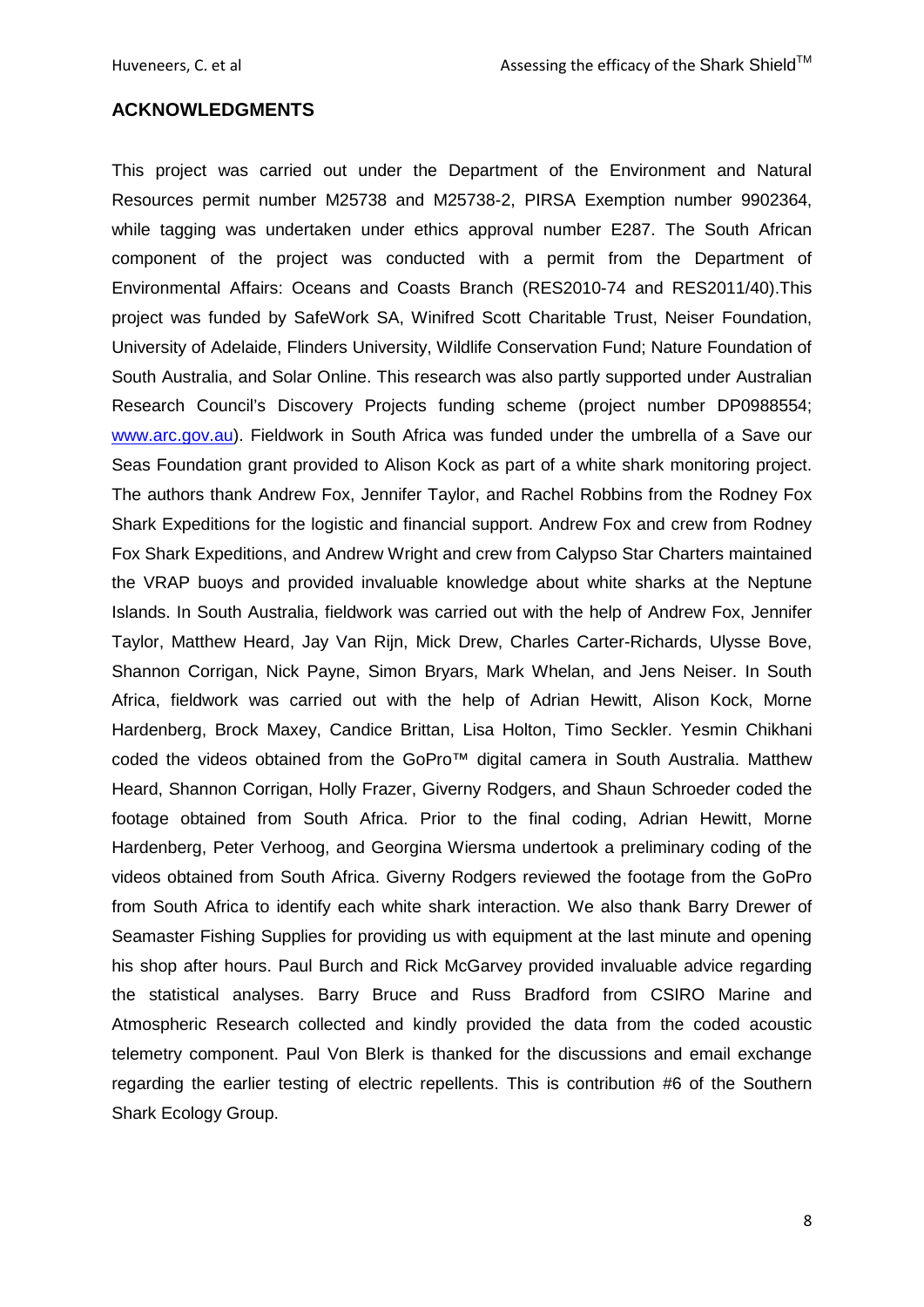## ACKNOWLEDGMENTS

This project was carried out under the Department of the Environment and Natural Resources permit number M25738 and M25738-2, PIRSA Exemption number 9902364, while tagging was undertaken under ethics approval number E287. The South African component of the project was conducted with a permit from the Department of Environmental Affairs: Oceans and Coasts Branch (RES2010-74 and RES2011/40).This project was funded by SafeWork SA, Winifred Scott Charitable Trust, Neiser Foundation, University of Adelaide, Flinders University, Wildlife Conservation Fund; Nature Foundation of South Australia, and Solar Online. This research was also partly supported under Australian Research Council's Discovery Projects funding scheme (project number DP0988554; www.arc.gov.au). Fieldwork in South Africa was funded under the umbrella of a Save our Seas Foundation grant provided to Alison Kock as part of a white shark monitoring project. The authors thank Andrew Fox, Jennifer Taylor, and Rachel Robbins from the Rodney Fox Shark Expeditions for the logistic and financial support. Andrew Fox and crew from Rodney Fox Shark Expeditions, and Andrew Wright and crew from Calypso Star Charters maintained the VRAP buoys and provided invaluable knowledge about white sharks at the Neptune Islands. In South Australia, fieldwork was carried out with the help of Andrew Fox, Jennifer Taylor, Matthew Heard, Jay Van Rijn, Mick Drew, Charles Carter-Richards, Ulysse Bove, Shannon Corrigan, Nick Payne, Simon Bryars, Mark Whelan, and Jens Neiser. In South Africa, fieldwork was carried out with the help of Adrian Hewitt, Alison Kock, Morne Hardenberg, Brock Maxey, Candice Brittan, Lisa Holton, Timo Seckler. Yesmin Chikhani coded the videos obtained from the GoPro™ digital camera in South Australia. Matthew Heard, Shannon Corrigan, Holly Frazer, Giverny Rodgers, and Shaun Schroeder coded the footage obtained from South Africa. Prior to the final coding, Adrian Hewitt, Morne Hardenberg, Peter Verhoog, and Georgina Wiersma undertook a preliminary coding of the videos obtained from South Africa. Giverny Rodgers reviewed the footage from the GoPro from South Africa to identify each white shark interaction. We also thank Barry Drewer of Seamaster Fishing Supplies for providing us with equipment at the last minute and opening his shop after hours. Paul Burch and Rick McGarvey provided invaluable advice regarding the statistical analyses. Barry Bruce and Russ Bradford from CSIRO Marine and Atmospheric Research collected and kindly provided the data from the coded acoustic telemetry component. Paul Von Blerk is thanked for the discussions and email exchange regarding the earlier testing of electric repellents. This is contribution #6 of the Southern Shark Ecology Group.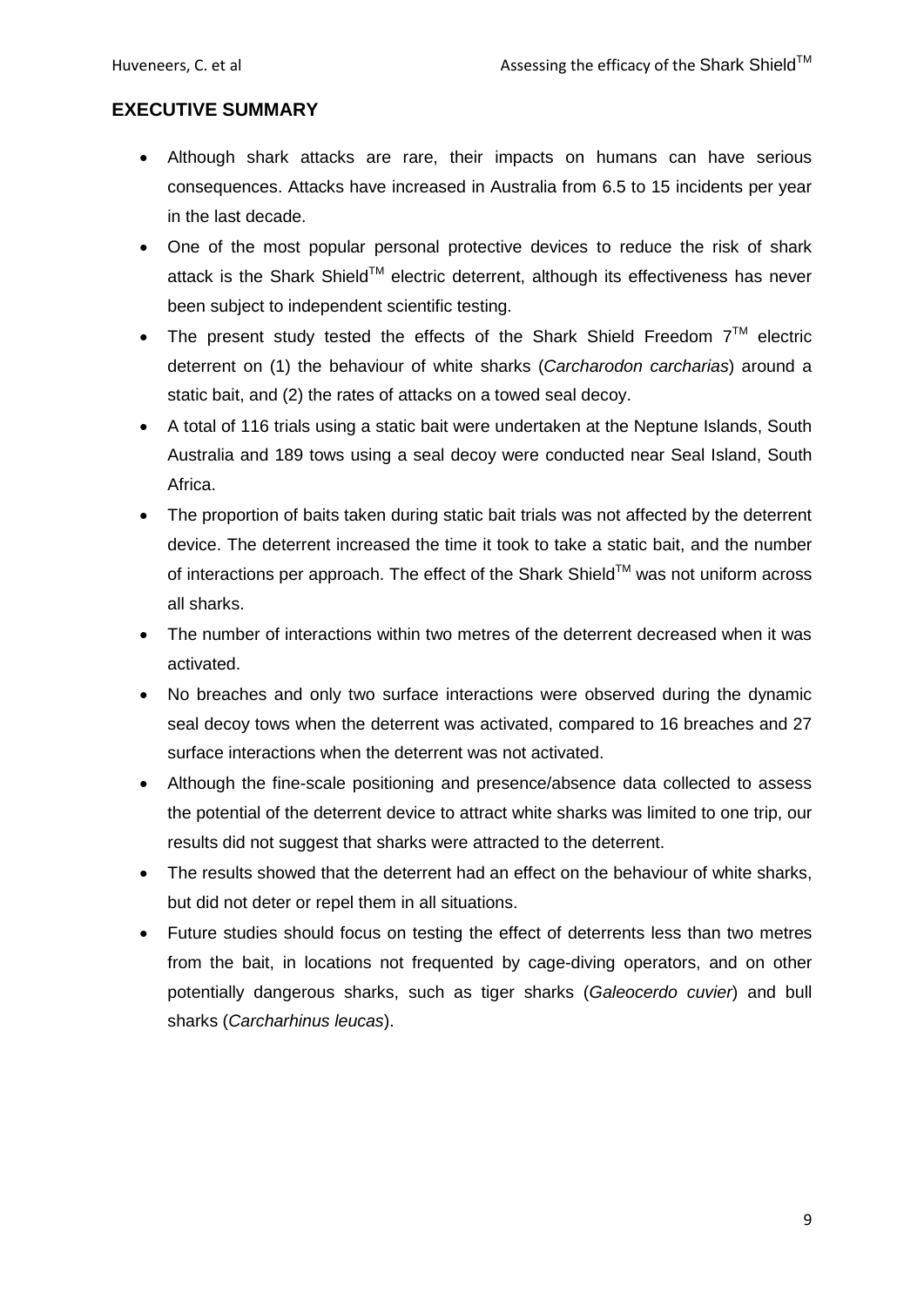## EXECUTIVE SUMMARY

- Although shark attacks are rare, their impacts on humans can have serious consequences. Attacks have increased in Australia from 6.5 to 15 incidents per year in the last decade.
- One of the most popular personal protective devices to reduce the risk of shark attack is the Shark Shield™ electric deterrent, although its effectiveness has never been subject to independent scientific testing.
- The present study tested the effects of the Shark Shield Freedom 7™ electric deterrent on (1) the behaviour of white sharks (*Carcharodon carcharias*) around a static bait, and (2) the rates of attacks on a towed seal decoy.
- A total of 116 trials using a static bait were undertaken at the Neptune Islands, South Australia and 189 tows using a seal decoy were conducted near Seal Island, South Africa.
- The proportion of baits taken during static bait trials was not affected by the deterrent device. The deterrent increased the time it took to take a static bait, and the number of interactions per approach. The effect of the Shark Shield™ was not uniform across all sharks.
- The number of interactions within two metres of the deterrent decreased when it was activated.
- No breaches and only two surface interactions were observed during the dynamic seal decoy tows when the deterrent was activated, compared to 16 breaches and 27 surface interactions when the deterrent was not activated.
- Although the fine-scale positioning and presence/absence data collected to assess the potential of the deterrent device to attract white sharks was limited to one trip, our results did not suggest that sharks were attracted to the deterrent.
- The results showed that the deterrent had an effect on the behaviour of white sharks, but did not deter or repel them in all situations.
- Future studies should focus on testing the effect of deterrents less than two metres from the bait, in locations not frequented by cage-diving operators, and on other potentially dangerous sharks, such as tiger sharks (*Galeocerdo cuvier*) and bull sharks (*Carcharhinus leucas*).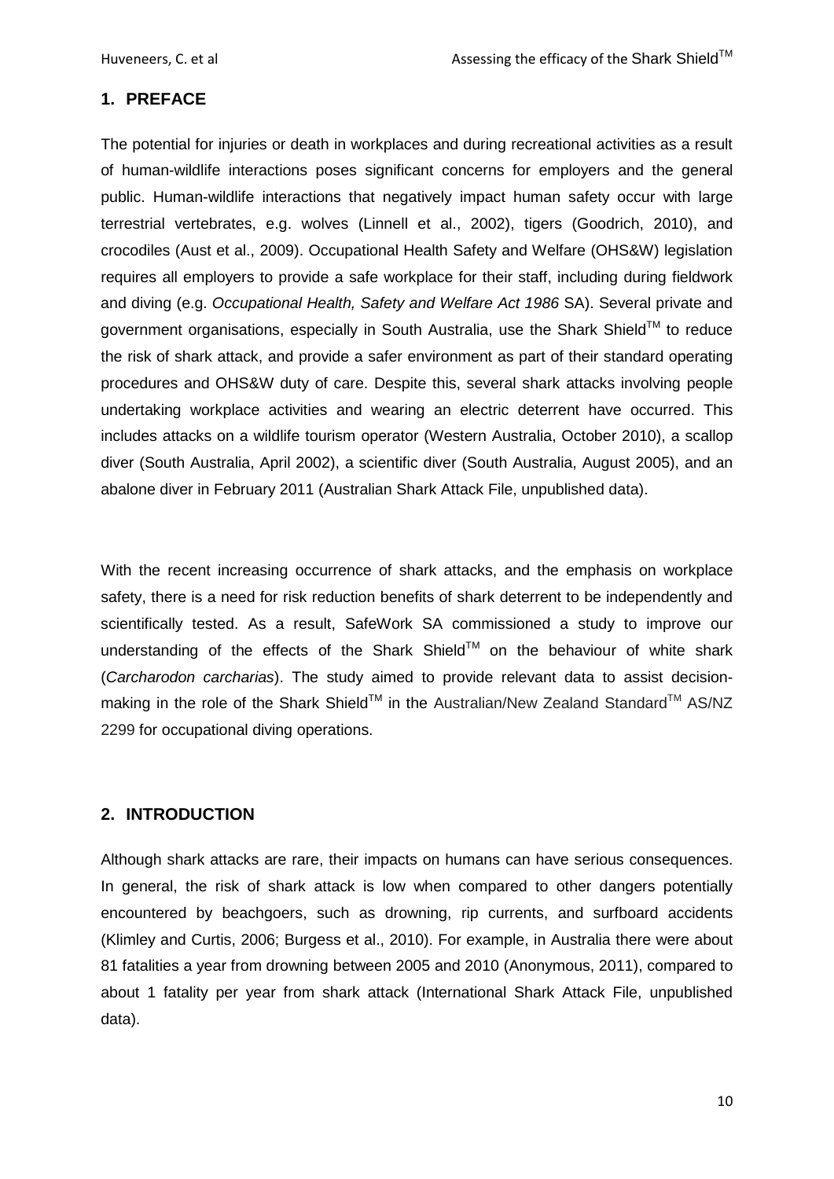## 1. PREFACE

The potential for injuries or death in workplaces and during recreational activities as a result of human-wildlife interactions poses significant concerns for employers and the general public. Human-wildlife interactions that negatively impact human safety occur with large terrestrial vertebrates, e.g. wolves (Linnell et al., 2002), tigers (Goodrich, 2010), and crocodiles (Aust et al., 2009). Occupational Health Safety and Welfare (OHS&W) legislation requires all employers to provide a safe workplace for their staff, including during fieldwork and diving (e.g. *Occupational Health, Safety and Welfare Act 1986* SA). Several private and government organisations, especially in South Australia, use the Shark Shield™ to reduce the risk of shark attack, and provide a safer environment as part of their standard operating procedures and OHS&W duty of care. Despite this, several shark attacks involving people undertaking workplace activities and wearing an electric deterrent have occurred. This includes attacks on a wildlife tourism operator (Western Australia, October 2010), a scallop diver (South Australia, April 2002), a scientific diver (South Australia, August 2005), and an abalone diver in February 2011 (Australian Shark Attack File, unpublished data).

With the recent increasing occurrence of shark attacks, and the emphasis on workplace safety, there is a need for risk reduction benefits of shark deterrent to be independently and scientifically tested. As a result, SafeWork SA commissioned a study to improve our understanding of the effects of the Shark Shield™ on the behaviour of white shark (*Carcharodon carcharias*). The study aimed to provide relevant data to assist decision-making in the role of the Shark Shield™ in the Australian/New Zealand Standard™ AS/NZ 2299 for occupational diving operations.

## 2. INTRODUCTION

Although shark attacks are rare, their impacts on humans can have serious consequences. In general, the risk of shark attack is low when compared to other dangers potentially encountered by beachgoers, such as drowning, rip currents, and surfboard accidents (Klimley and Curtis, 2006; Burgess et al., 2010). For example, in Australia there were about 81 fatalities a year from drowning between 2005 and 2010 (Anonymous, 2011), compared to about 1 fatality per year from shark attack (International Shark Attack File, unpublished data).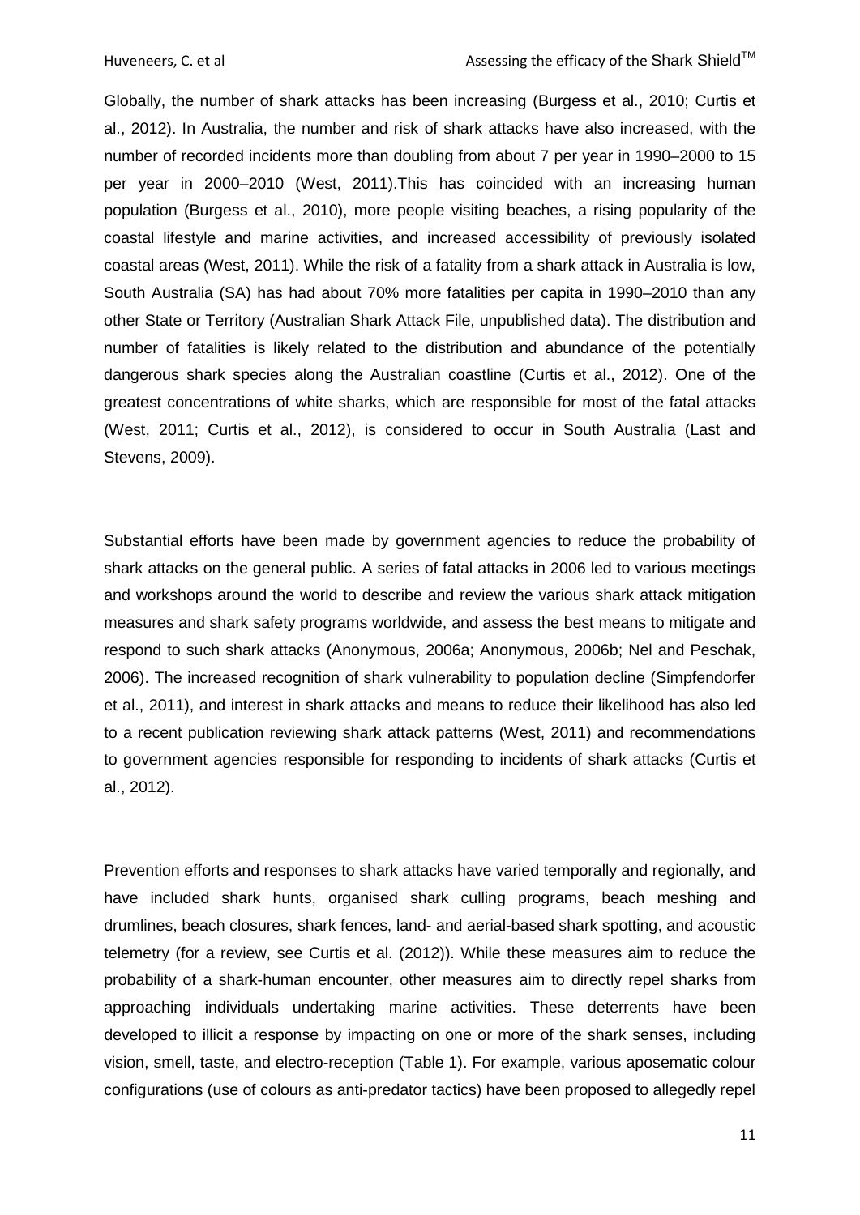Globally, the number of shark attacks has been increasing (Burgess et al., 2010; Curtis et al., 2012). In Australia, the number and risk of shark attacks have also increased, with the number of recorded incidents more than doubling from about 7 per year in 1990–2000 to 15 per year in 2000–2010 (West, 2011).This has coincided with an increasing human population (Burgess et al., 2010), more people visiting beaches, a rising popularity of the coastal lifestyle and marine activities, and increased accessibility of previously isolated coastal areas (West, 2011). While the risk of a fatality from a shark attack in Australia is low, South Australia (SA) has had about 70% more fatalities per capita in 1990–2010 than any other State or Territory (Australian Shark Attack File, unpublished data). The distribution and number of fatalities is likely related to the distribution and abundance of the potentially dangerous shark species along the Australian coastline (Curtis et al., 2012). One of the greatest concentrations of white sharks, which are responsible for most of the fatal attacks (West, 2011; Curtis et al., 2012), is considered to occur in South Australia (Last and Stevens, 2009).

Substantial efforts have been made by government agencies to reduce the probability of shark attacks on the general public. A series of fatal attacks in 2006 led to various meetings and workshops around the world to describe and review the various shark attack mitigation measures and shark safety programs worldwide, and assess the best means to mitigate and respond to such shark attacks (Anonymous, 2006a; Anonymous, 2006b; Nel and Peschak, 2006). The increased recognition of shark vulnerability to population decline (Simpfendorfer et al., 2011), and interest in shark attacks and means to reduce their likelihood has also led to a recent publication reviewing shark attack patterns (West, 2011) and recommendations to government agencies responsible for responding to incidents of shark attacks (Curtis et al., 2012).

Prevention efforts and responses to shark attacks have varied temporally and regionally, and have included shark hunts, organised shark culling programs, beach meshing and drumlines, beach closures, shark fences, land- and aerial-based shark spotting, and acoustic telemetry (for a review, see Curtis et al. (2012)). While these measures aim to reduce the probability of a shark-human encounter, other measures aim to directly repel sharks from approaching individuals undertaking marine activities. These deterrents have been developed to illicit a response by impacting on one or more of the shark senses, including vision, smell, taste, and electro-reception (Table 1). For example, various aposematic colour configurations (use of colours as anti-predator tactics) have been proposed to allegedly repel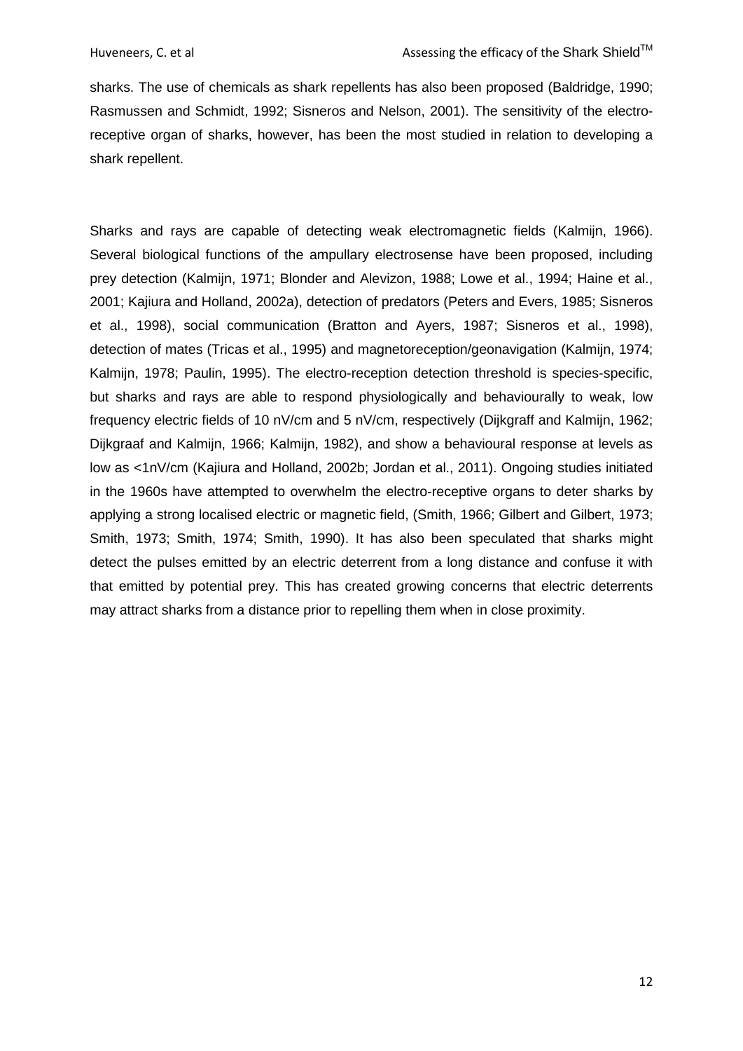sharks. The use of chemicals as shark repellents has also been proposed (Baldridge, 1990; Rasmussen and Schmidt, 1992; Sisneros and Nelson, 2001). The sensitivity of the electro-receptive organ of sharks, however, has been the most studied in relation to developing a shark repellent.

Sharks and rays are capable of detecting weak electromagnetic fields (Kalmijn, 1966). Several biological functions of the ampullary electrosense have been proposed, including prey detection (Kalmijn, 1971; Blonder and Alevizon, 1988; Lowe et al., 1994; Haine et al., 2001; Kajiura and Holland, 2002a), detection of predators (Peters and Evers, 1985; Sisneros et al., 1998), social communication (Bratton and Ayers, 1987; Sisneros et al., 1998), detection of mates (Tricas et al., 1995) and magnetoreception/geonavigation (Kalmijn, 1974; Kalmijn, 1978; Paulin, 1995). The electro-reception detection threshold is species-specific, but sharks and rays are able to respond physiologically and behaviourally to weak, low frequency electric fields of 10 nV/cm and 5 nV/cm, respectively (Dijkgraff and Kalmijn, 1962; Dijkgraaf and Kalmijn, 1966; Kalmijn, 1982), and show a behavioural response at levels as low as <1nV/cm (Kajiura and Holland, 2002b; Jordan et al., 2011). Ongoing studies initiated in the 1960s have attempted to overwhelm the electro-receptive organs to deter sharks by applying a strong localised electric or magnetic field, (Smith, 1966; Gilbert and Gilbert, 1973; Smith, 1973; Smith, 1974; Smith, 1990). It has also been speculated that sharks might detect the pulses emitted by an electric deterrent from a long distance and confuse it with that emitted by potential prey. This has created growing concerns that electric deterrents may attract sharks from a distance prior to repelling them when in close proximity.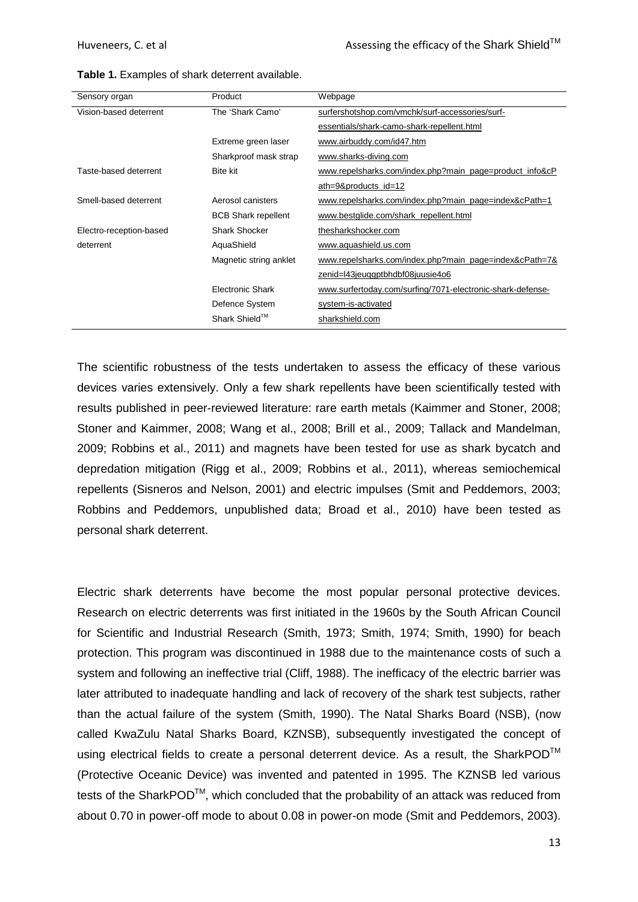**Table 1.** Examples of shark deterrent available.

| Sensory organ | Product | Webpage |
|---|---|---|
| Vision-based deterrent | The 'Shark Camo' | surfershotshop.com/vmchk/surf-accessories/surf-essentials/shark-camo-shark-repellent.html |
| | Extreme green laser | www.airbuddy.com/id47.htm |
| | Sharkproof mask strap | www.sharks-diving.com |
| Taste-based deterrent | Bite kit | www.repelsharks.com/index.php?main_page=product_info&cPath=9&products_id=12 |
| Smell-based deterrent | Aerosol canisters | www.repelsharks.com/index.php?main_page=index&cPath=1 |
| | BCB Shark repellent | www.bestglide.com/shark_repellent.html |
| Electro-reception-based deterrent | Shark Shocker | thesharkshocker.com |
| | AquaShield | www.aquashield.us.com |
| | Magnetic string anklet | www.repelsharks.com/index.php?main_page=index&cPath=7&zenid=l43jeuqgptbhdbf08juusie4o6 |
| | Electronic Shark Defence System | www.surfertoday.com/surfing/7071-electronic-shark-defense-system-is-activated |
| | Shark Shield™ | sharkshield.com |

The scientific robustness of the tests undertaken to assess the efficacy of these various devices varies extensively. Only a few shark repellents have been scientifically tested with results published in peer-reviewed literature: rare earth metals (Kaimmer and Stoner, 2008; Stoner and Kaimmer, 2008; Wang et al., 2008; Brill et al., 2009; Tallack and Mandelman, 2009; Robbins et al., 2011) and magnets have been tested for use as shark bycatch and depredation mitigation (Rigg et al., 2009; Robbins et al., 2011), whereas semiochemical repellents (Sisneros and Nelson, 2001) and electric impulses (Smit and Peddemors, 2003; Robbins and Peddemors, unpublished data; Broad et al., 2010) have been tested as personal shark deterrent.

Electric shark deterrents have become the most popular personal protective devices. Research on electric deterrents was first initiated in the 1960s by the South African Council for Scientific and Industrial Research (Smith, 1973; Smith, 1974; Smith, 1990) for beach protection. This program was discontinued in 1988 due to the maintenance costs of such a system and following an ineffective trial (Cliff, 1988). The inefficacy of the electric barrier was later attributed to inadequate handling and lack of recovery of the shark test subjects, rather than the actual failure of the system (Smith, 1990). The Natal Sharks Board (NSB), (now called KwaZulu Natal Sharks Board, KZNSB), subsequently investigated the concept of using electrical fields to create a personal deterrent device. As a result, the SharkPOD™ (Protective Oceanic Device) was invented and patented in 1995. The KZNSB led various tests of the SharkPOD™, which concluded that the probability of an attack was reduced from about 0.70 in power-off mode to about 0.08 in power-on mode (Smit and Peddemors, 2003).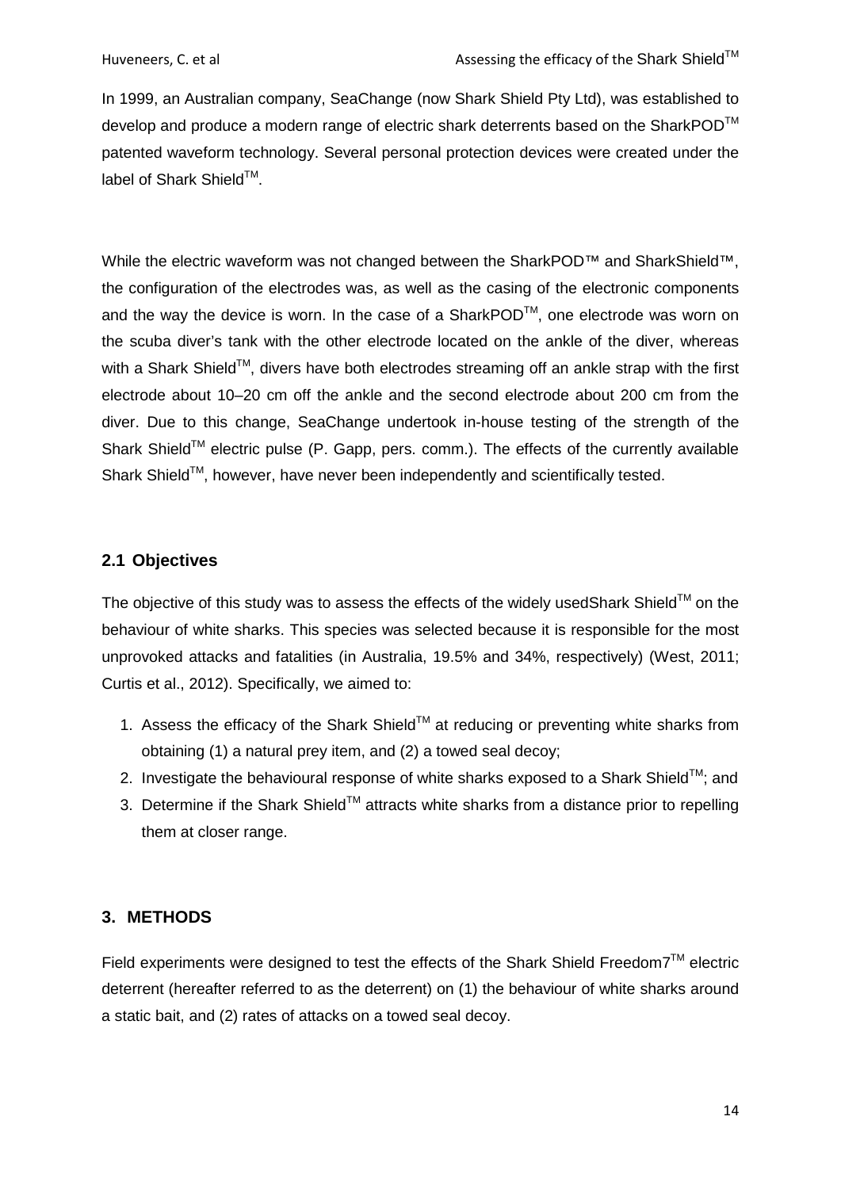In 1999, an Australian company, SeaChange (now Shark Shield Pty Ltd), was established to develop and produce a modern range of electric shark deterrents based on the SharkPOD™ patented waveform technology. Several personal protection devices were created under the label of Shark Shield™.

While the electric waveform was not changed between the SharkPOD™ and SharkShield™, the configuration of the electrodes was, as well as the casing of the electronic components and the way the device is worn. In the case of a SharkPOD™, one electrode was worn on the scuba diver's tank with the other electrode located on the ankle of the diver, whereas with a Shark Shield™, divers have both electrodes streaming off an ankle strap with the first electrode about 10–20 cm off the ankle and the second electrode about 200 cm from the diver. Due to this change, SeaChange undertook in-house testing of the strength of the Shark Shield™ electric pulse (P. Gapp, pers. comm.). The effects of the currently available Shark Shield™, however, have never been independently and scientifically tested.

## 2.1 Objectives

The objective of this study was to assess the effects of the widely usedShark Shield™ on the behaviour of white sharks. This species was selected because it is responsible for the most unprovoked attacks and fatalities (in Australia, 19.5% and 34%, respectively) (West, 2011; Curtis et al., 2012). Specifically, we aimed to:

1. Assess the efficacy of the Shark Shield™ at reducing or preventing white sharks from obtaining (1) a natural prey item, and (2) a towed seal decoy;
2. Investigate the behavioural response of white sharks exposed to a Shark Shield™; and
3. Determine if the Shark Shield™ attracts white sharks from a distance prior to repelling them at closer range.

# 3. METHODS

Field experiments were designed to test the effects of the Shark Shield Freedom7™ electric deterrent (hereafter referred to as the deterrent) on (1) the behaviour of white sharks around a static bait, and (2) rates of attacks on a towed seal decoy.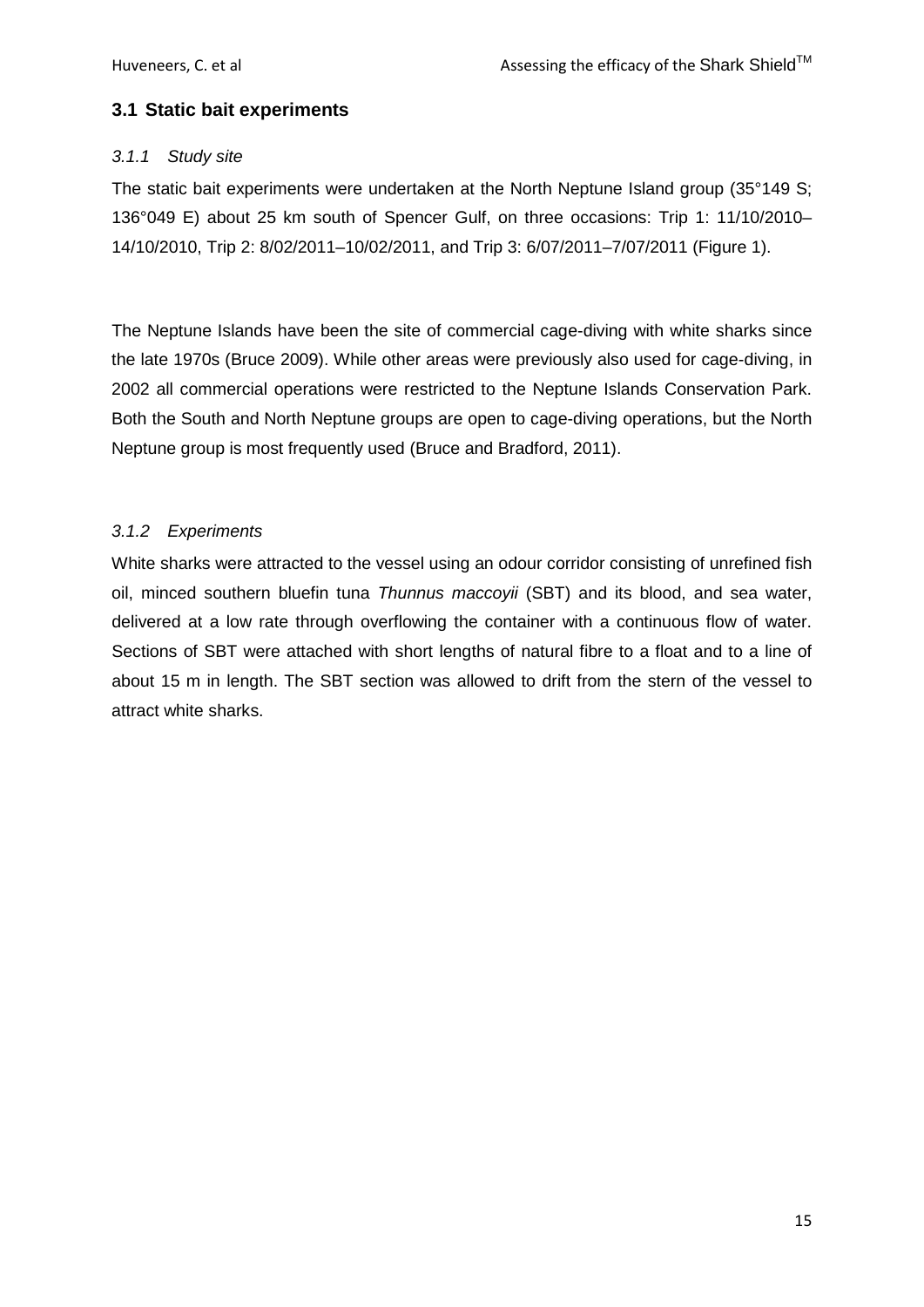## 3.1 Static bait experiments

### *3.1.1 Study site*

The static bait experiments were undertaken at the North Neptune Island group (35°149 S; 136°049 E) about 25 km south of Spencer Gulf, on three occasions: Trip 1: 11/10/2010–14/10/2010, Trip 2: 8/02/2011–10/02/2011, and Trip 3: 6/07/2011–7/07/2011 (Figure 1).

The Neptune Islands have been the site of commercial cage-diving with white sharks since the late 1970s (Bruce 2009). While other areas were previously also used for cage-diving, in 2002 all commercial operations were restricted to the Neptune Islands Conservation Park. Both the South and North Neptune groups are open to cage-diving operations, but the North Neptune group is most frequently used (Bruce and Bradford, 2011).

### *3.1.2 Experiments*

White sharks were attracted to the vessel using an odour corridor consisting of unrefined fish oil, minced southern bluefin tuna *Thunnus maccoyii* (SBT) and its blood, and sea water, delivered at a low rate through overflowing the container with a continuous flow of water. Sections of SBT were attached with short lengths of natural fibre to a float and to a line of about 15 m in length. The SBT section was allowed to drift from the stern of the vessel to attract white sharks.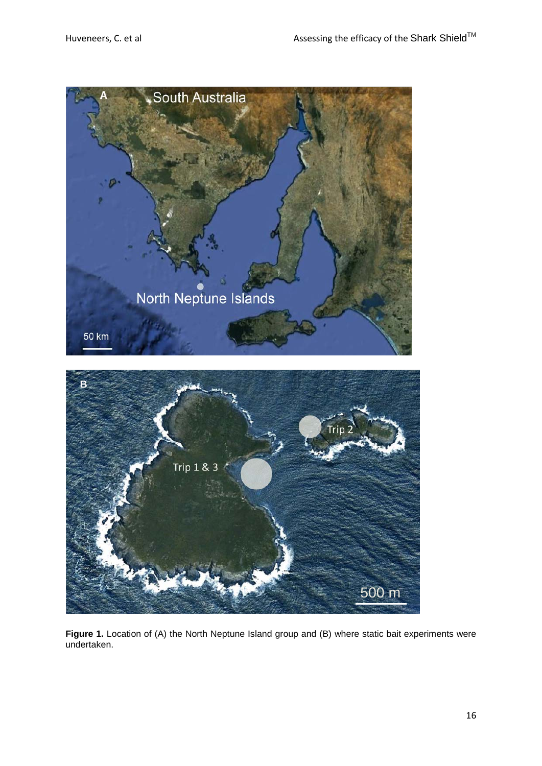**Figure 1.** Location of (A) the North Neptune Island group and (B) where static bait experiments were undertaken.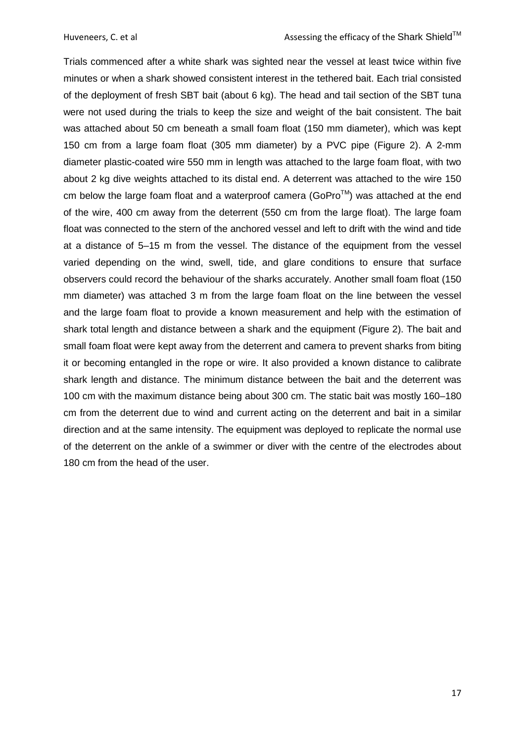Trials commenced after a white shark was sighted near the vessel at least twice within five minutes or when a shark showed consistent interest in the tethered bait. Each trial consisted of the deployment of fresh SBT bait (about 6 kg). The head and tail section of the SBT tuna were not used during the trials to keep the size and weight of the bait consistent. The bait was attached about 50 cm beneath a small foam float (150 mm diameter), which was kept 150 cm from a large foam float (305 mm diameter) by a PVC pipe (Figure 2). A 2-mm diameter plastic-coated wire 550 mm in length was attached to the large foam float, with two about 2 kg dive weights attached to its distal end. A deterrent was attached to the wire 150 cm below the large foam float and a waterproof camera (GoPro™) was attached at the end of the wire, 400 cm away from the deterrent (550 cm from the large float). The large foam float was connected to the stern of the anchored vessel and left to drift with the wind and tide at a distance of 5–15 m from the vessel. The distance of the equipment from the vessel varied depending on the wind, swell, tide, and glare conditions to ensure that surface observers could record the behaviour of the sharks accurately. Another small foam float (150 mm diameter) was attached 3 m from the large foam float on the line between the vessel and the large foam float to provide a known measurement and help with the estimation of shark total length and distance between a shark and the equipment (Figure 2). The bait and small foam float were kept away from the deterrent and camera to prevent sharks from biting it or becoming entangled in the rope or wire. It also provided a known distance to calibrate shark length and distance. The minimum distance between the bait and the deterrent was 100 cm with the maximum distance being about 300 cm. The static bait was mostly 160–180 cm from the deterrent due to wind and current acting on the deterrent and bait in a similar direction and at the same intensity. The equipment was deployed to replicate the normal use of the deterrent on the ankle of a swimmer or diver with the centre of the electrodes about 180 cm from the head of the user.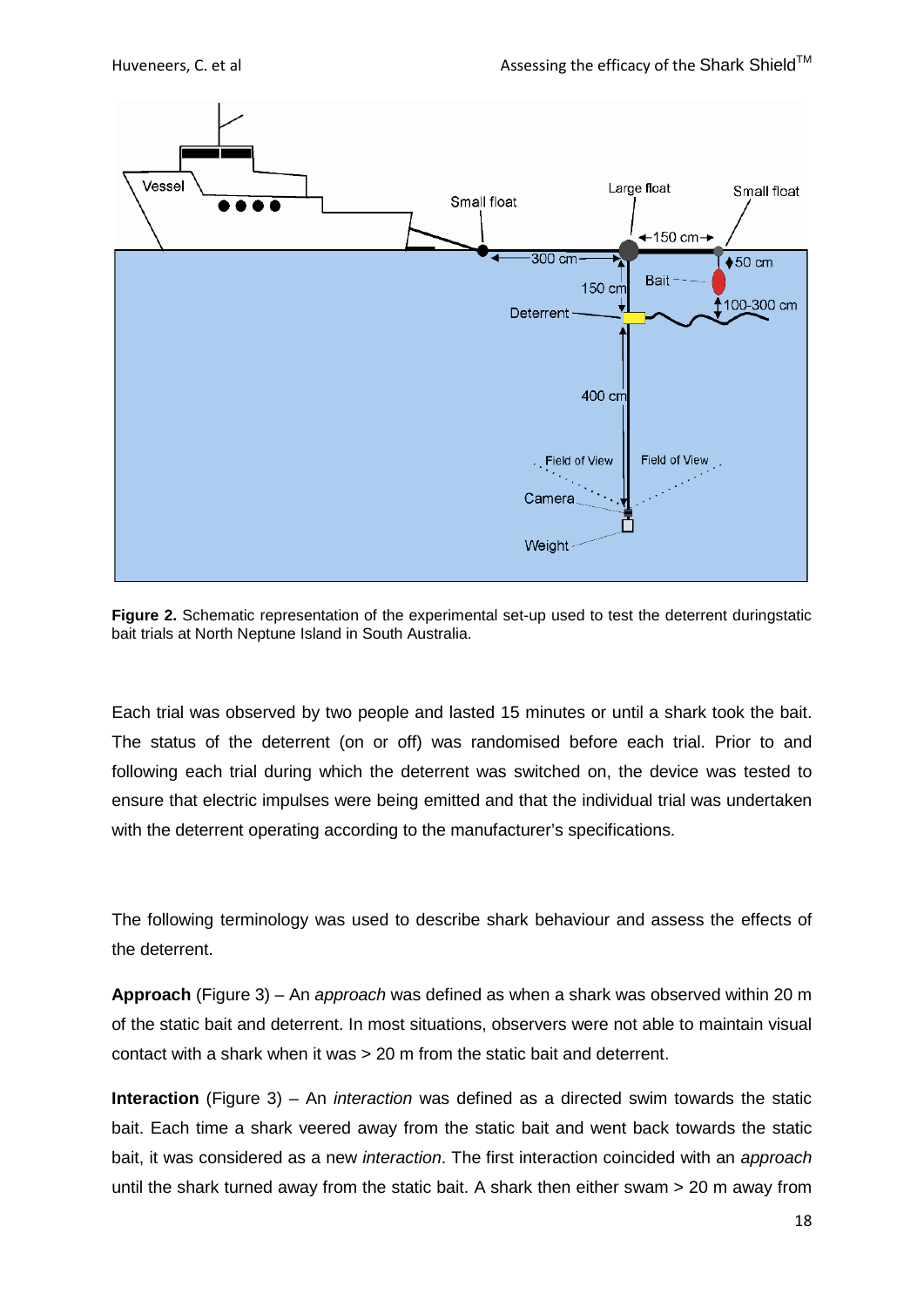**Figure 2.** Schematic representation of the experimental set-up used to test the deterrent duringstatic bait trials at North Neptune Island in South Australia.

Each trial was observed by two people and lasted 15 minutes or until a shark took the bait. The status of the deterrent (on or off) was randomised before each trial. Prior to and following each trial during which the deterrent was switched on, the device was tested to ensure that electric impulses were being emitted and that the individual trial was undertaken with the deterrent operating according to the manufacturer's specifications.

The following terminology was used to describe shark behaviour and assess the effects of the deterrent.

**Approach** (Figure 3) – An *approach* was defined as when a shark was observed within 20 m of the static bait and deterrent. In most situations, observers were not able to maintain visual contact with a shark when it was > 20 m from the static bait and deterrent.

**Interaction** (Figure 3) – An *interaction* was defined as a directed swim towards the static bait. Each time a shark veered away from the static bait and went back towards the static bait, it was considered as a new *interaction*. The first interaction coincided with an *approach* until the shark turned away from the static bait. A shark then either swam > 20 m away from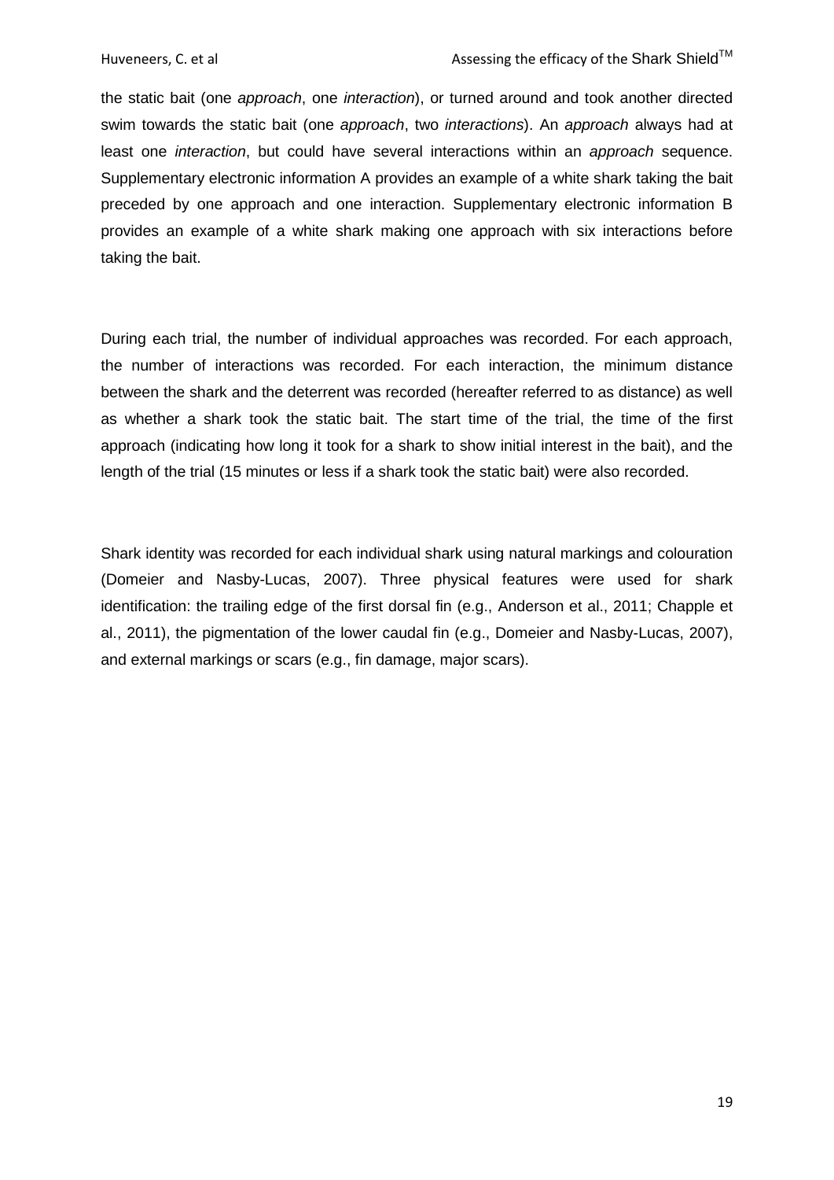the static bait (one *approach*, one *interaction*), or turned around and took another directed swim towards the static bait (one *approach*, two *interactions*). An *approach* always had at least one *interaction*, but could have several interactions within an *approach* sequence. Supplementary electronic information A provides an example of a white shark taking the bait preceded by one approach and one interaction. Supplementary electronic information B provides an example of a white shark making one approach with six interactions before taking the bait.

During each trial, the number of individual approaches was recorded. For each approach, the number of interactions was recorded. For each interaction, the minimum distance between the shark and the deterrent was recorded (hereafter referred to as distance) as well as whether a shark took the static bait. The start time of the trial, the time of the first approach (indicating how long it took for a shark to show initial interest in the bait), and the length of the trial (15 minutes or less if a shark took the static bait) were also recorded.

Shark identity was recorded for each individual shark using natural markings and colouration (Domeier and Nasby-Lucas, 2007). Three physical features were used for shark identification: the trailing edge of the first dorsal fin (e.g., Anderson et al., 2011; Chapple et al., 2011), the pigmentation of the lower caudal fin (e.g., Domeier and Nasby-Lucas, 2007), and external markings or scars (e.g., fin damage, major scars).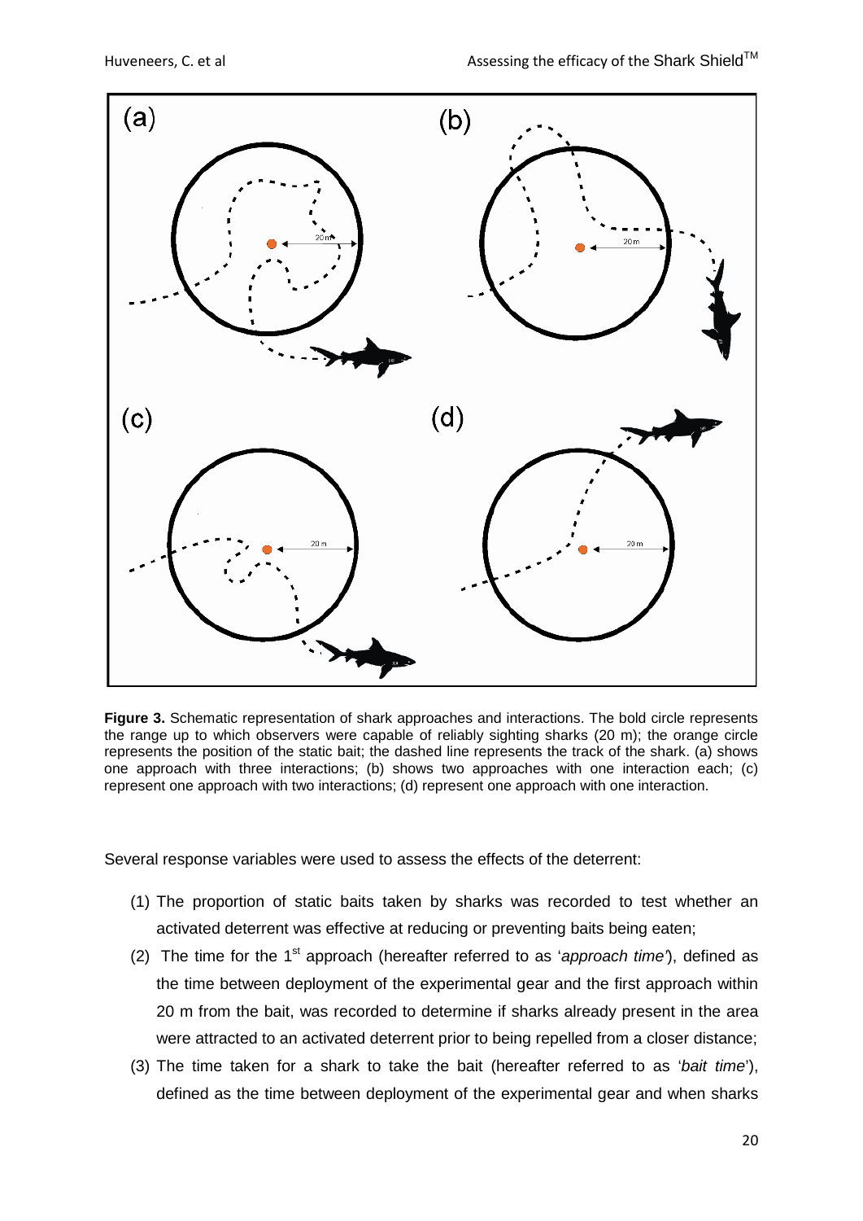**Figure 3.** Schematic representation of shark approaches and interactions. The bold circle represents the range up to which observers were capable of reliably sighting sharks (20 m); the orange circle represents the position of the static bait; the dashed line represents the track of the shark. (a) shows one approach with three interactions; (b) shows two approaches with one interaction each; (c) represent one approach with two interactions; (d) represent one approach with one interaction.

Several response variables were used to assess the effects of the deterrent:

(1) The proportion of static baits taken by sharks was recorded to test whether an activated deterrent was effective at reducing or preventing baits being eaten;

(2) The time for the 1st approach (hereafter referred to as '*approach time'*), defined as the time between deployment of the experimental gear and the first approach within 20 m from the bait, was recorded to determine if sharks already present in the area were attracted to an activated deterrent prior to being repelled from a closer distance;

(3) The time taken for a shark to take the bait (hereafter referred to as '*bait time*'), defined as the time between deployment of the experimental gear and when sharks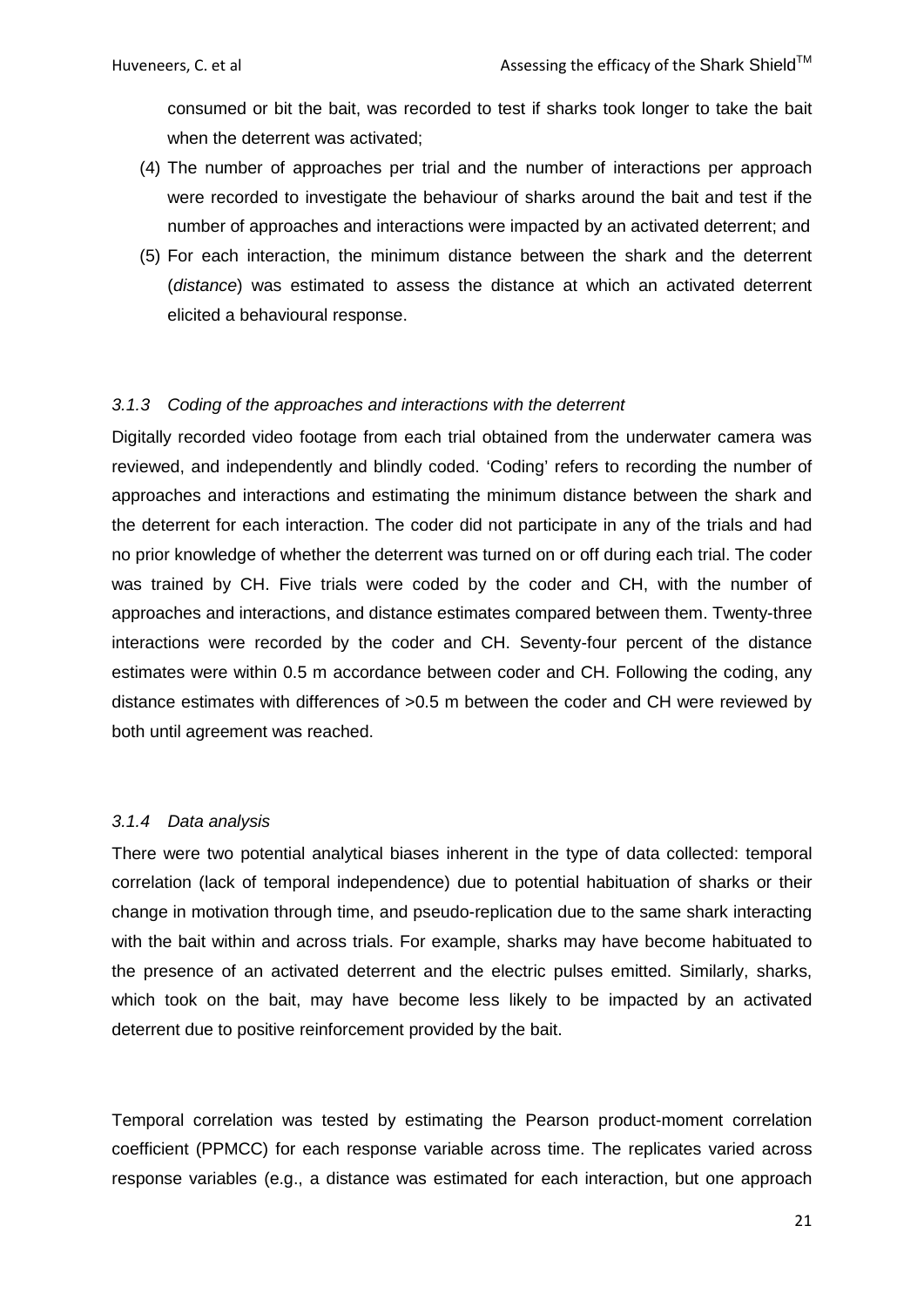consumed or bit the bait, was recorded to test if sharks took longer to take the bait when the deterrent was activated;

(4) The number of approaches per trial and the number of interactions per approach were recorded to investigate the behaviour of sharks around the bait and test if the number of approaches and interactions were impacted by an activated deterrent; and

(5) For each interaction, the minimum distance between the shark and the deterrent (*distance*) was estimated to assess the distance at which an activated deterrent elicited a behavioural response.

### *3.1.3 Coding of the approaches and interactions with the deterrent*

Digitally recorded video footage from each trial obtained from the underwater camera was reviewed, and independently and blindly coded. 'Coding' refers to recording the number of approaches and interactions and estimating the minimum distance between the shark and the deterrent for each interaction. The coder did not participate in any of the trials and had no prior knowledge of whether the deterrent was turned on or off during each trial. The coder was trained by CH. Five trials were coded by the coder and CH, with the number of approaches and interactions, and distance estimates compared between them. Twenty-three interactions were recorded by the coder and CH. Seventy-four percent of the distance estimates were within 0.5 m accordance between coder and CH. Following the coding, any distance estimates with differences of >0.5 m between the coder and CH were reviewed by both until agreement was reached.

### *3.1.4 Data analysis*

There were two potential analytical biases inherent in the type of data collected: temporal correlation (lack of temporal independence) due to potential habituation of sharks or their change in motivation through time, and pseudo-replication due to the same shark interacting with the bait within and across trials. For example, sharks may have become habituated to the presence of an activated deterrent and the electric pulses emitted. Similarly, sharks, which took on the bait, may have become less likely to be impacted by an activated deterrent due to positive reinforcement provided by the bait.

Temporal correlation was tested by estimating the Pearson product-moment correlation coefficient (PPMCC) for each response variable across time. The replicates varied across response variables (e.g., a distance was estimated for each interaction, but one approach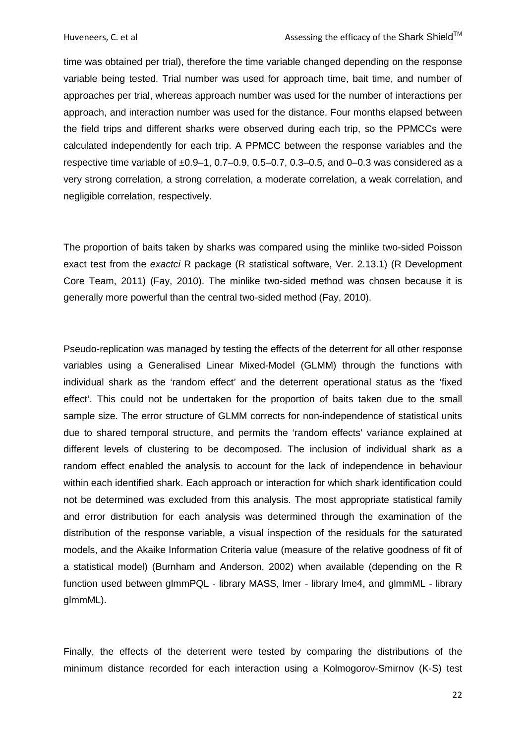time was obtained per trial), therefore the time variable changed depending on the response variable being tested. Trial number was used for approach time, bait time, and number of approaches per trial, whereas approach number was used for the number of interactions per approach, and interaction number was used for the distance. Four months elapsed between the field trips and different sharks were observed during each trip, so the PPMCCs were calculated independently for each trip. A PPMCC between the response variables and the respective time variable of ±0.9–1, 0.7–0.9, 0.5–0.7, 0.3–0.5, and 0–0.3 was considered as a very strong correlation, a strong correlation, a moderate correlation, a weak correlation, and negligible correlation, respectively.

The proportion of baits taken by sharks was compared using the minlike two-sided Poisson exact test from the *exactci* R package (R statistical software, Ver. 2.13.1) (R Development Core Team, 2011) (Fay, 2010). The minlike two-sided method was chosen because it is generally more powerful than the central two-sided method (Fay, 2010).

Pseudo-replication was managed by testing the effects of the deterrent for all other response variables using a Generalised Linear Mixed-Model (GLMM) through the functions with individual shark as the 'random effect' and the deterrent operational status as the 'fixed effect'. This could not be undertaken for the proportion of baits taken due to the small sample size. The error structure of GLMM corrects for non-independence of statistical units due to shared temporal structure, and permits the 'random effects' variance explained at different levels of clustering to be decomposed. The inclusion of individual shark as a random effect enabled the analysis to account for the lack of independence in behaviour within each identified shark. Each approach or interaction for which shark identification could not be determined was excluded from this analysis. The most appropriate statistical family and error distribution for each analysis was determined through the examination of the distribution of the response variable, a visual inspection of the residuals for the saturated models, and the Akaike Information Criteria value (measure of the relative goodness of fit of a statistical model) (Burnham and Anderson, 2002) when available (depending on the R function used between glmmPQL - library MASS, lmer - library lme4, and glmmML - library glmmML).

Finally, the effects of the deterrent were tested by comparing the distributions of the minimum distance recorded for each interaction using a Kolmogorov-Smirnov (K-S) test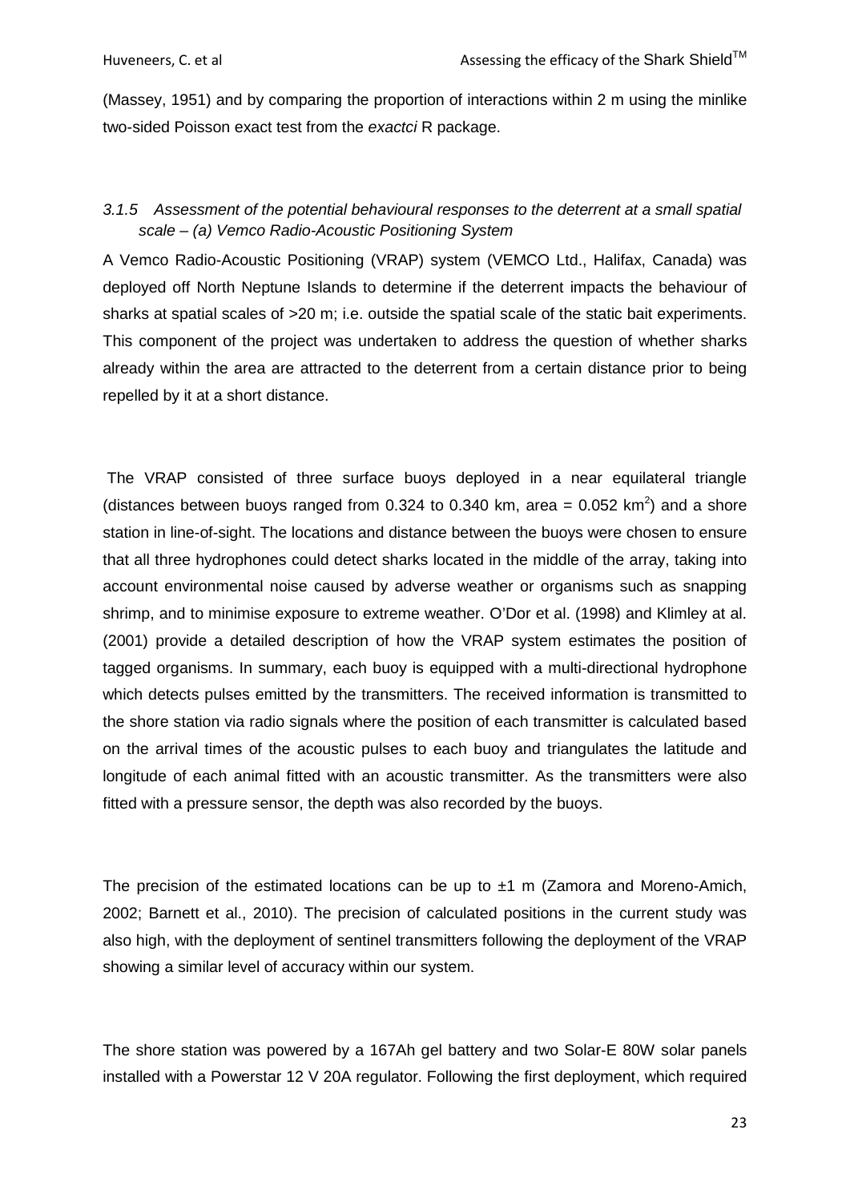(Massey, 1951) and by comparing the proportion of interactions within 2 m using the minlike two-sided Poisson exact test from the *exactci* R package.

### *3.1.5 Assessment of the potential behavioural responses to the deterrent at a small spatial scale – (a) Vemco Radio-Acoustic Positioning System*

A Vemco Radio-Acoustic Positioning (VRAP) system (VEMCO Ltd., Halifax, Canada) was deployed off North Neptune Islands to determine if the deterrent impacts the behaviour of sharks at spatial scales of >20 m; i.e. outside the spatial scale of the static bait experiments. This component of the project was undertaken to address the question of whether sharks already within the area are attracted to the deterrent from a certain distance prior to being repelled by it at a short distance.

The VRAP consisted of three surface buoys deployed in a near equilateral triangle (distances between buoys ranged from 0.324 to 0.340 km, area = 0.052 km$^2$) and a shore station in line-of-sight. The locations and distance between the buoys were chosen to ensure that all three hydrophones could detect sharks located in the middle of the array, taking into account environmental noise caused by adverse weather or organisms such as snapping shrimp, and to minimise exposure to extreme weather. O'Dor et al. (1998) and Klimley at al. (2001) provide a detailed description of how the VRAP system estimates the position of tagged organisms. In summary, each buoy is equipped with a multi-directional hydrophone which detects pulses emitted by the transmitters. The received information is transmitted to the shore station via radio signals where the position of each transmitter is calculated based on the arrival times of the acoustic pulses to each buoy and triangulates the latitude and longitude of each animal fitted with an acoustic transmitter. As the transmitters were also fitted with a pressure sensor, the depth was also recorded by the buoys.

The precision of the estimated locations can be up to ±1 m (Zamora and Moreno-Amich, 2002; Barnett et al., 2010). The precision of calculated positions in the current study was also high, with the deployment of sentinel transmitters following the deployment of the VRAP showing a similar level of accuracy within our system.

The shore station was powered by a 167Ah gel battery and two Solar-E 80W solar panels installed with a Powerstar 12 V 20A regulator. Following the first deployment, which required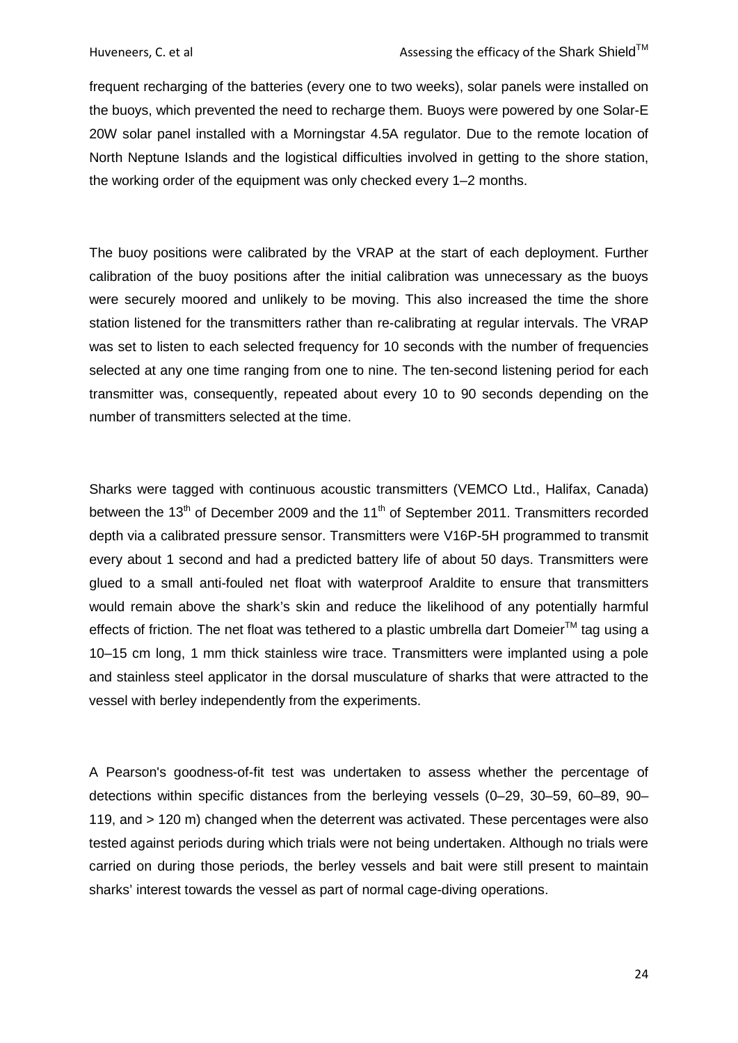frequent recharging of the batteries (every one to two weeks), solar panels were installed on the buoys, which prevented the need to recharge them. Buoys were powered by one Solar-E 20W solar panel installed with a Morningstar 4.5A regulator. Due to the remote location of North Neptune Islands and the logistical difficulties involved in getting to the shore station, the working order of the equipment was only checked every 1–2 months.

The buoy positions were calibrated by the VRAP at the start of each deployment. Further calibration of the buoy positions after the initial calibration was unnecessary as the buoys were securely moored and unlikely to be moving. This also increased the time the shore station listened for the transmitters rather than re-calibrating at regular intervals. The VRAP was set to listen to each selected frequency for 10 seconds with the number of frequencies selected at any one time ranging from one to nine. The ten-second listening period for each transmitter was, consequently, repeated about every 10 to 90 seconds depending on the number of transmitters selected at the time.

Sharks were tagged with continuous acoustic transmitters (VEMCO Ltd., Halifax, Canada) between the 13$^{th}$ of December 2009 and the 11$^{th}$ of September 2011. Transmitters recorded depth via a calibrated pressure sensor. Transmitters were V16P-5H programmed to transmit every about 1 second and had a predicted battery life of about 50 days. Transmitters were glued to a small anti-fouled net float with waterproof Araldite to ensure that transmitters would remain above the shark's skin and reduce the likelihood of any potentially harmful effects of friction. The net float was tethered to a plastic umbrella dart Domeier$^{TM}$ tag using a 10–15 cm long, 1 mm thick stainless wire trace. Transmitters were implanted using a pole and stainless steel applicator in the dorsal musculature of sharks that were attracted to the vessel with berley independently from the experiments.

A Pearson's goodness-of-fit test was undertaken to assess whether the percentage of detections within specific distances from the berleying vessels (0–29, 30–59, 60–89, 90–119, and > 120 m) changed when the deterrent was activated. These percentages were also tested against periods during which trials were not being undertaken. Although no trials were carried on during those periods, the berley vessels and bait were still present to maintain sharks' interest towards the vessel as part of normal cage-diving operations.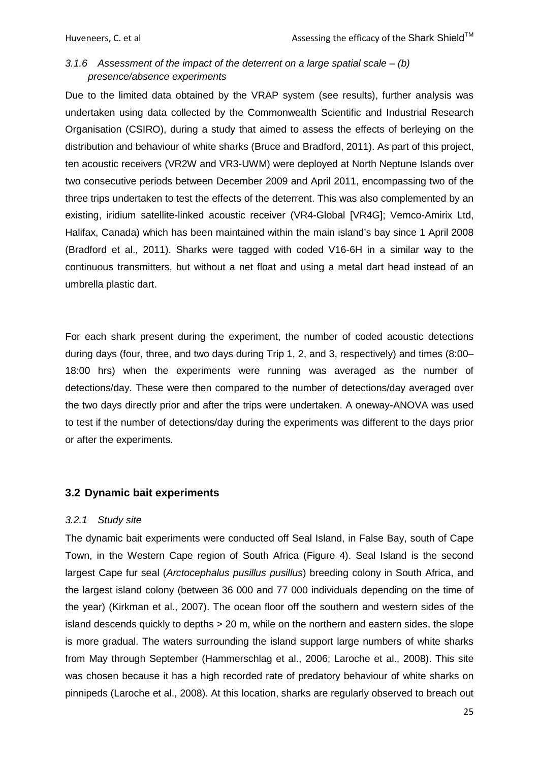### *3.1.6 Assessment of the impact of the deterrent on a large spatial scale – (b) presence/absence experiments*

Due to the limited data obtained by the VRAP system (see results), further analysis was undertaken using data collected by the Commonwealth Scientific and Industrial Research Organisation (CSIRO), during a study that aimed to assess the effects of berleying on the distribution and behaviour of white sharks (Bruce and Bradford, 2011). As part of this project, ten acoustic receivers (VR2W and VR3-UWM) were deployed at North Neptune Islands over two consecutive periods between December 2009 and April 2011, encompassing two of the three trips undertaken to test the effects of the deterrent. This was also complemented by an existing, iridium satellite-linked acoustic receiver (VR4-Global [VR4G]; Vemco-Amirix Ltd, Halifax, Canada) which has been maintained within the main island's bay since 1 April 2008 (Bradford et al., 2011). Sharks were tagged with coded V16-6H in a similar way to the continuous transmitters, but without a net float and using a metal dart head instead of an umbrella plastic dart.

For each shark present during the experiment, the number of coded acoustic detections during days (four, three, and two days during Trip 1, 2, and 3, respectively) and times (8:00–18:00 hrs) when the experiments were running was averaged as the number of detections/day. These were then compared to the number of detections/day averaged over the two days directly prior and after the trips were undertaken. A oneway-ANOVA was used to test if the number of detections/day during the experiments was different to the days prior or after the experiments.

## 3.2 Dynamic bait experiments

### *3.2.1 Study site*

The dynamic bait experiments were conducted off Seal Island, in False Bay, south of Cape Town, in the Western Cape region of South Africa (Figure 4). Seal Island is the second largest Cape fur seal (*Arctocephalus pusillus pusillus*) breeding colony in South Africa, and the largest island colony (between 36 000 and 77 000 individuals depending on the time of the year) (Kirkman et al., 2007). The ocean floor off the southern and western sides of the island descends quickly to depths > 20 m, while on the northern and eastern sides, the slope is more gradual. The waters surrounding the island support large numbers of white sharks from May through September (Hammerschlag et al., 2006; Laroche et al., 2008). This site was chosen because it has a high recorded rate of predatory behaviour of white sharks on pinnipeds (Laroche et al., 2008). At this location, sharks are regularly observed to breach out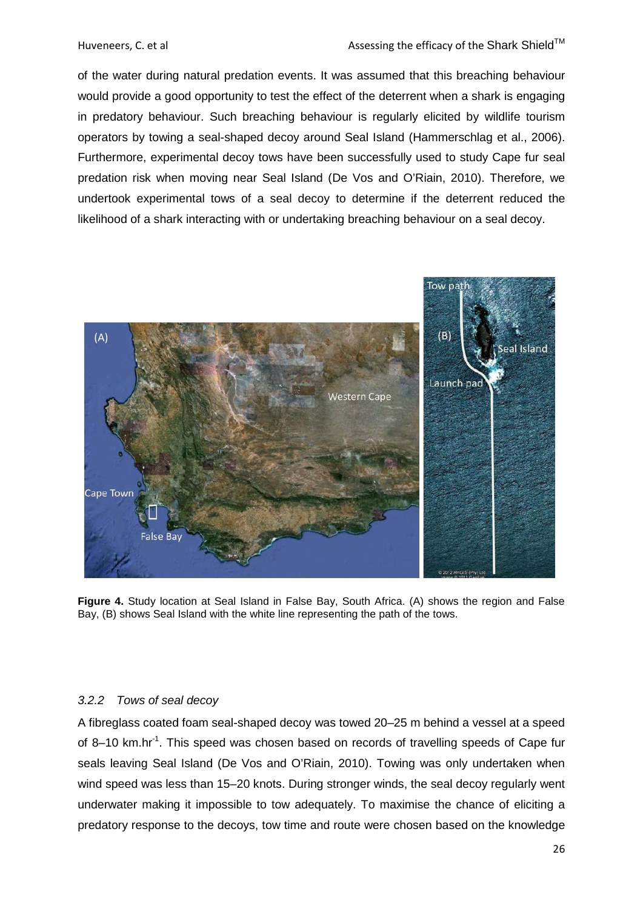of the water during natural predation events. It was assumed that this breaching behaviour would provide a good opportunity to test the effect of the deterrent when a shark is engaging in predatory behaviour. Such breaching behaviour is regularly elicited by wildlife tourism operators by towing a seal-shaped decoy around Seal Island (Hammerschlag et al., 2006). Furthermore, experimental decoy tows have been successfully used to study Cape fur seal predation risk when moving near Seal Island (De Vos and O'Riain, 2010). Therefore, we undertook experimental tows of a seal decoy to determine if the deterrent reduced the likelihood of a shark interacting with or undertaking breaching behaviour on a seal decoy.

**Figure 4.** Study location at Seal Island in False Bay, South Africa. (A) shows the region and False Bay, (B) shows Seal Island with the white line representing the path of the tows.

### *3.2.2 Tows of seal decoy*

A fibreglass coated foam seal-shaped decoy was towed 20–25 m behind a vessel at a speed of 8–10 km.hr$^{-1}$. This speed was chosen based on records of travelling speeds of Cape fur seals leaving Seal Island (De Vos and O'Riain, 2010). Towing was only undertaken when wind speed was less than 15–20 knots. During stronger winds, the seal decoy regularly went underwater making it impossible to tow adequately. To maximise the chance of eliciting a predatory response to the decoys, tow time and route were chosen based on the knowledge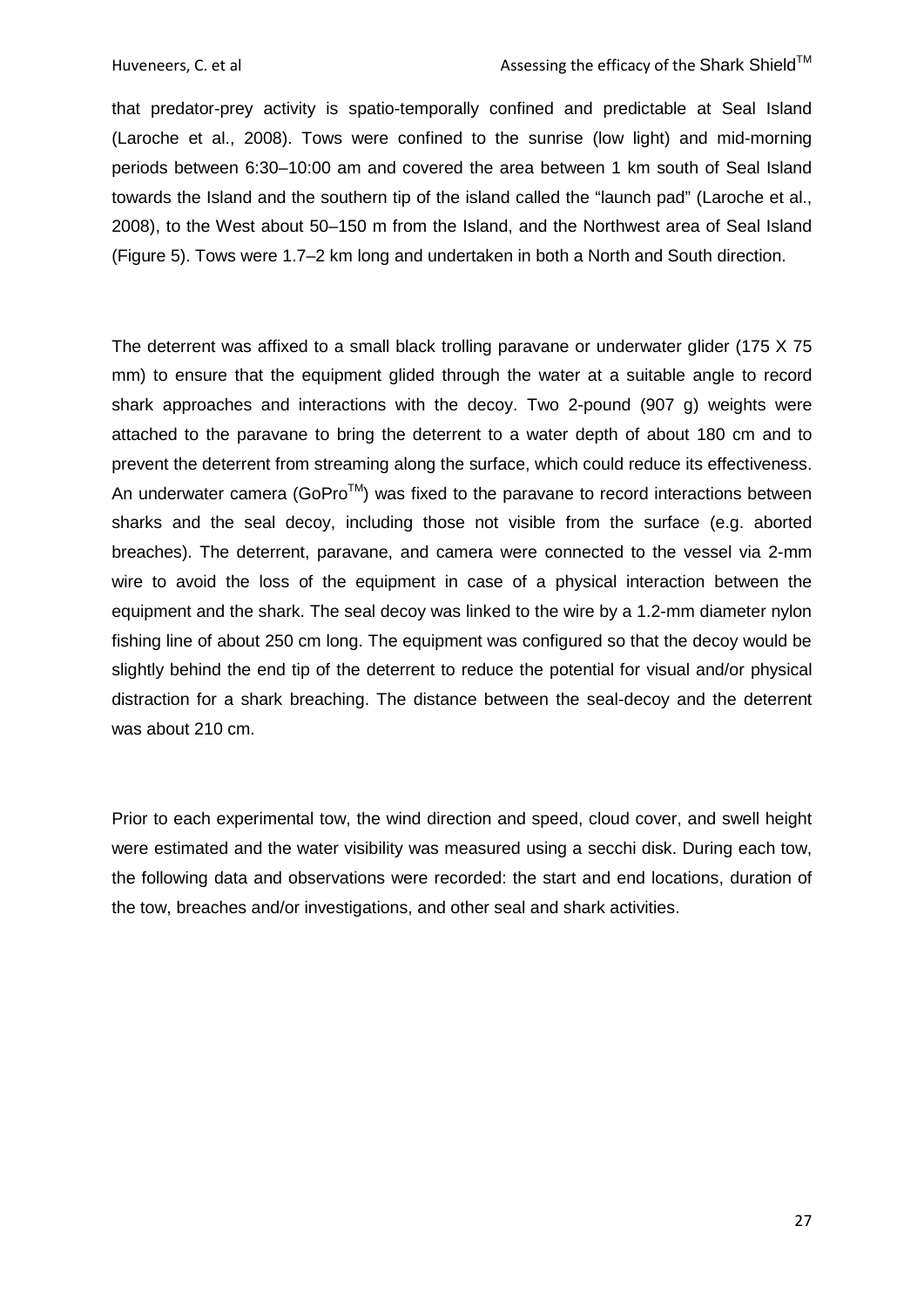that predator-prey activity is spatio-temporally confined and predictable at Seal Island (Laroche et al., 2008). Tows were confined to the sunrise (low light) and mid-morning periods between 6:30–10:00 am and covered the area between 1 km south of Seal Island towards the Island and the southern tip of the island called the "launch pad" (Laroche et al., 2008), to the West about 50–150 m from the Island, and the Northwest area of Seal Island (Figure 5). Tows were 1.7–2 km long and undertaken in both a North and South direction.

The deterrent was affixed to a small black trolling paravane or underwater glider (175 X 75 mm) to ensure that the equipment glided through the water at a suitable angle to record shark approaches and interactions with the decoy. Two 2-pound (907 g) weights were attached to the paravane to bring the deterrent to a water depth of about 180 cm and to prevent the deterrent from streaming along the surface, which could reduce its effectiveness. An underwater camera (GoPro$^{TM}$) was fixed to the paravane to record interactions between sharks and the seal decoy, including those not visible from the surface (e.g. aborted breaches). The deterrent, paravane, and camera were connected to the vessel via 2-mm wire to avoid the loss of the equipment in case of a physical interaction between the equipment and the shark. The seal decoy was linked to the wire by a 1.2-mm diameter nylon fishing line of about 250 cm long. The equipment was configured so that the decoy would be slightly behind the end tip of the deterrent to reduce the potential for visual and/or physical distraction for a shark breaching. The distance between the seal-decoy and the deterrent was about 210 cm.

Prior to each experimental tow, the wind direction and speed, cloud cover, and swell height were estimated and the water visibility was measured using a secchi disk. During each tow, the following data and observations were recorded: the start and end locations, duration of the tow, breaches and/or investigations, and other seal and shark activities.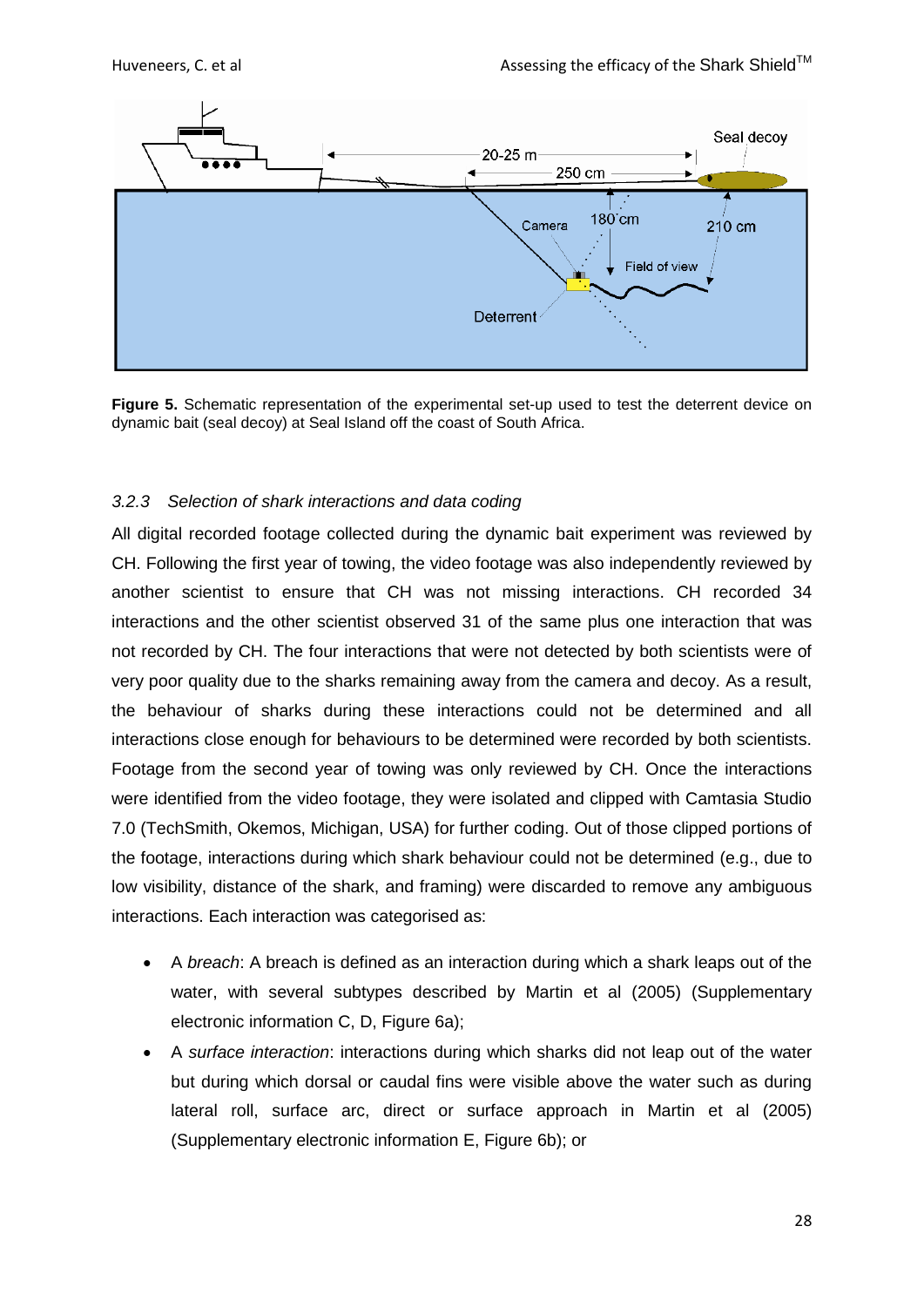**Figure 5.** Schematic representation of the experimental set-up used to test the deterrent device on dynamic bait (seal decoy) at Seal Island off the coast of South Africa.

### *3.2.3 Selection of shark interactions and data coding*

All digital recorded footage collected during the dynamic bait experiment was reviewed by CH. Following the first year of towing, the video footage was also independently reviewed by another scientist to ensure that CH was not missing interactions. CH recorded 34 interactions and the other scientist observed 31 of the same plus one interaction that was not recorded by CH. The four interactions that were not detected by both scientists were of very poor quality due to the sharks remaining away from the camera and decoy. As a result, the behaviour of sharks during these interactions could not be determined and all interactions close enough for behaviours to be determined were recorded by both scientists. Footage from the second year of towing was only reviewed by CH. Once the interactions were identified from the video footage, they were isolated and clipped with Camtasia Studio 7.0 (TechSmith, Okemos, Michigan, USA) for further coding. Out of those clipped portions of the footage, interactions during which shark behaviour could not be determined (e.g., due to low visibility, distance of the shark, and framing) were discarded to remove any ambiguous interactions. Each interaction was categorised as:

- A *breach*: A breach is defined as an interaction during which a shark leaps out of the water, with several subtypes described by Martin et al (2005) (Supplementary electronic information C, D, Figure 6a);
- A *surface interaction*: interactions during which sharks did not leap out of the water but during which dorsal or caudal fins were visible above the water such as during lateral roll, surface arc, direct or surface approach in Martin et al (2005) (Supplementary electronic information E, Figure 6b); or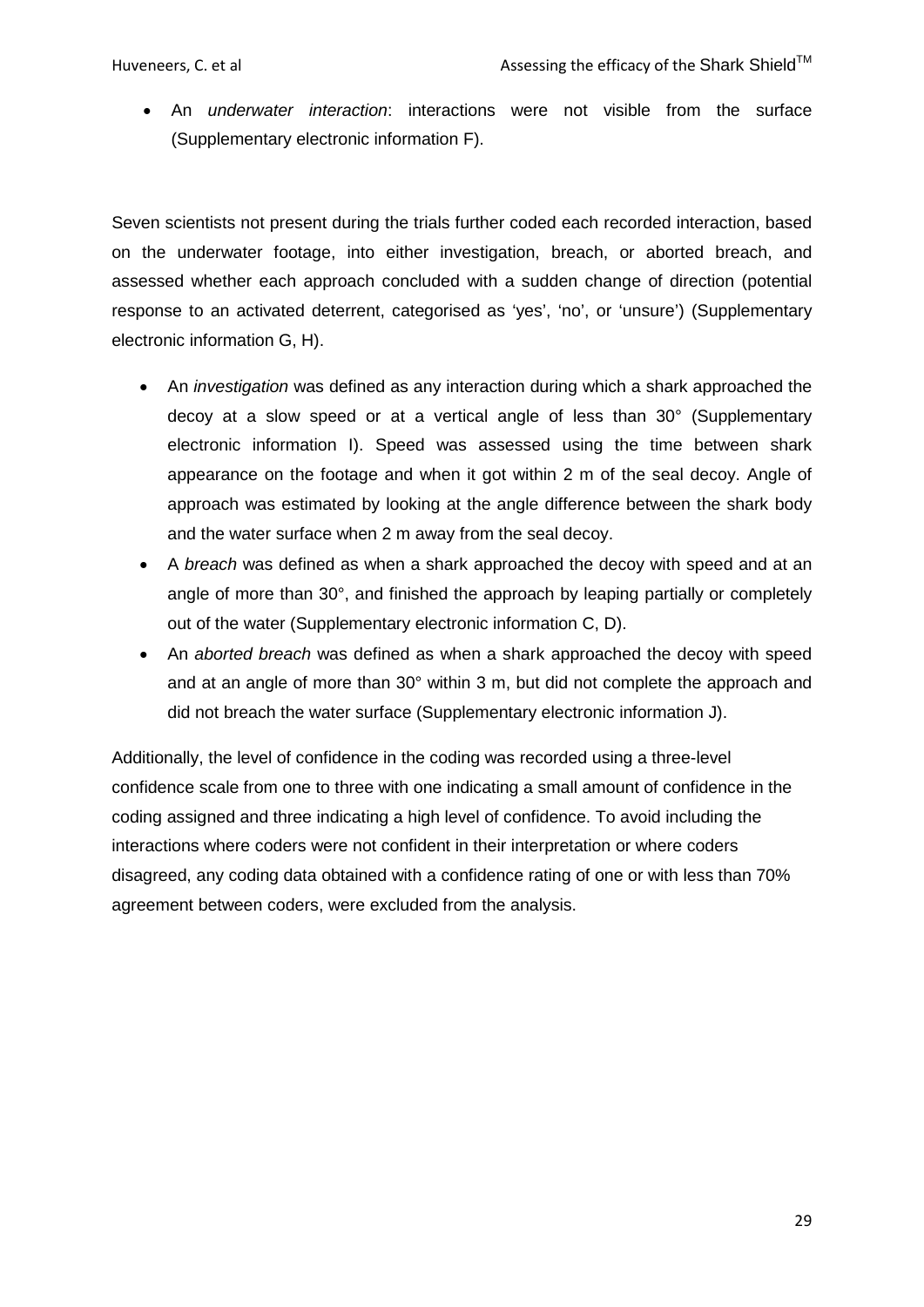- An *underwater interaction*: interactions were not visible from the surface (Supplementary electronic information F).

Seven scientists not present during the trials further coded each recorded interaction, based on the underwater footage, into either investigation, breach, or aborted breach, and assessed whether each approach concluded with a sudden change of direction (potential response to an activated deterrent, categorised as 'yes', 'no', or 'unsure') (Supplementary electronic information G, H).

- An *investigation* was defined as any interaction during which a shark approached the decoy at a slow speed or at a vertical angle of less than 30° (Supplementary electronic information I). Speed was assessed using the time between shark appearance on the footage and when it got within 2 m of the seal decoy. Angle of approach was estimated by looking at the angle difference between the shark body and the water surface when 2 m away from the seal decoy.
- A *breach* was defined as when a shark approached the decoy with speed and at an angle of more than 30°, and finished the approach by leaping partially or completely out of the water (Supplementary electronic information C, D).
- An *aborted breach* was defined as when a shark approached the decoy with speed and at an angle of more than 30° within 3 m, but did not complete the approach and did not breach the water surface (Supplementary electronic information J).

Additionally, the level of confidence in the coding was recorded using a three-level confidence scale from one to three with one indicating a small amount of confidence in the coding assigned and three indicating a high level of confidence. To avoid including the interactions where coders were not confident in their interpretation or where coders disagreed, any coding data obtained with a confidence rating of one or with less than 70% agreement between coders, were excluded from the analysis.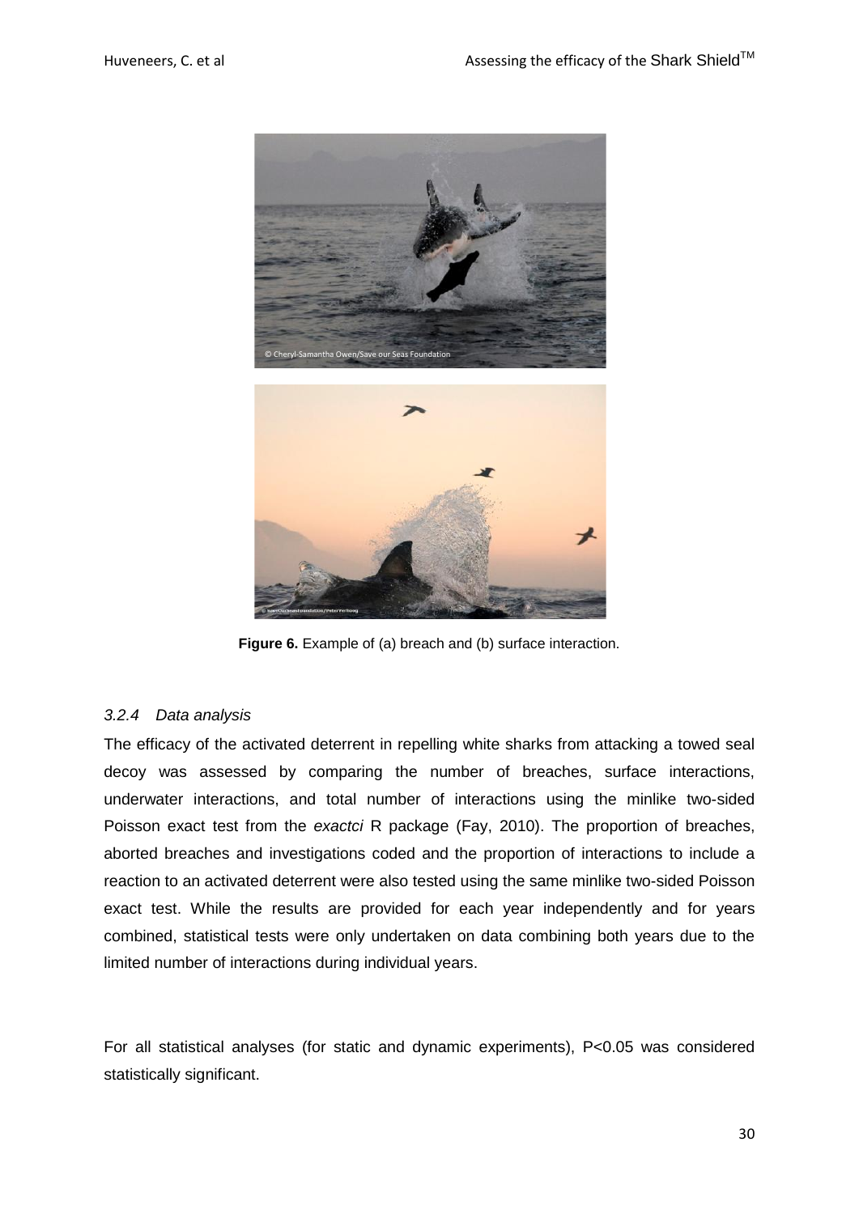**Figure 6.** Example of (a) breach and (b) surface interaction.

### *3.2.4 Data analysis*

The efficacy of the activated deterrent in repelling white sharks from attacking a towed seal decoy was assessed by comparing the number of breaches, surface interactions, underwater interactions, and total number of interactions using the minlike two-sided Poisson exact test from the *exactci* R package (Fay, 2010). The proportion of breaches, aborted breaches and investigations coded and the proportion of interactions to include a reaction to an activated deterrent were also tested using the same minlike two-sided Poisson exact test. While the results are provided for each year independently and for years combined, statistical tests were only undertaken on data combining both years due to the limited number of interactions during individual years.

For all statistical analyses (for static and dynamic experiments), $P<0.05$ was considered statistically significant.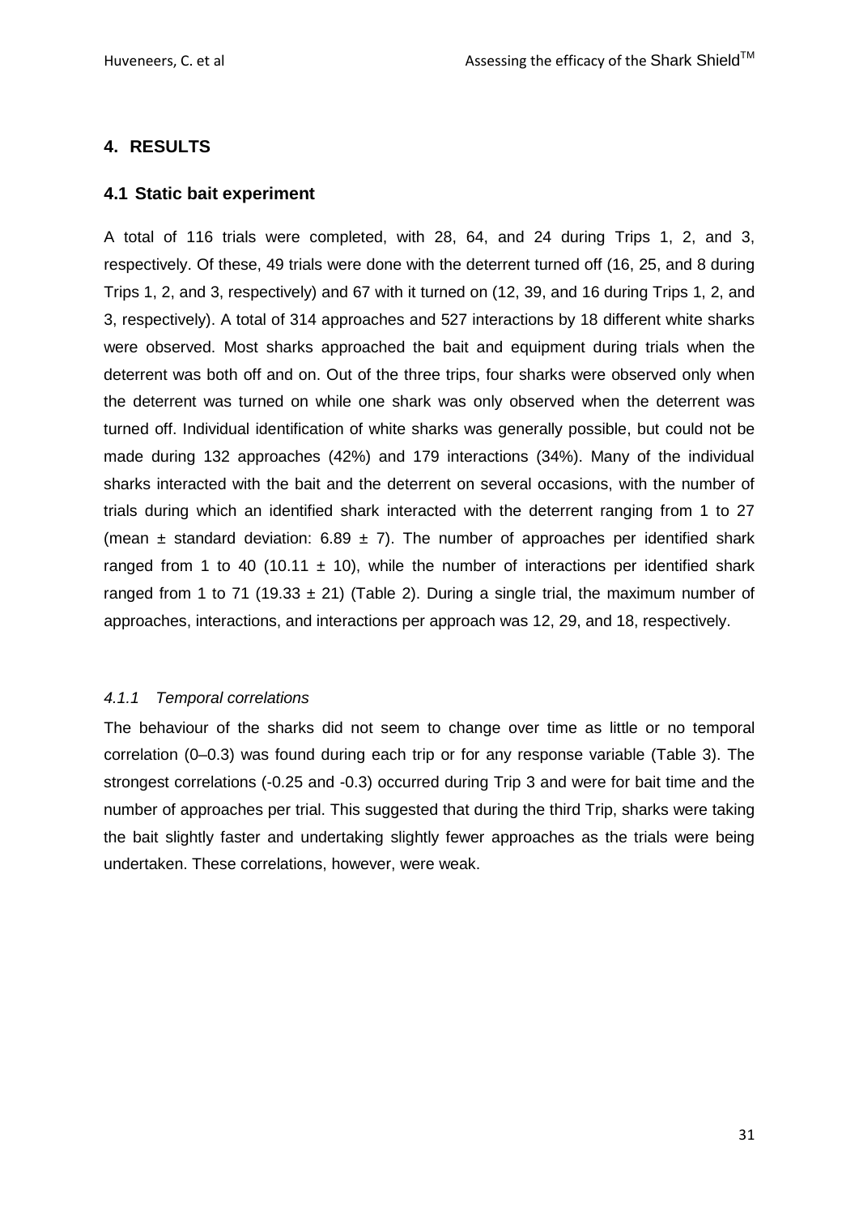## 4. RESULTS

### 4.1 Static bait experiment

A total of 116 trials were completed, with 28, 64, and 24 during Trips 1, 2, and 3, respectively. Of these, 49 trials were done with the deterrent turned off (16, 25, and 8 during Trips 1, 2, and 3, respectively) and 67 with it turned on (12, 39, and 16 during Trips 1, 2, and 3, respectively). A total of 314 approaches and 527 interactions by 18 different white sharks were observed. Most sharks approached the bait and equipment during trials when the deterrent was both off and on. Out of the three trips, four sharks were observed only when the deterrent was turned on while one shark was only observed when the deterrent was turned off. Individual identification of white sharks was generally possible, but could not be made during 132 approaches (42%) and 179 interactions (34%). Many of the individual sharks interacted with the bait and the deterrent on several occasions, with the number of trials during which an identified shark interacted with the deterrent ranging from 1 to 27 (mean ± standard deviation: 6.89 ± 7). The number of approaches per identified shark ranged from 1 to 40 (10.11 ± 10), while the number of interactions per identified shark ranged from 1 to 71 (19.33 ± 21) (Table 2). During a single trial, the maximum number of approaches, interactions, and interactions per approach was 12, 29, and 18, respectively.

#### *4.1.1 Temporal correlations*

The behaviour of the sharks did not seem to change over time as little or no temporal correlation (0–0.3) was found during each trip or for any response variable (Table 3). The strongest correlations (-0.25 and -0.3) occurred during Trip 3 and were for bait time and the number of approaches per trial. This suggested that during the third Trip, sharks were taking the bait slightly faster and undertaking slightly fewer approaches as the trials were being undertaken. These correlations, however, were weak.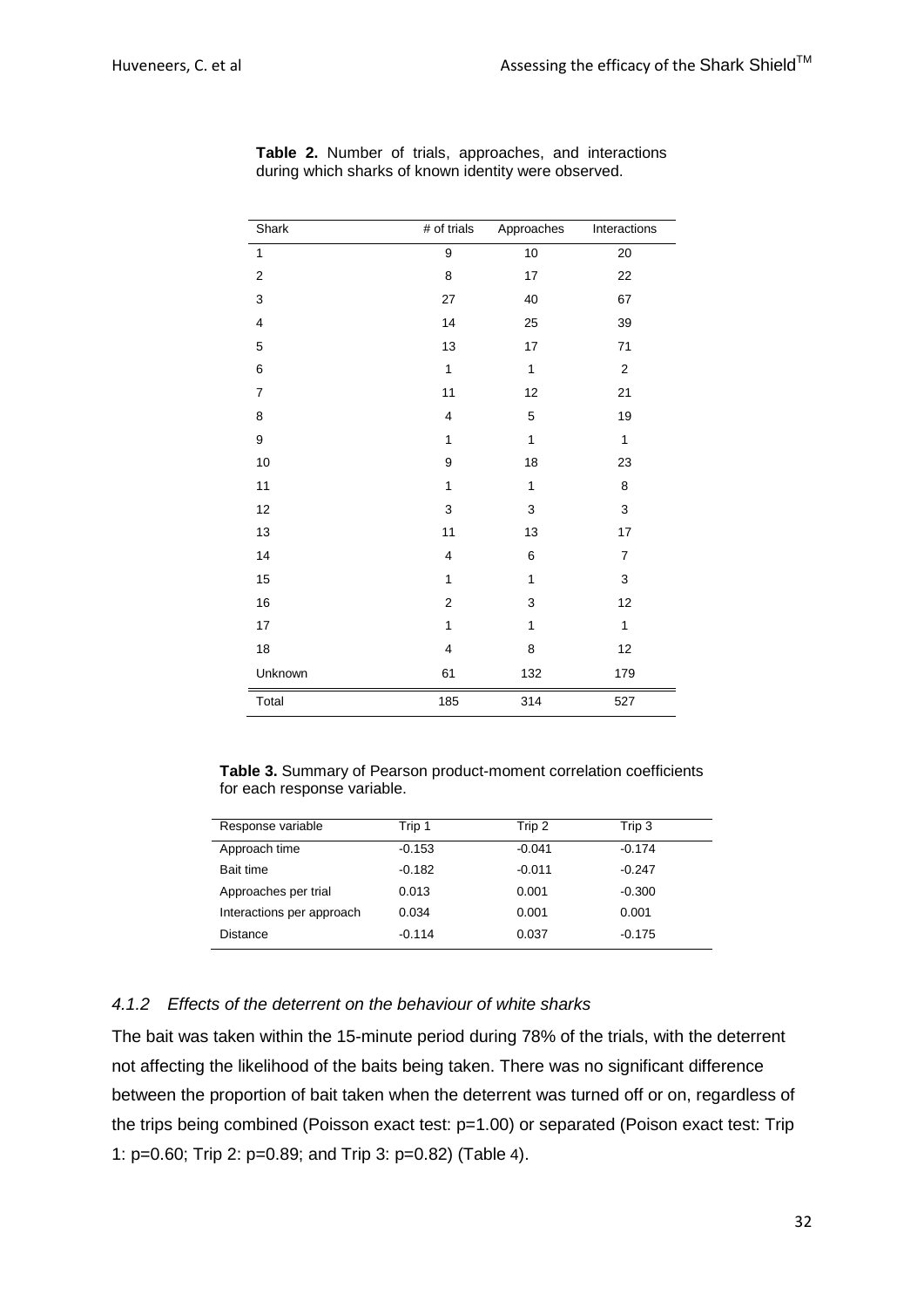**Table 2.** Number of trials, approaches, and interactions during which sharks of known identity were observed.

| Shark | # of trials | Approaches | Interactions |
|---|---|---|---|
| 1 | 9 | 10 | 20 |
| 2 | 8 | 17 | 22 |
| 3 | 27 | 40 | 67 |
| 4 | 14 | 25 | 39 |
| 5 | 13 | 17 | 71 |
| 6 | 1 | 1 | 2 |
| 7 | 11 | 12 | 21 |
| 8 | 4 | 5 | 19 |
| 9 | 1 | 1 | 1 |
| 10 | 9 | 18 | 23 |
| 11 | 1 | 1 | 8 |
| 12 | 3 | 3 | 3 |
| 13 | 11 | 13 | 17 |
| 14 | 4 | 6 | 7 |
| 15 | 1 | 1 | 3 |
| 16 | 2 | 3 | 12 |
| 17 | 1 | 1 | 1 |
| 18 | 4 | 8 | 12 |
| Unknown | 61 | 132 | 179 |
| Total | 185 | 314 | 527 |

**Table 3.** Summary of Pearson product-moment correlation coefficients for each response variable.

| Response variable | Trip 1 | Trip 2 | Trip 3 |
|---|---|---|---|
| Approach time | -0.153 | -0.041 | -0.174 |
| Bait time | -0.182 | -0.011 | -0.247 |
| Approaches per trial | 0.013 | 0.001 | -0.300 |
| Interactions per approach | 0.034 | 0.001 | 0.001 |
| Distance | -0.114 | 0.037 | -0.175 |

#### *4.1.2 Effects of the deterrent on the behaviour of white sharks*

The bait was taken within the 15-minute period during 78% of the trials, with the deterrent not affecting the likelihood of the baits being taken. There was no significant difference between the proportion of bait taken when the deterrent was turned off or on, regardless of the trips being combined (Poisson exact test: $p=1.00$) or separated (Poison exact test: Trip 1: $p=0.60$; Trip 2: $p=0.89$; and Trip 3: $p=0.82$) (Table 4).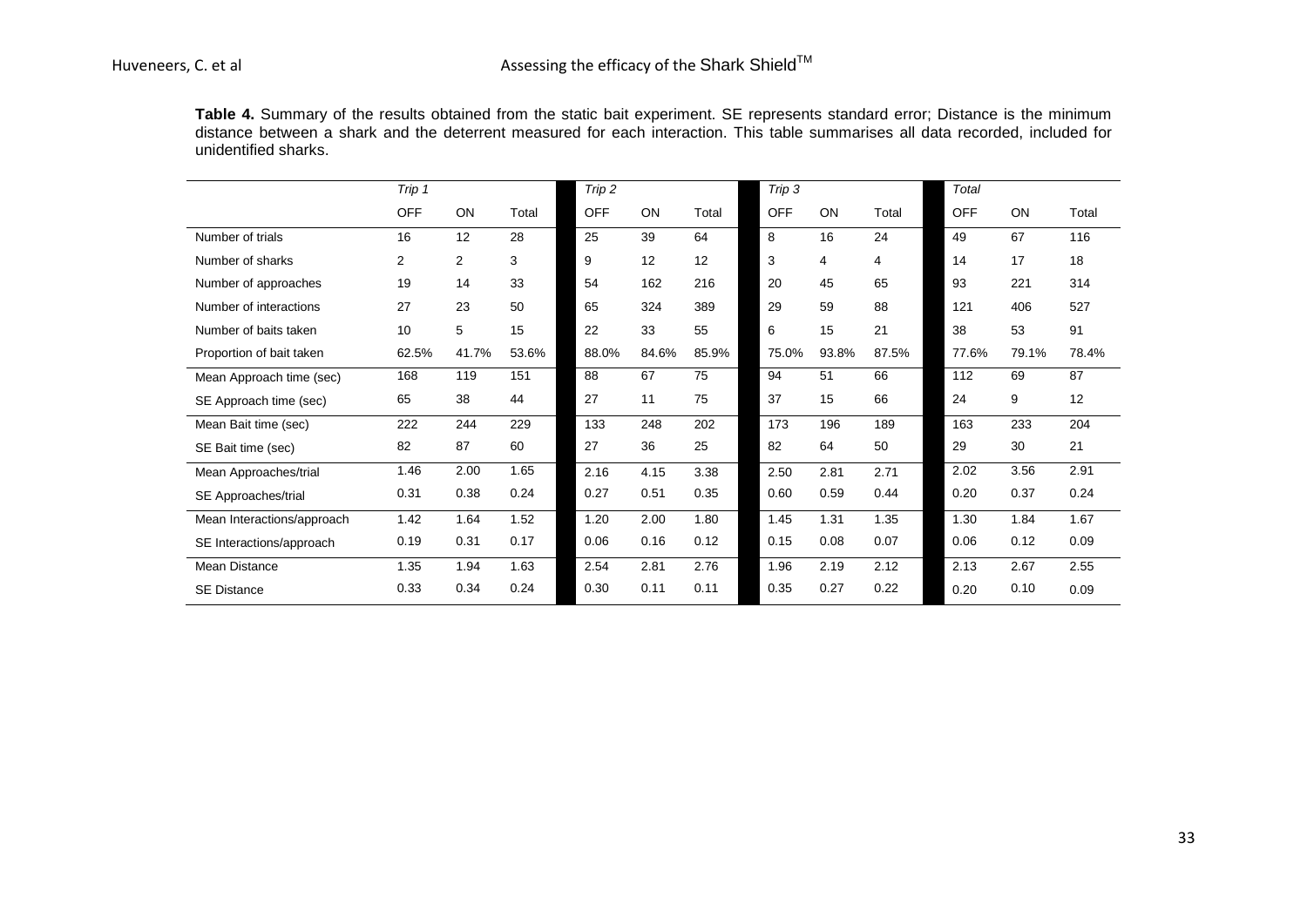**Table 4.** Summary of the results obtained from the static bait experiment. SE represents standard error; Distance is the minimum distance between a shark and the deterrent measured for each interaction. This table summarises all data recorded, included for unidentified sharks.

| | *Trip 1* | | | *Trip 2* | | | *Trip 3* | | | *Total* | | |
|---|---|---|---|---|---|---|---|---|---|---|---|---|
| | OFF | ON | Total | OFF | ON | Total | OFF | ON | Total | OFF | ON | Total |
| Number of trials | 16 | 12 | 28 | 25 | 39 | 64 | 8 | 16 | 24 | 49 | 67 | 116 |
| Number of sharks | 2 | 2 | 3 | 9 | 12 | 12 | 3 | 4 | 4 | 14 | 17 | 18 |
| Number of approaches | 19 | 14 | 33 | 54 | 162 | 216 | 20 | 45 | 65 | 93 | 221 | 314 |
| Number of interactions | 27 | 23 | 50 | 65 | 324 | 389 | 29 | 59 | 88 | 121 | 406 | 527 |
| Number of baits taken | 10 | 5 | 15 | 22 | 33 | 55 | 6 | 15 | 21 | 38 | 53 | 91 |
| Proportion of bait taken | 62.5% | 41.7% | 53.6% | 88.0% | 84.6% | 85.9% | 75.0% | 93.8% | 87.5% | 77.6% | 79.1% | 78.4% |
| Mean Approach time (sec) | 168 | 119 | 151 | 88 | 67 | 75 | 94 | 51 | 66 | 112 | 69 | 87 |
| SE Approach time (sec) | 65 | 38 | 44 | 27 | 11 | 75 | 37 | 15 | 66 | 24 | 9 | 12 |
| Mean Bait time (sec) | 222 | 244 | 229 | 133 | 248 | 202 | 173 | 196 | 189 | 163 | 233 | 204 |
| SE Bait time (sec) | 82 | 87 | 60 | 27 | 36 | 25 | 82 | 64 | 50 | 29 | 30 | 21 |
| Mean Approaches/trial | 1.46 | 2.00 | 1.65 | 2.16 | 4.15 | 3.38 | 2.50 | 2.81 | 2.71 | 2.02 | 3.56 | 2.91 |
| SE Approaches/trial | 0.31 | 0.38 | 0.24 | 0.27 | 0.51 | 0.35 | 0.60 | 0.59 | 0.44 | 0.20 | 0.37 | 0.24 |
| Mean Interactions/approach | 1.42 | 1.64 | 1.52 | 1.20 | 2.00 | 1.80 | 1.45 | 1.31 | 1.35 | 1.30 | 1.84 | 1.67 |
| SE Interactions/approach | 0.19 | 0.31 | 0.17 | 0.06 | 0.16 | 0.12 | 0.15 | 0.08 | 0.07 | 0.06 | 0.12 | 0.09 |
| Mean Distance | 1.35 | 1.94 | 1.63 | 2.54 | 2.81 | 2.76 | 1.96 | 2.19 | 2.12 | 2.13 | 2.67 | 2.55 |
| SE Distance | 0.33 | 0.34 | 0.24 | 0.30 | 0.11 | 0.11 | 0.35 | 0.27 | 0.22 | 0.20 | 0.10 | 0.09 |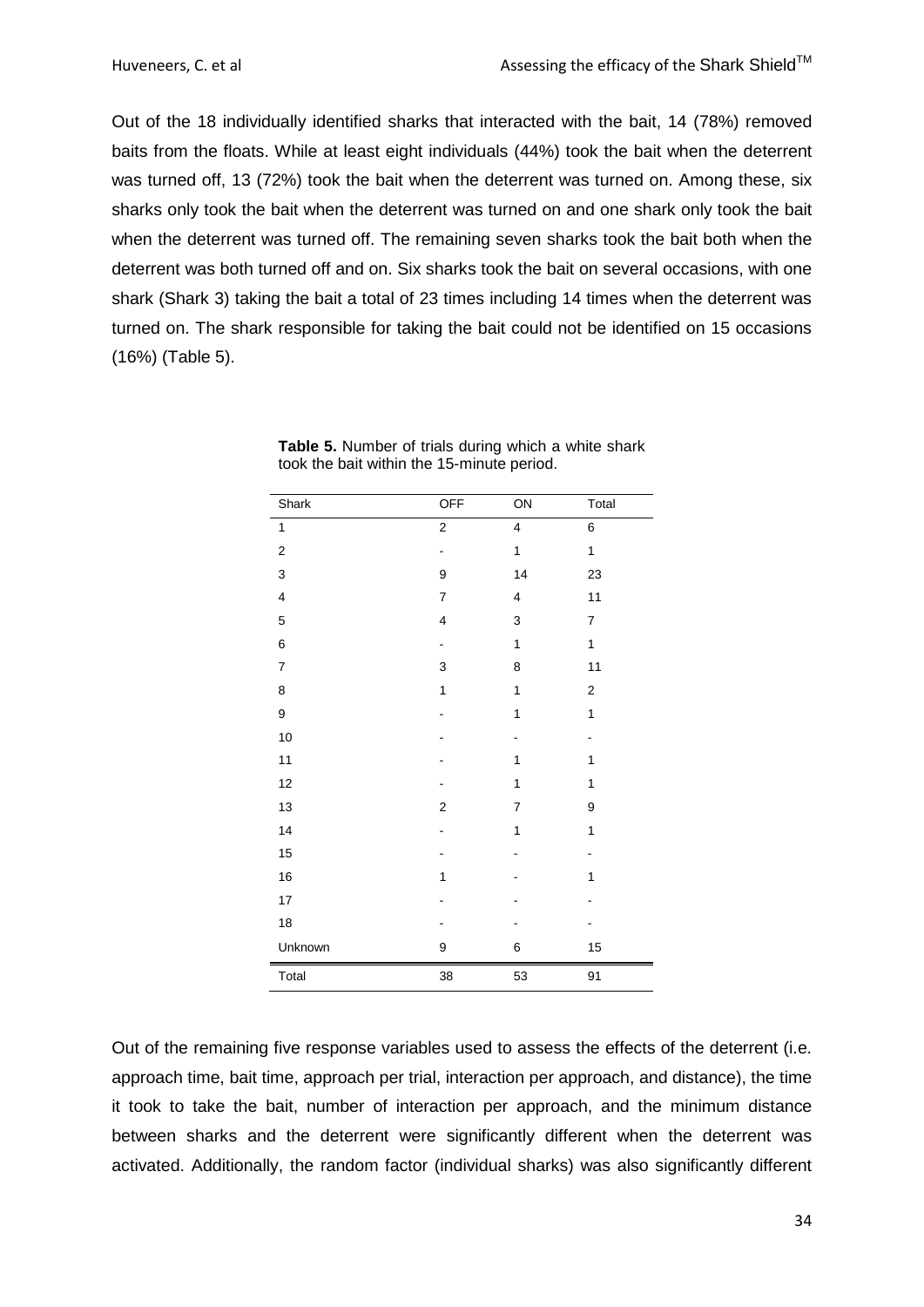Out of the 18 individually identified sharks that interacted with the bait, 14 (78%) removed baits from the floats. While at least eight individuals (44%) took the bait when the deterrent was turned off, 13 (72%) took the bait when the deterrent was turned on. Among these, six sharks only took the bait when the deterrent was turned on and one shark only took the bait when the deterrent was turned off. The remaining seven sharks took the bait both when the deterrent was both turned off and on. Six sharks took the bait on several occasions, with one shark (Shark 3) taking the bait a total of 23 times including 14 times when the deterrent was turned on. The shark responsible for taking the bait could not be identified on 15 occasions (16%) (Table 5).

**Table 5.** Number of trials during which a white shark took the bait within the 15-minute period.

| Shark | OFF | ON | Total |
|---|---|---|---|
| 1 | 2 | 4 | 6 |
| 2 | - | 1 | 1 |
| 3 | 9 | 14 | 23 |
| 4 | 7 | 4 | 11 |
| 5 | 4 | 3 | 7 |
| 6 | - | 1 | 1 |
| 7 | 3 | 8 | 11 |
| 8 | 1 | 1 | 2 |
| 9 | - | 1 | 1 |
| 10 | - | - | - |
| 11 | - | 1 | 1 |
| 12 | - | 1 | 1 |
| 13 | 2 | 7 | 9 |
| 14 | - | 1 | 1 |
| 15 | - | - | - |
| 16 | 1 | - | 1 |
| 17 | - | - | - |
| 18 | - | - | - |
| Unknown | 9 | 6 | 15 |
| Total | 38 | 53 | 91 |

Out of the remaining five response variables used to assess the effects of the deterrent (i.e. approach time, bait time, approach per trial, interaction per approach, and distance), the time it took to take the bait, number of interaction per approach, and the minimum distance between sharks and the deterrent were significantly different when the deterrent was activated. Additionally, the random factor (individual sharks) was also significantly different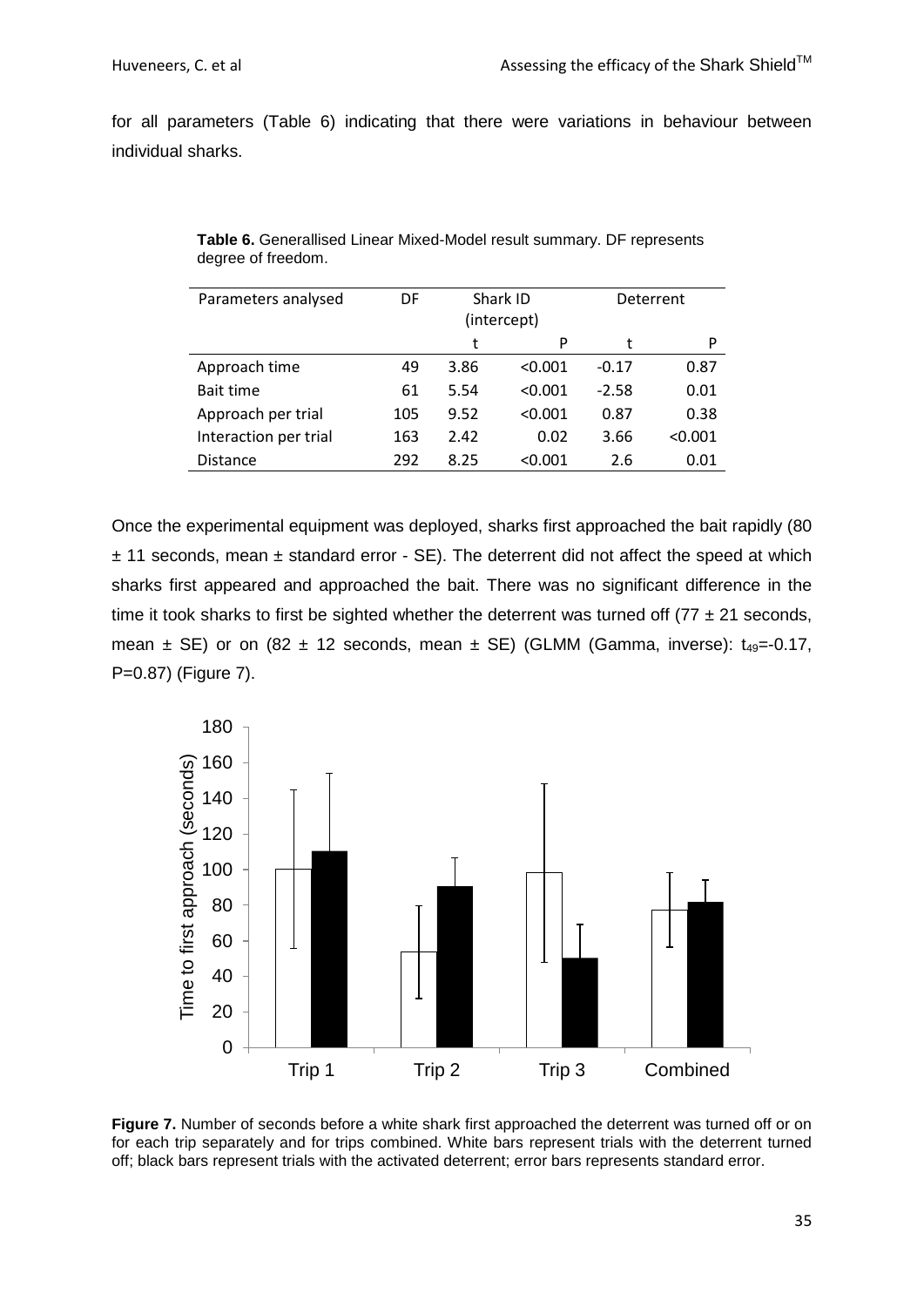for all parameters (Table 6) indicating that there were variations in behaviour between individual sharks.

**Table 6.** Generallised Linear Mixed-Model result summary. DF represents degree of freedom.

| Parameters analysed | DF | Shark ID (intercept) | | Deterrent | |
|---|---|---|---|---|---|
| | | t | P | t | P |
| Approach time | 49 | 3.86 | <0.001 | -0.17 | 0.87 |
| Bait time | 61 | 5.54 | <0.001 | -2.58 | 0.01 |
| Approach per trial | 105 | 9.52 | <0.001 | 0.87 | 0.38 |
| Interaction per trial | 163 | 2.42 | 0.02 | 3.66 | <0.001 |
| Distance | 292 | 8.25 | <0.001 | 2.6 | 0.01 |

Once the experimental equipment was deployed, sharks first approached the bait rapidly (80 ± 11 seconds, mean ± standard error - SE). The deterrent did not affect the speed at which sharks first appeared and approached the bait. There was no significant difference in the time it took sharks to first be sighted whether the deterrent was turned off (77 ± 21 seconds, mean ± SE) or on (82 ± 12 seconds, mean ± SE) (GLMM (Gamma, inverse): $t_{49}$=-0.17, P=0.87) (Figure 7).

**Figure 7.** Number of seconds before a white shark first approached the deterrent was turned off or on for each trip separately and for trips combined. White bars represent trials with the deterrent turned off; black bars represent trials with the activated deterrent; error bars represents standard error.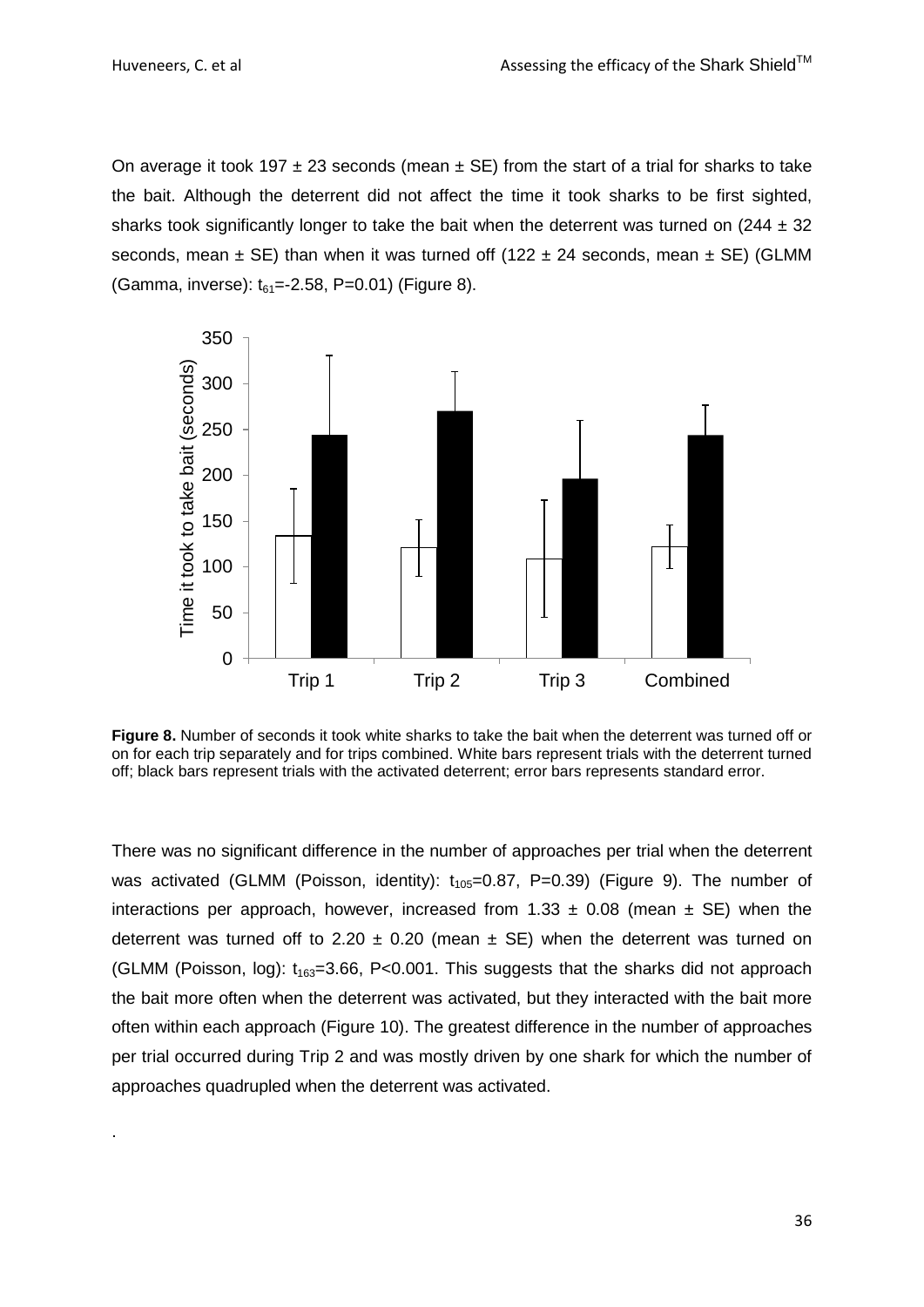On average it took 197 ± 23 seconds (mean ± SE) from the start of a trial for sharks to take the bait. Although the deterrent did not affect the time it took sharks to be first sighted, sharks took significantly longer to take the bait when the deterrent was turned on (244 ± 32 seconds, mean ± SE) than when it was turned off (122 ± 24 seconds, mean ± SE) (GLMM (Gamma, inverse): $t_{61}$=-2.58, P=0.01) (Figure 8).

**Figure 8.** Number of seconds it took white sharks to take the bait when the deterrent was turned off or on for each trip separately and for trips combined. White bars represent trials with the deterrent turned off; black bars represent trials with the activated deterrent; error bars represents standard error.

There was no significant difference in the number of approaches per trial when the deterrent was activated (GLMM (Poisson, identity): $t_{105}$=0.87, P=0.39) (Figure 9). The number of interactions per approach, however, increased from 1.33 ± 0.08 (mean ± SE) when the deterrent was turned off to 2.20 ± 0.20 (mean ± SE) when the deterrent was turned on (GLMM (Poisson, log): $t_{163}$=3.66, P<0.001. This suggests that the sharks did not approach the bait more often when the deterrent was activated, but they interacted with the bait more often within each approach (Figure 10). The greatest difference in the number of approaches per trial occurred during Trip 2 and was mostly driven by one shark for which the number of approaches quadrupled when the deterrent was activated.

.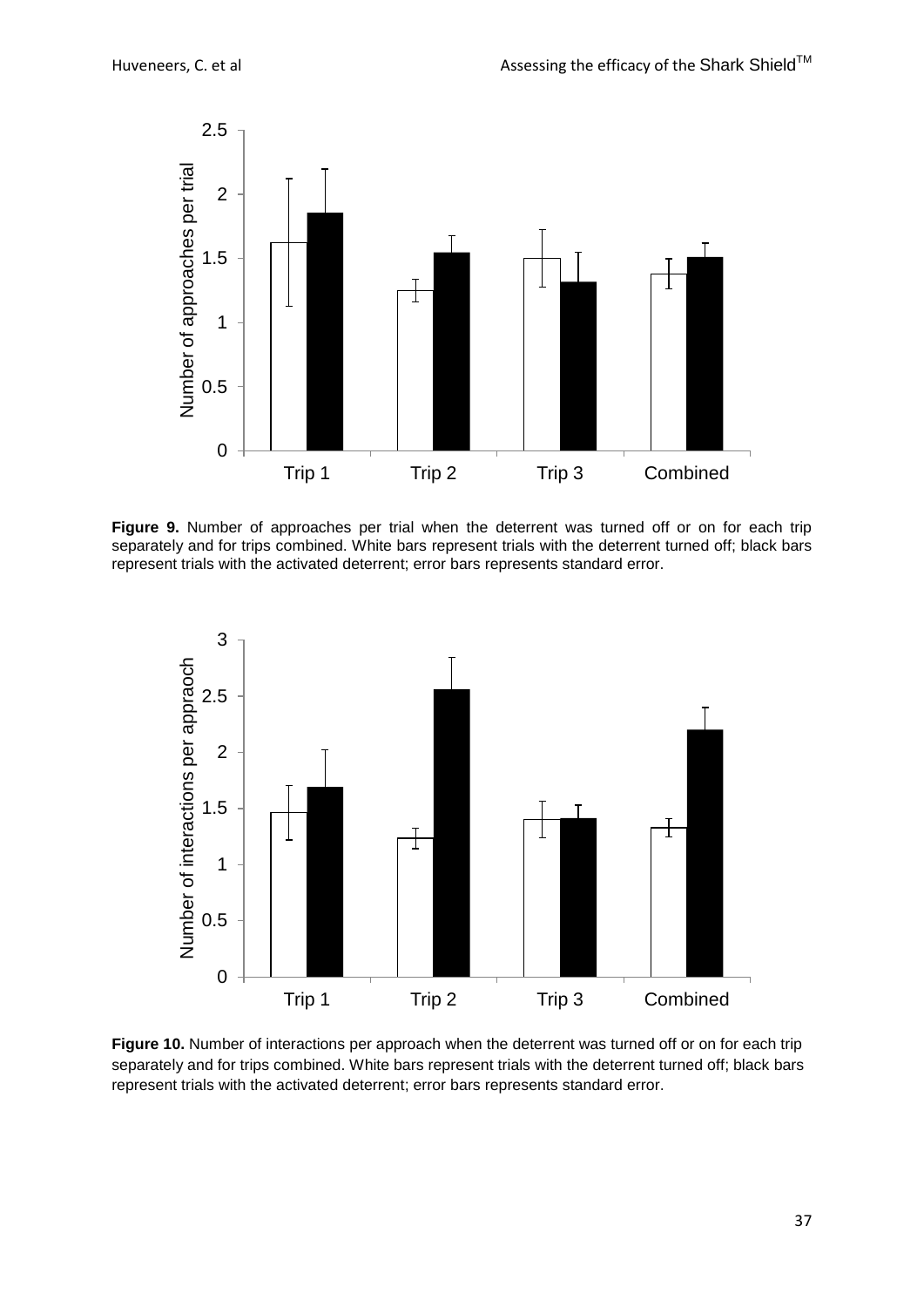**Figure 9.** Number of approaches per trial when the deterrent was turned off or on for each trip separately and for trips combined. White bars represent trials with the deterrent turned off; black bars represent trials with the activated deterrent; error bars represents standard error.

**Figure 10.** Number of interactions per approach when the deterrent was turned off or on for each trip separately and for trips combined. White bars represent trials with the deterrent turned off; black bars represent trials with the activated deterrent; error bars represents standard error.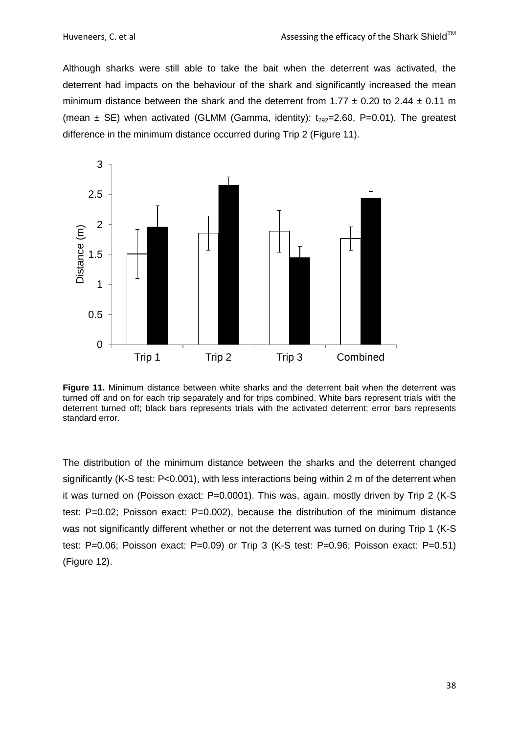Although sharks were still able to take the bait when the deterrent was activated, the deterrent had impacts on the behaviour of the shark and significantly increased the mean minimum distance between the shark and the deterrent from 1.77 ± 0.20 to 2.44 ± 0.11 m (mean ± SE) when activated (GLMM (Gamma, identity): $t_{292}$=2.60, P=0.01). The greatest difference in the minimum distance occurred during Trip 2 (Figure 11).

**Figure 11.** Minimum distance between white sharks and the deterrent bait when the deterrent was turned off and on for each trip separately and for trips combined. White bars represent trials with the deterrent turned off; black bars represents trials with the activated deterrent; error bars represents standard error.

The distribution of the minimum distance between the sharks and the deterrent changed significantly (K-S test: P<0.001), with less interactions being within 2 m of the deterrent when it was turned on (Poisson exact: P=0.0001). This was, again, mostly driven by Trip 2 (K-S test: P=0.02; Poisson exact: P=0.002), because the distribution of the minimum distance was not significantly different whether or not the deterrent was turned on during Trip 1 (K-S test: P=0.06; Poisson exact: P=0.09) or Trip 3 (K-S test: P=0.96; Poisson exact: P=0.51) (Figure 12).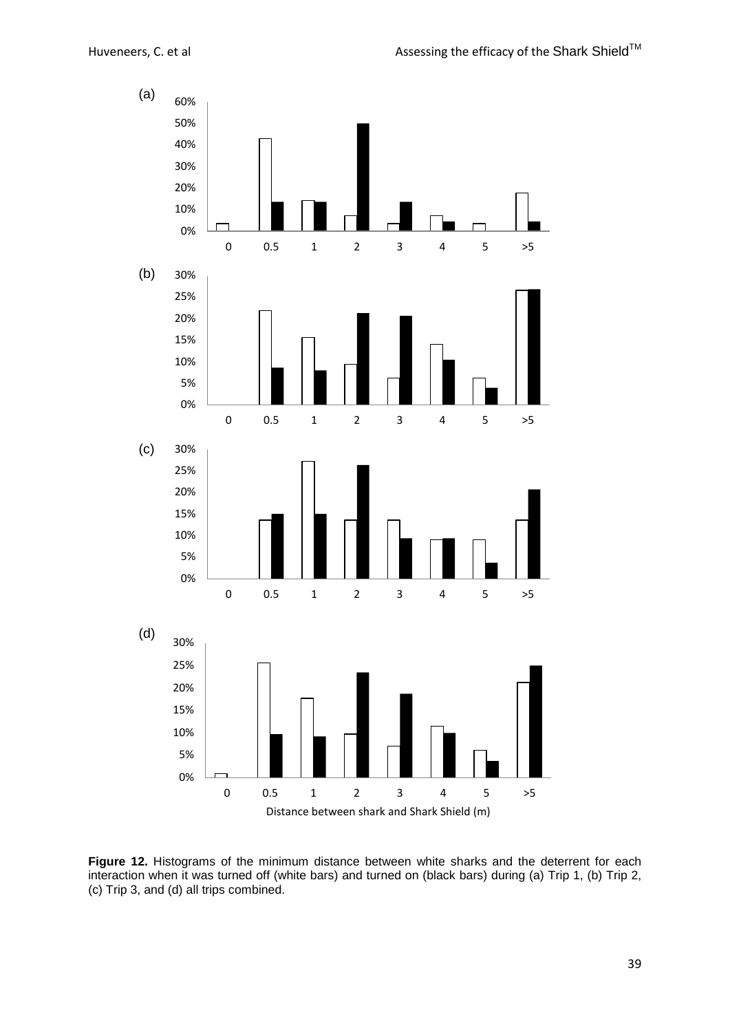**Figure 12.** Histograms of the minimum distance between white sharks and the deterrent for each interaction when it was turned off (white bars) and turned on (black bars) during (a) Trip 1, (b) Trip 2, (c) Trip 3, and (d) all trips combined.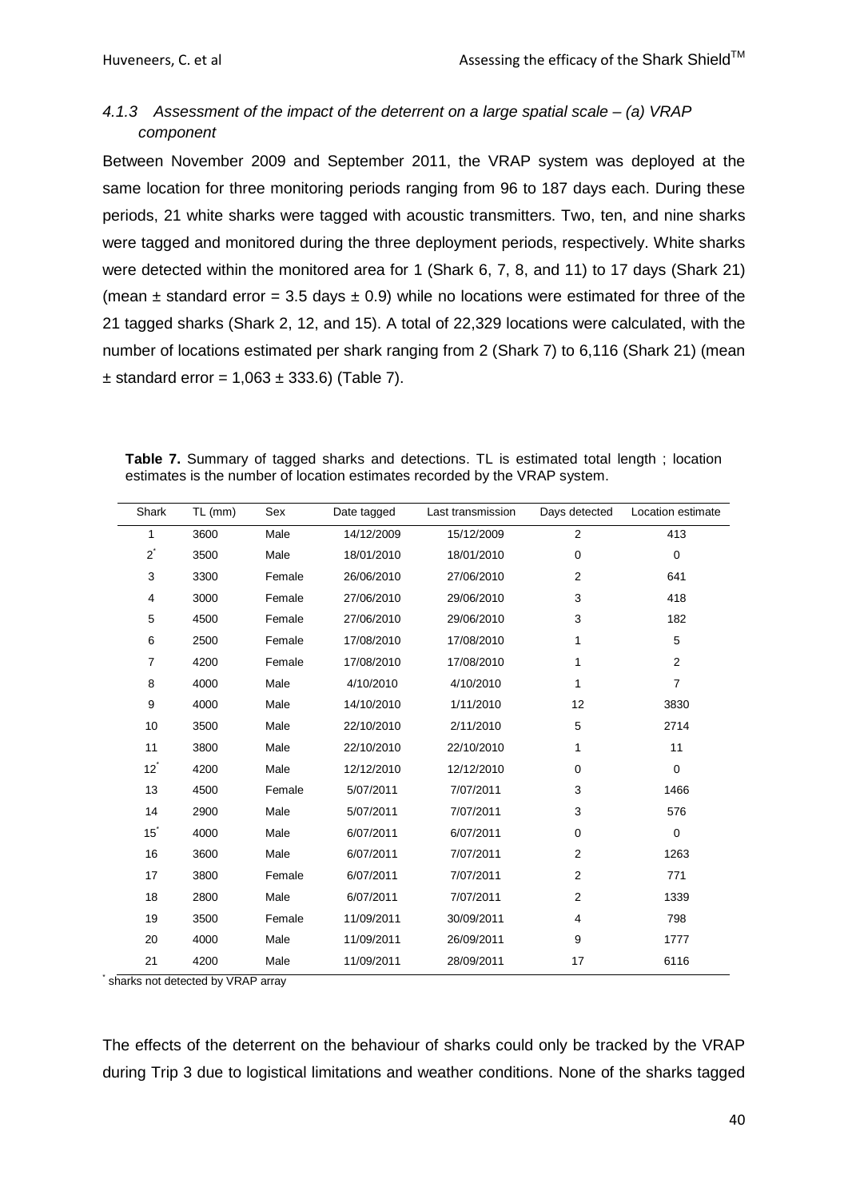#### *4.1.3 Assessment of the impact of the deterrent on a large spatial scale – (a) VRAP component*

Between November 2009 and September 2011, the VRAP system was deployed at the same location for three monitoring periods ranging from 96 to 187 days each. During these periods, 21 white sharks were tagged with acoustic transmitters. Two, ten, and nine sharks were tagged and monitored during the three deployment periods, respectively. White sharks were detected within the monitored area for 1 (Shark 6, 7, 8, and 11) to 17 days (Shark 21) (mean ± standard error = 3.5 days ± 0.9) while no locations were estimated for three of the 21 tagged sharks (Shark 2, 12, and 15). A total of 22,329 locations were calculated, with the number of locations estimated per shark ranging from 2 (Shark 7) to 6,116 (Shark 21) (mean ± standard error = 1,063 ± 333.6) (Table 7).

**Table 7.** Summary of tagged sharks and detections. TL is estimated total length ; location estimates is the number of location estimates recorded by the VRAP system.

| Shark | TL (mm) | Sex | Date tagged | Last transmission | Days detected | Location estimate |
|---|---|---|---|---|---|---|
| 1 | 3600 | Male | 14/12/2009 | 15/12/2009 | 2 | 413 |
| 2* | 3500 | Male | 18/01/2010 | 18/01/2010 | 0 | 0 |
| 3 | 3300 | Female | 26/06/2010 | 27/06/2010 | 2 | 641 |
| 4 | 3000 | Female | 27/06/2010 | 29/06/2010 | 3 | 418 |
| 5 | 4500 | Female | 27/06/2010 | 29/06/2010 | 3 | 182 |
| 6 | 2500 | Female | 17/08/2010 | 17/08/2010 | 1 | 5 |
| 7 | 4200 | Female | 17/08/2010 | 17/08/2010 | 1 | 2 |
| 8 | 4000 | Male | 4/10/2010 | 4/10/2010 | 1 | 7 |
| 9 | 4000 | Male | 14/10/2010 | 1/11/2010 | 12 | 3830 |
| 10 | 3500 | Male | 22/10/2010 | 2/11/2010 | 5 | 2714 |
| 11 | 3800 | Male | 22/10/2010 | 22/10/2010 | 1 | 11 |
| 12* | 4200 | Male | 12/12/2010 | 12/12/2010 | 0 | 0 |
| 13 | 4500 | Female | 5/07/2011 | 7/07/2011 | 3 | 1466 |
| 14 | 2900 | Male | 5/07/2011 | 7/07/2011 | 3 | 576 |
| 15* | 4000 | Male | 6/07/2011 | 6/07/2011 | 0 | 0 |
| 16 | 3600 | Male | 6/07/2011 | 7/07/2011 | 2 | 1263 |
| 17 | 3800 | Female | 6/07/2011 | 7/07/2011 | 2 | 771 |
| 18 | 2800 | Male | 6/07/2011 | 7/07/2011 | 2 | 1339 |
| 19 | 3500 | Female | 11/09/2011 | 30/09/2011 | 4 | 798 |
| 20 | 4000 | Male | 11/09/2011 | 26/09/2011 | 9 | 1777 |
| 21 | 4200 | Male | 11/09/2011 | 28/09/2011 | 17 | 6116 |

\* sharks not detected by VRAP array

The effects of the deterrent on the behaviour of sharks could only be tracked by the VRAP during Trip 3 due to logistical limitations and weather conditions. None of the sharks tagged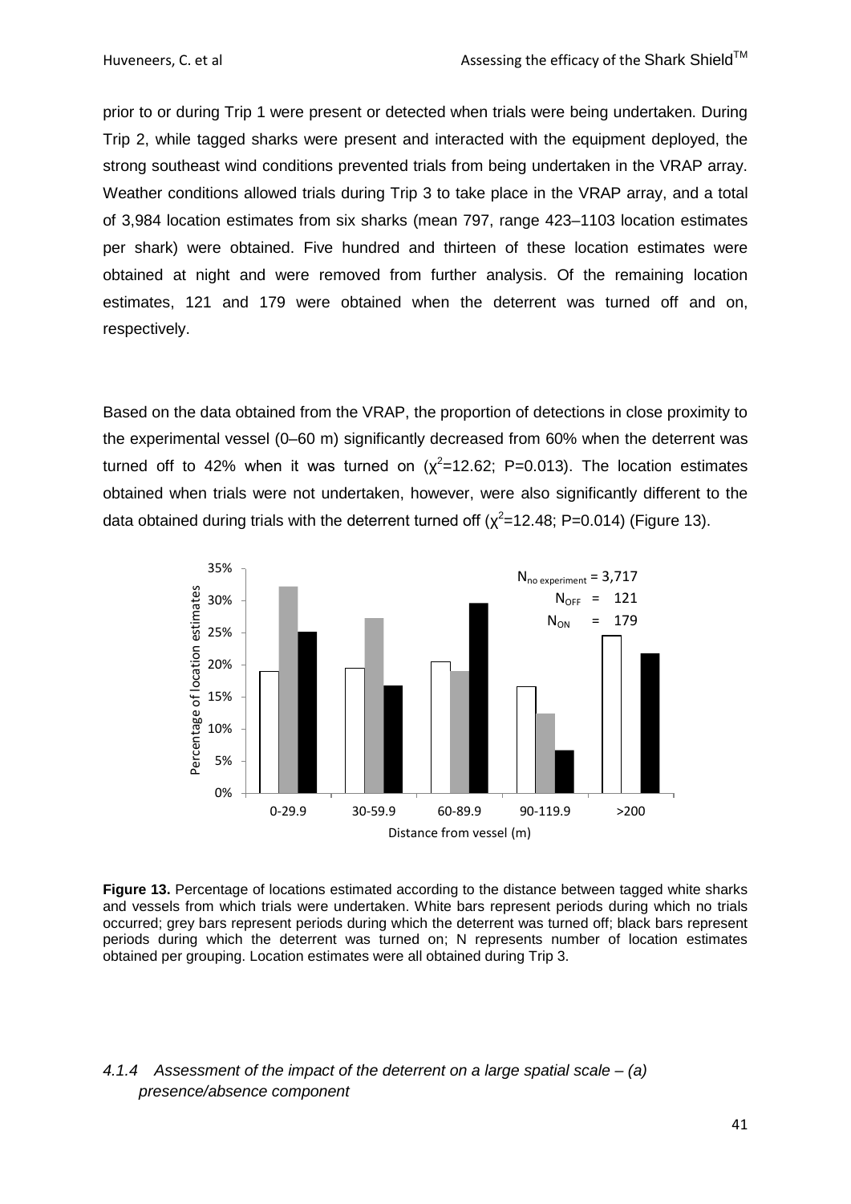prior to or during Trip 1 were present or detected when trials were being undertaken. During Trip 2, while tagged sharks were present and interacted with the equipment deployed, the strong southeast wind conditions prevented trials from being undertaken in the VRAP array. Weather conditions allowed trials during Trip 3 to take place in the VRAP array, and a total of 3,984 location estimates from six sharks (mean 797, range 423–1103 location estimates per shark) were obtained. Five hundred and thirteen of these location estimates were obtained at night and were removed from further analysis. Of the remaining location estimates, 121 and 179 were obtained when the deterrent was turned off and on, respectively.

Based on the data obtained from the VRAP, the proportion of detections in close proximity to the experimental vessel (0–60 m) significantly decreased from 60% when the deterrent was turned off to 42% when it was turned on ($\chi^2$=12.62; P=0.013). The location estimates obtained when trials were not undertaken, however, were also significantly different to the data obtained during trials with the deterrent turned off ($\chi^2$=12.48; P=0.014) (Figure 13).

**Figure 13.** Percentage of locations estimated according to the distance between tagged white sharks and vessels from which trials were undertaken. White bars represent periods during which no trials occurred; grey bars represent periods during which the deterrent was turned off; black bars represent periods during which the deterrent was turned on; N represents number of location estimates obtained per grouping. Location estimates were all obtained during Trip 3.

### *4.1.4 Assessment of the impact of the deterrent on a large spatial scale – (a) presence/absence component*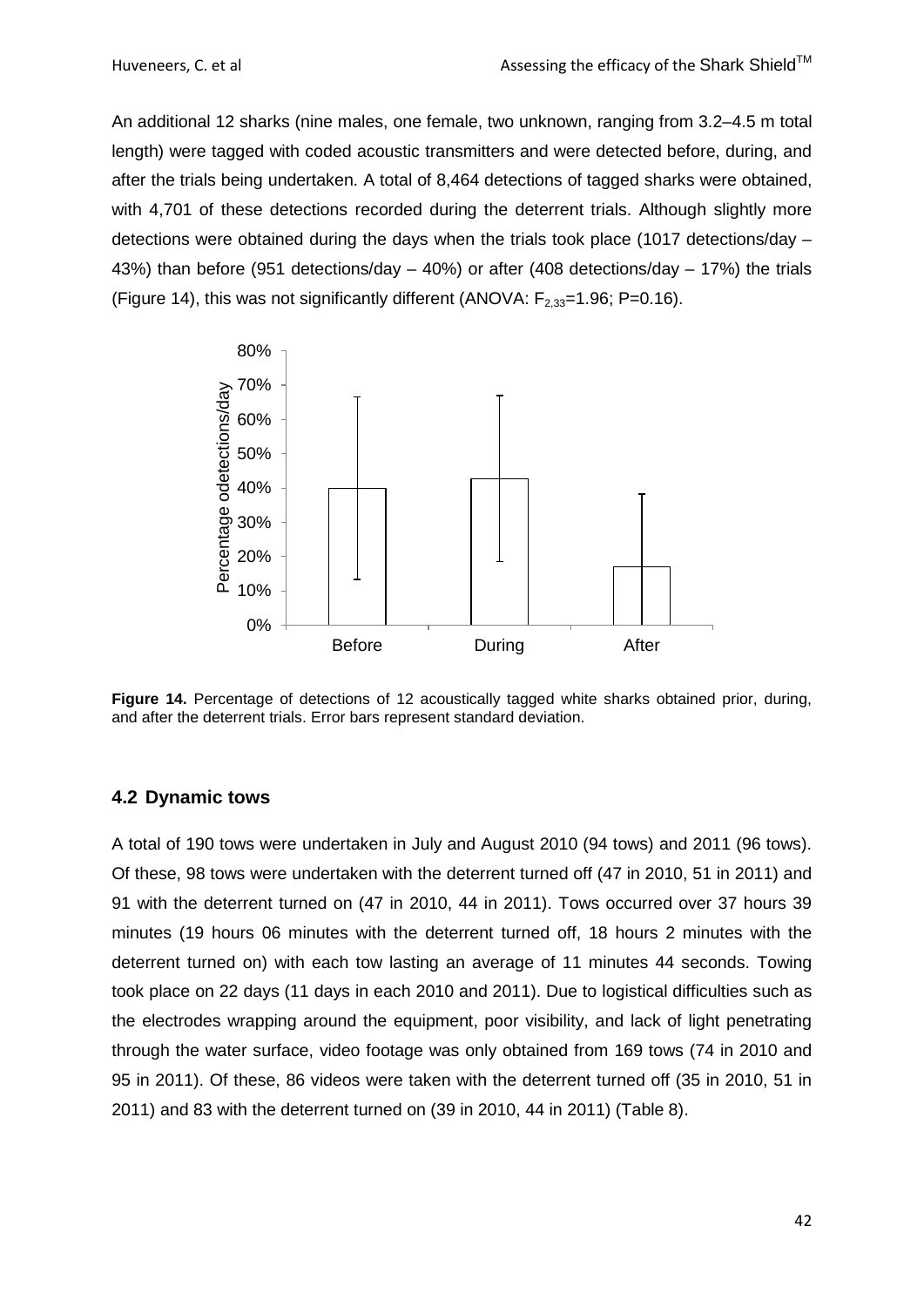An additional 12 sharks (nine males, one female, two unknown, ranging from 3.2–4.5 m total length) were tagged with coded acoustic transmitters and were detected before, during, and after the trials being undertaken. A total of 8,464 detections of tagged sharks were obtained, with 4,701 of these detections recorded during the deterrent trials. Although slightly more detections were obtained during the days when the trials took place (1017 detections/day – 43%) than before (951 detections/day – 40%) or after (408 detections/day – 17%) the trials (Figure 14), this was not significantly different (ANOVA: $F_{2,33}$=1.96; P=0.16).

**Figure 14.** Percentage of detections of 12 acoustically tagged white sharks obtained prior, during, and after the deterrent trials. Error bars represent standard deviation.

## 4.2 Dynamic tows

A total of 190 tows were undertaken in July and August 2010 (94 tows) and 2011 (96 tows). Of these, 98 tows were undertaken with the deterrent turned off (47 in 2010, 51 in 2011) and 91 with the deterrent turned on (47 in 2010, 44 in 2011). Tows occurred over 37 hours 39 minutes (19 hours 06 minutes with the deterrent turned off, 18 hours 2 minutes with the deterrent turned on) with each tow lasting an average of 11 minutes 44 seconds. Towing took place on 22 days (11 days in each 2010 and 2011). Due to logistical difficulties such as the electrodes wrapping around the equipment, poor visibility, and lack of light penetrating through the water surface, video footage was only obtained from 169 tows (74 in 2010 and 95 in 2011). Of these, 86 videos were taken with the deterrent turned off (35 in 2010, 51 in 2011) and 83 with the deterrent turned on (39 in 2010, 44 in 2011) (Table 8).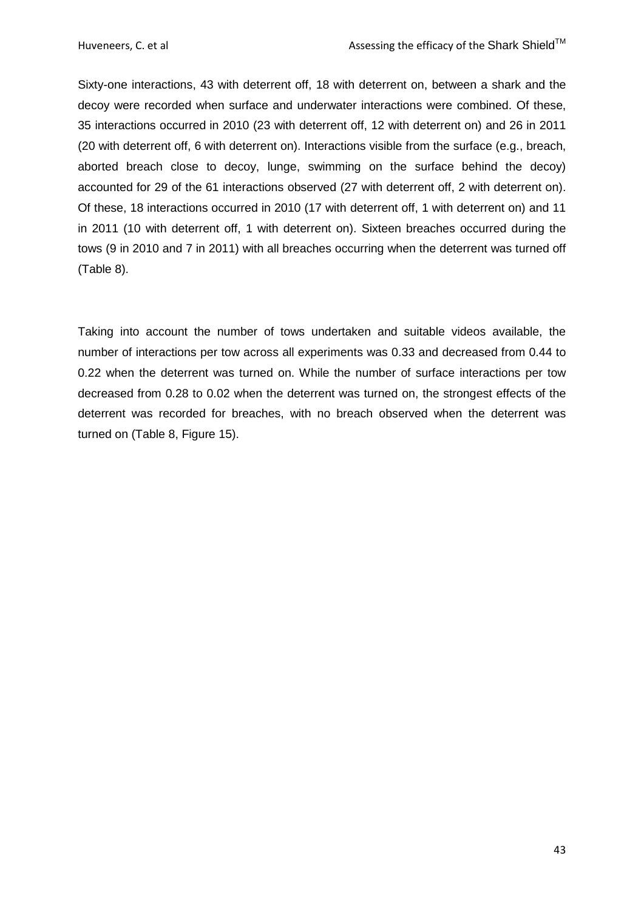Sixty-one interactions, 43 with deterrent off, 18 with deterrent on, between a shark and the decoy were recorded when surface and underwater interactions were combined. Of these, 35 interactions occurred in 2010 (23 with deterrent off, 12 with deterrent on) and 26 in 2011 (20 with deterrent off, 6 with deterrent on). Interactions visible from the surface (e.g., breach, aborted breach close to decoy, lunge, swimming on the surface behind the decoy) accounted for 29 of the 61 interactions observed (27 with deterrent off, 2 with deterrent on). Of these, 18 interactions occurred in 2010 (17 with deterrent off, 1 with deterrent on) and 11 in 2011 (10 with deterrent off, 1 with deterrent on). Sixteen breaches occurred during the tows (9 in 2010 and 7 in 2011) with all breaches occurring when the deterrent was turned off (Table 8).

Taking into account the number of tows undertaken and suitable videos available, the number of interactions per tow across all experiments was 0.33 and decreased from 0.44 to 0.22 when the deterrent was turned on. While the number of surface interactions per tow decreased from 0.28 to 0.02 when the deterrent was turned on, the strongest effects of the deterrent was recorded for breaches, with no breach observed when the deterrent was turned on (Table 8, Figure 15).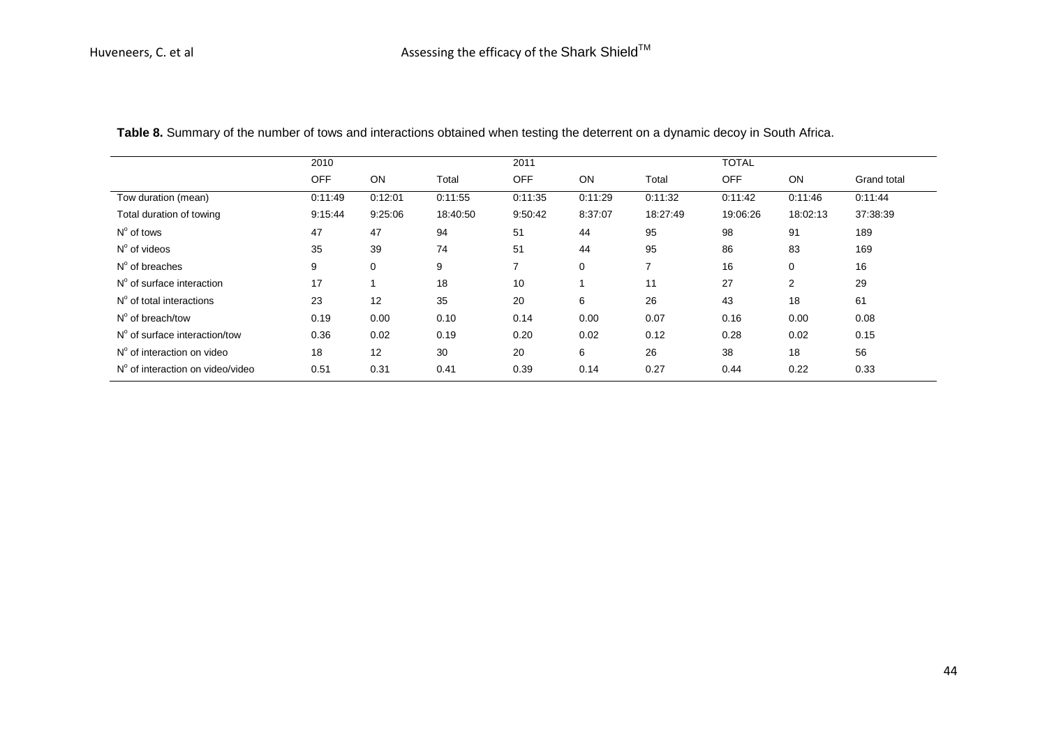**Table 8.** Summary of the number of tows and interactions obtained when testing the deterrent on a dynamic decoy in South Africa.

| | 2010 | | | 2011 | | | TOTAL | | |
|---|---|---|---|---|---|---|---|---|---|
| | OFF | ON | Total | OFF | ON | Total | OFF | ON | Grand total |
| Tow duration (mean) | 0:11:49 | 0:12:01 | 0:11:55 | 0:11:35 | 0:11:29 | 0:11:32 | 0:11:42 | 0:11:46 | 0:11:44 |
| Total duration of towing | 9:15:44 | 9:25:06 | 18:40:50 | 9:50:42 | 8:37:07 | 18:27:49 | 19:06:26 | 18:02:13 | 37:38:39 |
| N° of tows | 47 | 47 | 94 | 51 | 44 | 95 | 98 | 91 | 189 |
| N° of videos | 35 | 39 | 74 | 51 | 44 | 95 | 86 | 83 | 169 |
| N° of breaches | 9 | 0 | 9 | 7 | 0 | 7 | 16 | 0 | 16 |
| N° of surface interaction | 17 | 1 | 18 | 10 | 1 | 11 | 27 | 2 | 29 |
| N° of total interactions | 23 | 12 | 35 | 20 | 6 | 26 | 43 | 18 | 61 |
| N° of breach/tow | 0.19 | 0.00 | 0.10 | 0.14 | 0.00 | 0.07 | 0.16 | 0.00 | 0.08 |
| N° of surface interaction/tow | 0.36 | 0.02 | 0.19 | 0.20 | 0.02 | 0.12 | 0.28 | 0.02 | 0.15 |
| N° of interaction on video | 18 | 12 | 30 | 20 | 6 | 26 | 38 | 18 | 56 |
| N° of interaction on video/video | 0.51 | 0.31 | 0.41 | 0.39 | 0.14 | 0.27 | 0.44 | 0.22 | 0.33 |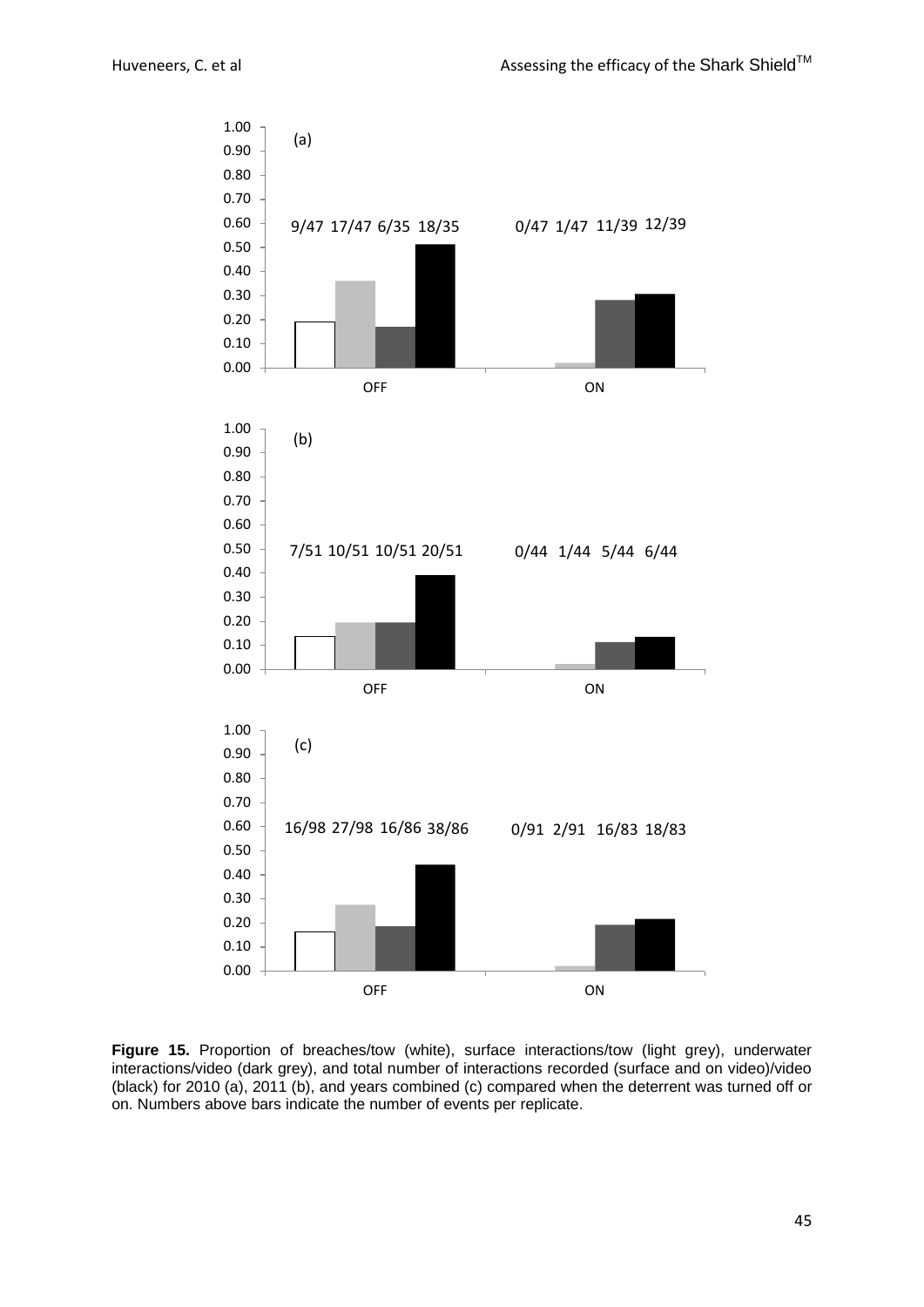(a)

| | OFF | ON |
|---|---|---|
| Breaches/tow (white) | 9/47 | 0/47 |
| Surface interactions/tow (light grey) | 17/47 | 1/47 |
| Underwater interactions/video (dark grey) | 6/35 | 11/39 |
| Total interactions/video (black) | 18/35 | 12/39 |

(b)

| | OFF | ON |
|---|---|---|
| Breaches/tow (white) | 7/51 | 0/44 |
| Surface interactions/tow (light grey) | 10/51 | 1/44 |
| Underwater interactions/video (dark grey) | 10/51 | 5/44 |
| Total interactions/video (black) | 20/51 | 6/44 |

(c)

| | OFF | ON |
|---|---|---|
| Breaches/tow (white) | 16/98 | 0/91 |
| Surface interactions/tow (light grey) | 27/98 | 2/91 |
| Underwater interactions/video (dark grey) | 16/86 | 16/83 |
| Total interactions/video (black) | 38/86 | 18/83 |

**Figure 15.** Proportion of breaches/tow (white), surface interactions/tow (light grey), underwater interactions/video (dark grey), and total number of interactions recorded (surface and on video)/video (black) for 2010 (a), 2011 (b), and years combined (c) compared when the deterrent was turned off or on. Numbers above bars indicate the number of events per replicate.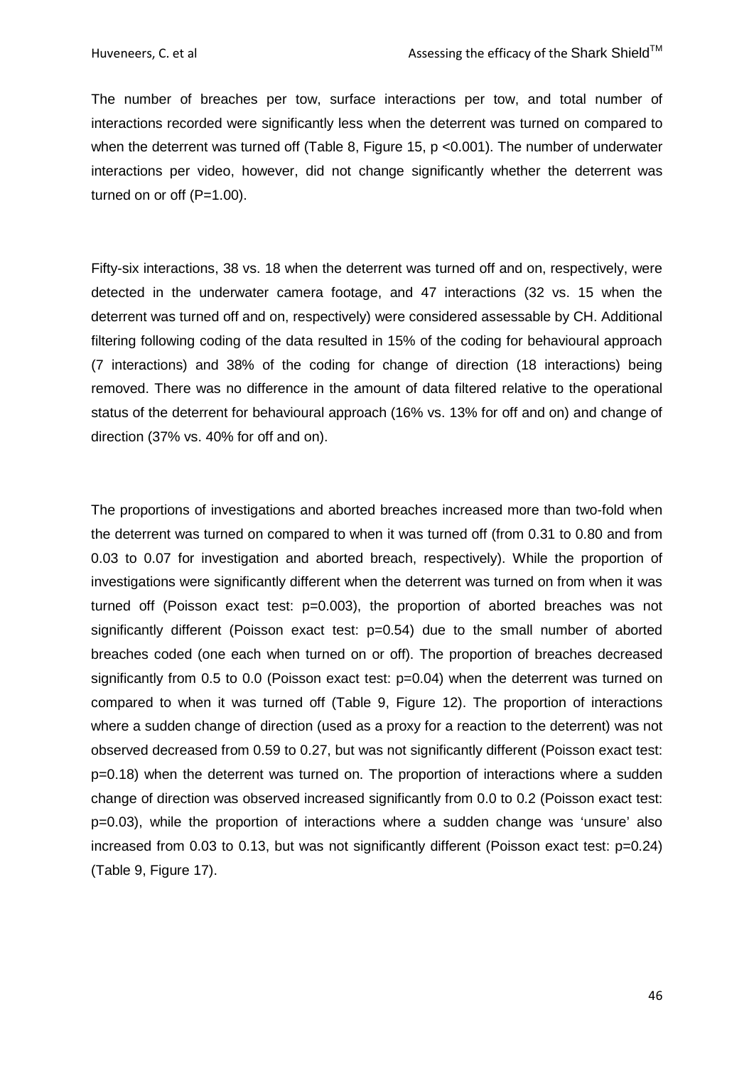The number of breaches per tow, surface interactions per tow, and total number of interactions recorded were significantly less when the deterrent was turned on compared to when the deterrent was turned off (Table 8, Figure 15, $p < 0.001$). The number of underwater interactions per video, however, did not change significantly whether the deterrent was turned on or off ($P = 1.00$).

Fifty-six interactions, 38 vs. 18 when the deterrent was turned off and on, respectively, were detected in the underwater camera footage, and 47 interactions (32 vs. 15 when the deterrent was turned off and on, respectively) were considered assessable by CH. Additional filtering following coding of the data resulted in 15% of the coding for behavioural approach (7 interactions) and 38% of the coding for change of direction (18 interactions) being removed. There was no difference in the amount of data filtered relative to the operational status of the deterrent for behavioural approach (16% vs. 13% for off and on) and change of direction (37% vs. 40% for off and on).

The proportions of investigations and aborted breaches increased more than two-fold when the deterrent was turned on compared to when it was turned off (from 0.31 to 0.80 and from 0.03 to 0.07 for investigation and aborted breach, respectively). While the proportion of investigations were significantly different when the deterrent was turned on from when it was turned off (Poisson exact test: $p = 0.003$), the proportion of aborted breaches was not significantly different (Poisson exact test: $p = 0.54$) due to the small number of aborted breaches coded (one each when turned on or off). The proportion of breaches decreased significantly from 0.5 to 0.0 (Poisson exact test: $p = 0.04$) when the deterrent was turned on compared to when it was turned off (Table 9, Figure 12). The proportion of interactions where a sudden change of direction (used as a proxy for a reaction to the deterrent) was not observed decreased from 0.59 to 0.27, but was not significantly different (Poisson exact test: $p = 0.18$) when the deterrent was turned on. The proportion of interactions where a sudden change of direction was observed increased significantly from 0.0 to 0.2 (Poisson exact test: $p = 0.03$), while the proportion of interactions where a sudden change was 'unsure' also increased from 0.03 to 0.13, but was not significantly different (Poisson exact test: $p = 0.24$) (Table 9, Figure 17).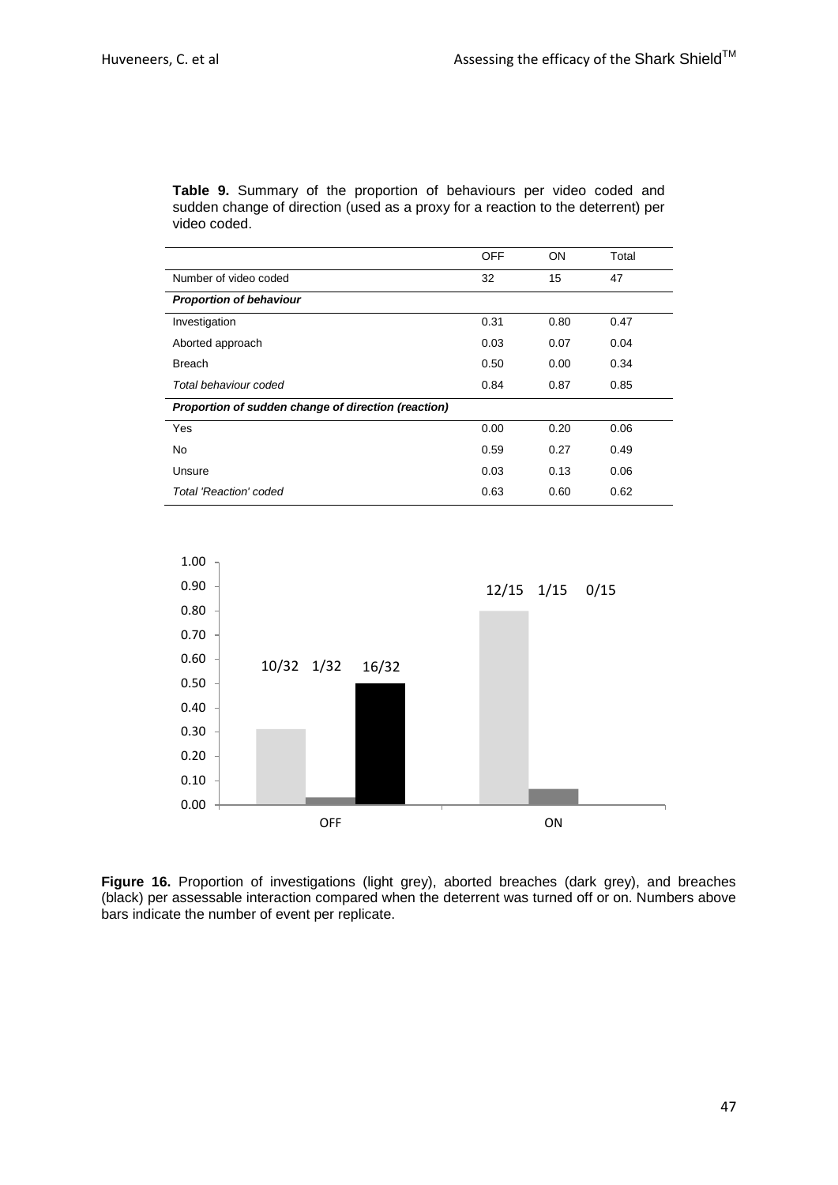**Table 9.** Summary of the proportion of behaviours per video coded and sudden change of direction (used as a proxy for a reaction to the deterrent) per video coded.

| | OFF | ON | Total |
|---|---|---|---|
| Number of video coded | 32 | 15 | 47 |
| ***Proportion of behaviour*** | | | |
| Investigation | 0.31 | 0.80 | 0.47 |
| Aborted approach | 0.03 | 0.07 | 0.04 |
| Breach | 0.50 | 0.00 | 0.34 |
| *Total behaviour coded* | 0.84 | 0.87 | 0.85 |
| ***Proportion of sudden change of direction (reaction)*** | | | |
| Yes | 0.00 | 0.20 | 0.06 |
| No | 0.59 | 0.27 | 0.49 |
| Unsure | 0.03 | 0.13 | 0.06 |
| *Total 'Reaction' coded* | 0.63 | 0.60 | 0.62 |

**Figure 16.** Proportion of investigations (light grey), aborted breaches (dark grey), and breaches (black) per assessable interaction compared when the deterrent was turned off or on. Numbers above bars indicate the number of event per replicate.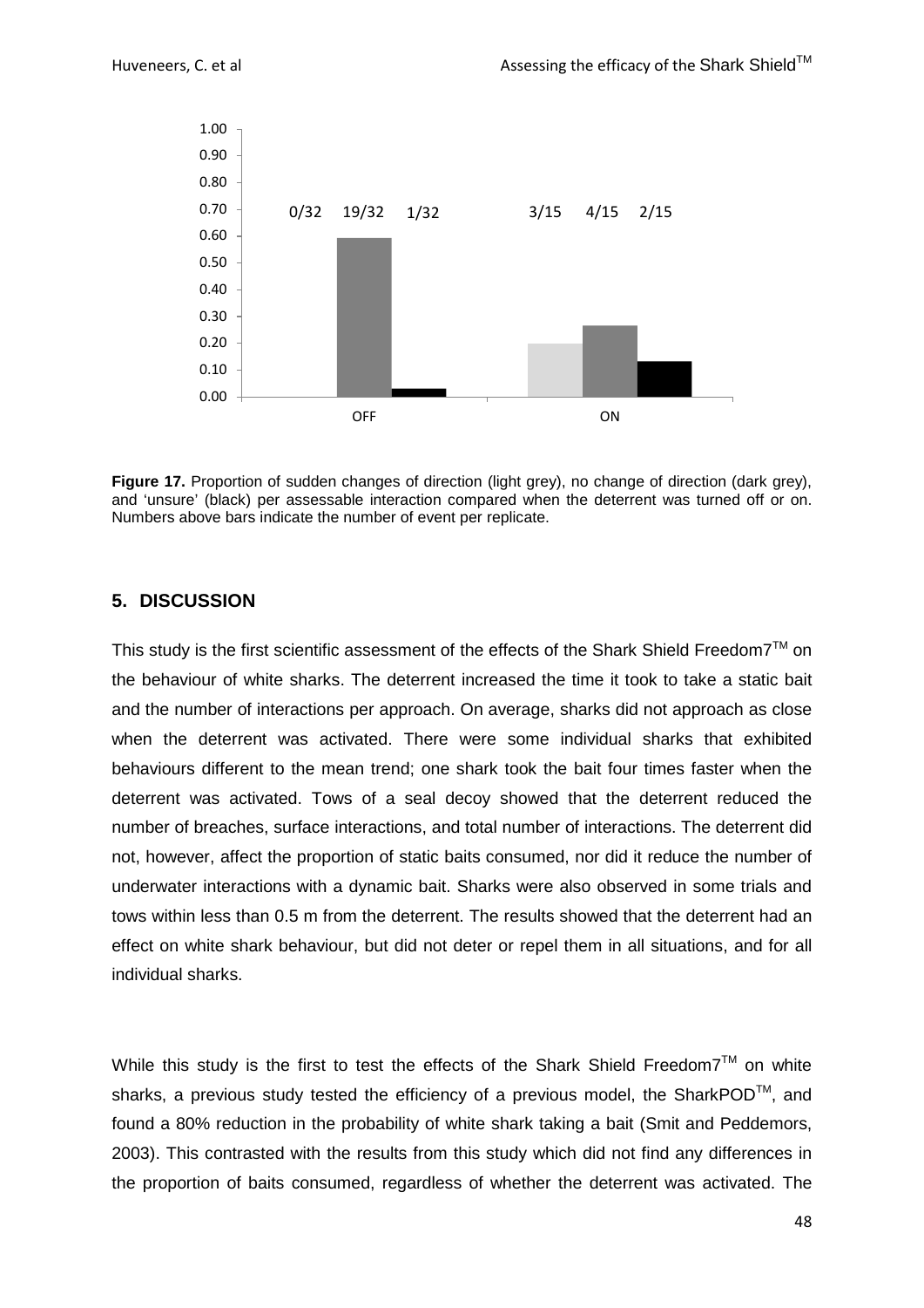Figure 17. Proportion of sudden changes of direction (light grey), no change of direction (dark grey), and 'unsure' (black) per assessable interaction compared when the deterrent was turned off or on. Numbers above bars indicate the number of event per replicate.

## 5. DISCUSSION

This study is the first scientific assessment of the effects of the Shark Shield Freedom7™ on the behaviour of white sharks. The deterrent increased the time it took to take a static bait and the number of interactions per approach. On average, sharks did not approach as close when the deterrent was activated. There were some individual sharks that exhibited behaviours different to the mean trend; one shark took the bait four times faster when the deterrent was activated. Tows of a seal decoy showed that the deterrent reduced the number of breaches, surface interactions, and total number of interactions. The deterrent did not, however, affect the proportion of static baits consumed, nor did it reduce the number of underwater interactions with a dynamic bait. Sharks were also observed in some trials and tows within less than 0.5 m from the deterrent. The results showed that the deterrent had an effect on white shark behaviour, but did not deter or repel them in all situations, and for all individual sharks.

While this study is the first to test the effects of the Shark Shield Freedom7™ on white sharks, a previous study tested the efficiency of a previous model, the SharkPOD™, and found a 80% reduction in the probability of white shark taking a bait (Smit and Peddemors, 2003). This contrasted with the results from this study which did not find any differences in the proportion of baits consumed, regardless of whether the deterrent was activated. The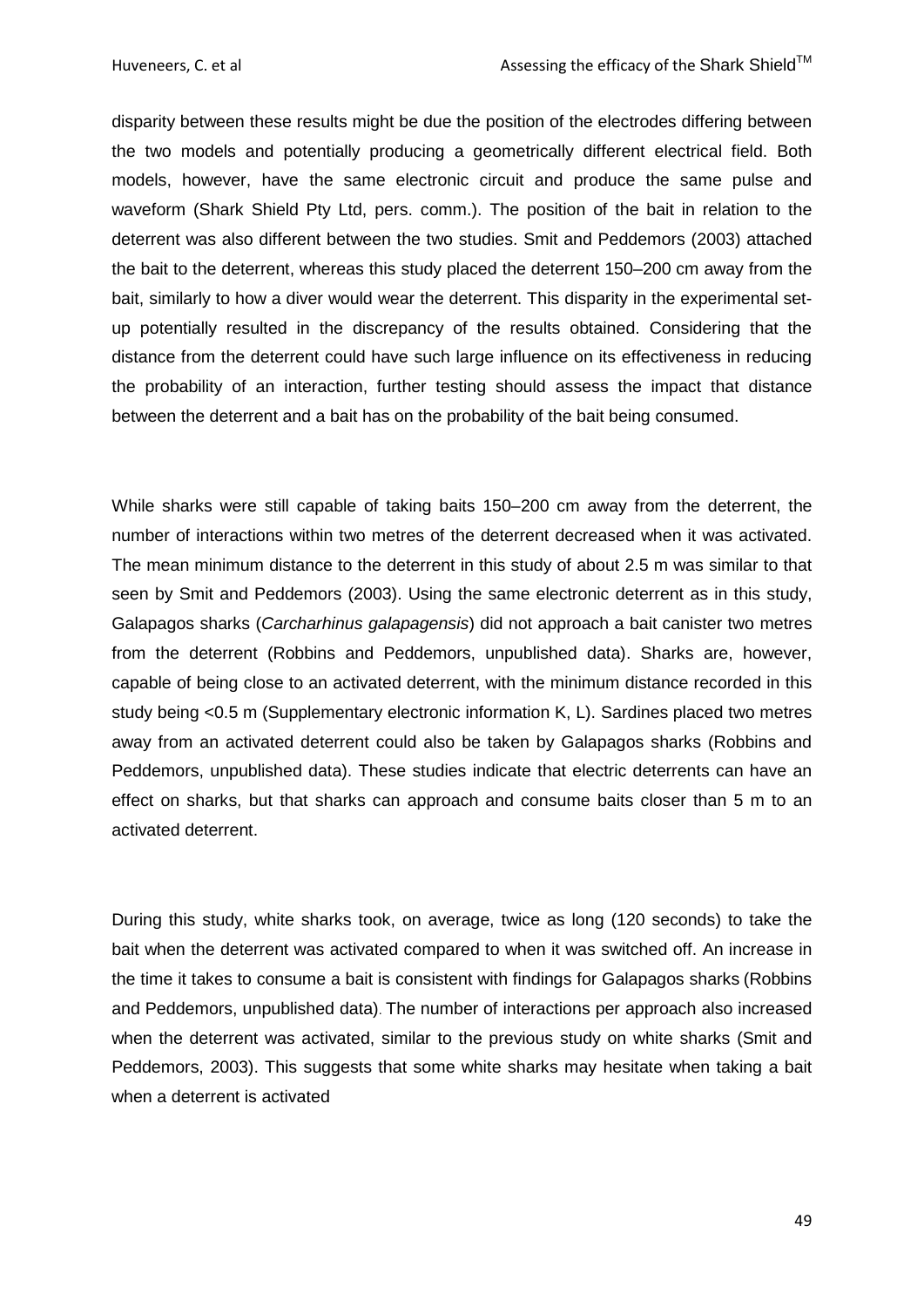disparity between these results might be due the position of the electrodes differing between the two models and potentially producing a geometrically different electrical field. Both models, however, have the same electronic circuit and produce the same pulse and waveform (Shark Shield Pty Ltd, pers. comm.). The position of the bait in relation to the deterrent was also different between the two studies. Smit and Peddemors (2003) attached the bait to the deterrent, whereas this study placed the deterrent 150–200 cm away from the bait, similarly to how a diver would wear the deterrent. This disparity in the experimental set-up potentially resulted in the discrepancy of the results obtained. Considering that the distance from the deterrent could have such large influence on its effectiveness in reducing the probability of an interaction, further testing should assess the impact that distance between the deterrent and a bait has on the probability of the bait being consumed.

While sharks were still capable of taking baits 150–200 cm away from the deterrent, the number of interactions within two metres of the deterrent decreased when it was activated. The mean minimum distance to the deterrent in this study of about 2.5 m was similar to that seen by Smit and Peddemors (2003). Using the same electronic deterrent as in this study, Galapagos sharks (*Carcharhinus galapagensis*) did not approach a bait canister two metres from the deterrent (Robbins and Peddemors, unpublished data). Sharks are, however, capable of being close to an activated deterrent, with the minimum distance recorded in this study being <0.5 m (Supplementary electronic information K, L). Sardines placed two metres away from an activated deterrent could also be taken by Galapagos sharks (Robbins and Peddemors, unpublished data). These studies indicate that electric deterrents can have an effect on sharks, but that sharks can approach and consume baits closer than 5 m to an activated deterrent.

During this study, white sharks took, on average, twice as long (120 seconds) to take the bait when the deterrent was activated compared to when it was switched off. An increase in the time it takes to consume a bait is consistent with findings for Galapagos sharks (Robbins and Peddemors, unpublished data). The number of interactions per approach also increased when the deterrent was activated, similar to the previous study on white sharks (Smit and Peddemors, 2003). This suggests that some white sharks may hesitate when taking a bait when a deterrent is activated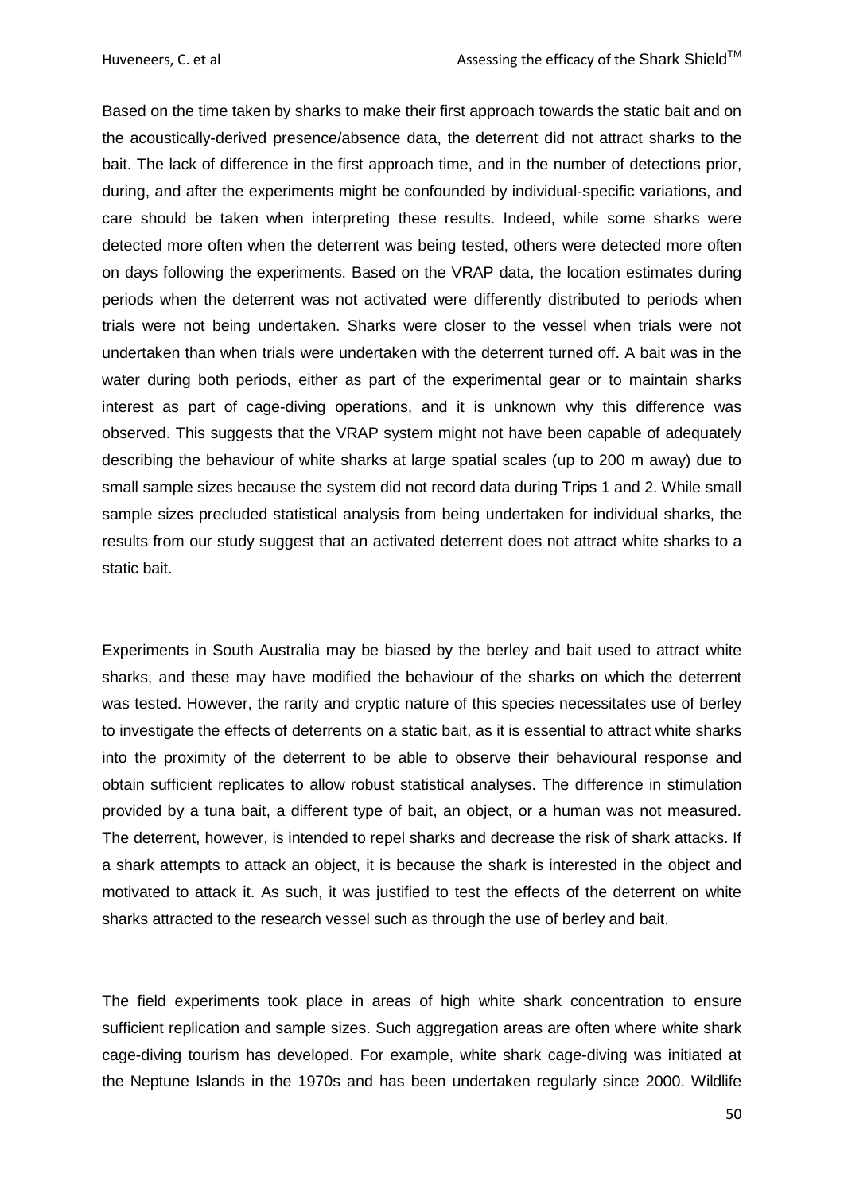Based on the time taken by sharks to make their first approach towards the static bait and on the acoustically-derived presence/absence data, the deterrent did not attract sharks to the bait. The lack of difference in the first approach time, and in the number of detections prior, during, and after the experiments might be confounded by individual-specific variations, and care should be taken when interpreting these results. Indeed, while some sharks were detected more often when the deterrent was being tested, others were detected more often on days following the experiments. Based on the VRAP data, the location estimates during periods when the deterrent was not activated were differently distributed to periods when trials were not being undertaken. Sharks were closer to the vessel when trials were not undertaken than when trials were undertaken with the deterrent turned off. A bait was in the water during both periods, either as part of the experimental gear or to maintain sharks interest as part of cage-diving operations, and it is unknown why this difference was observed. This suggests that the VRAP system might not have been capable of adequately describing the behaviour of white sharks at large spatial scales (up to 200 m away) due to small sample sizes because the system did not record data during Trips 1 and 2. While small sample sizes precluded statistical analysis from being undertaken for individual sharks, the results from our study suggest that an activated deterrent does not attract white sharks to a static bait.

Experiments in South Australia may be biased by the berley and bait used to attract white sharks, and these may have modified the behaviour of the sharks on which the deterrent was tested. However, the rarity and cryptic nature of this species necessitates use of berley to investigate the effects of deterrents on a static bait, as it is essential to attract white sharks into the proximity of the deterrent to be able to observe their behavioural response and obtain sufficient replicates to allow robust statistical analyses. The difference in stimulation provided by a tuna bait, a different type of bait, an object, or a human was not measured. The deterrent, however, is intended to repel sharks and decrease the risk of shark attacks. If a shark attempts to attack an object, it is because the shark is interested in the object and motivated to attack it. As such, it was justified to test the effects of the deterrent on white sharks attracted to the research vessel such as through the use of berley and bait.

The field experiments took place in areas of high white shark concentration to ensure sufficient replication and sample sizes. Such aggregation areas are often where white shark cage-diving tourism has developed. For example, white shark cage-diving was initiated at the Neptune Islands in the 1970s and has been undertaken regularly since 2000. Wildlife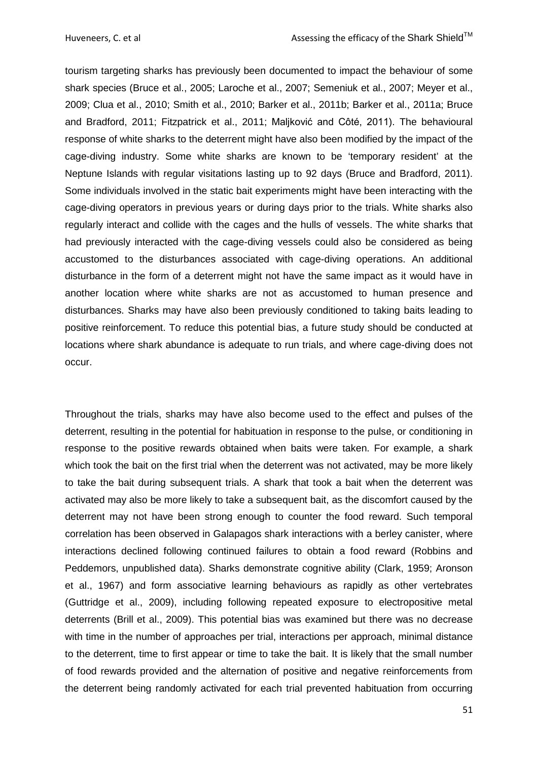tourism targeting sharks has previously been documented to impact the behaviour of some shark species (Bruce et al., 2005; Laroche et al., 2007; Semeniuk et al., 2007; Meyer et al., 2009; Clua et al., 2010; Smith et al., 2010; Barker et al., 2011b; Barker et al., 2011a; Bruce and Bradford, 2011; Fitzpatrick et al., 2011; Maljković and Côté, 2011). The behavioural response of white sharks to the deterrent might have also been modified by the impact of the cage-diving industry. Some white sharks are known to be 'temporary resident' at the Neptune Islands with regular visitations lasting up to 92 days (Bruce and Bradford, 2011). Some individuals involved in the static bait experiments might have been interacting with the cage-diving operators in previous years or during days prior to the trials. White sharks also regularly interact and collide with the cages and the hulls of vessels. The white sharks that had previously interacted with the cage-diving vessels could also be considered as being accustomed to the disturbances associated with cage-diving operations. An additional disturbance in the form of a deterrent might not have the same impact as it would have in another location where white sharks are not as accustomed to human presence and disturbances. Sharks may have also been previously conditioned to taking baits leading to positive reinforcement. To reduce this potential bias, a future study should be conducted at locations where shark abundance is adequate to run trials, and where cage-diving does not occur.

Throughout the trials, sharks may have also become used to the effect and pulses of the deterrent, resulting in the potential for habituation in response to the pulse, or conditioning in response to the positive rewards obtained when baits were taken. For example, a shark which took the bait on the first trial when the deterrent was not activated, may be more likely to take the bait during subsequent trials. A shark that took a bait when the deterrent was activated may also be more likely to take a subsequent bait, as the discomfort caused by the deterrent may not have been strong enough to counter the food reward. Such temporal correlation has been observed in Galapagos shark interactions with a berley canister, where interactions declined following continued failures to obtain a food reward (Robbins and Peddemors, unpublished data). Sharks demonstrate cognitive ability (Clark, 1959; Aronson et al., 1967) and form associative learning behaviours as rapidly as other vertebrates (Guttridge et al., 2009), including following repeated exposure to electropositive metal deterrents (Brill et al., 2009). This potential bias was examined but there was no decrease with time in the number of approaches per trial, interactions per approach, minimal distance to the deterrent, time to first appear or time to take the bait. It is likely that the small number of food rewards provided and the alternation of positive and negative reinforcements from the deterrent being randomly activated for each trial prevented habituation from occurring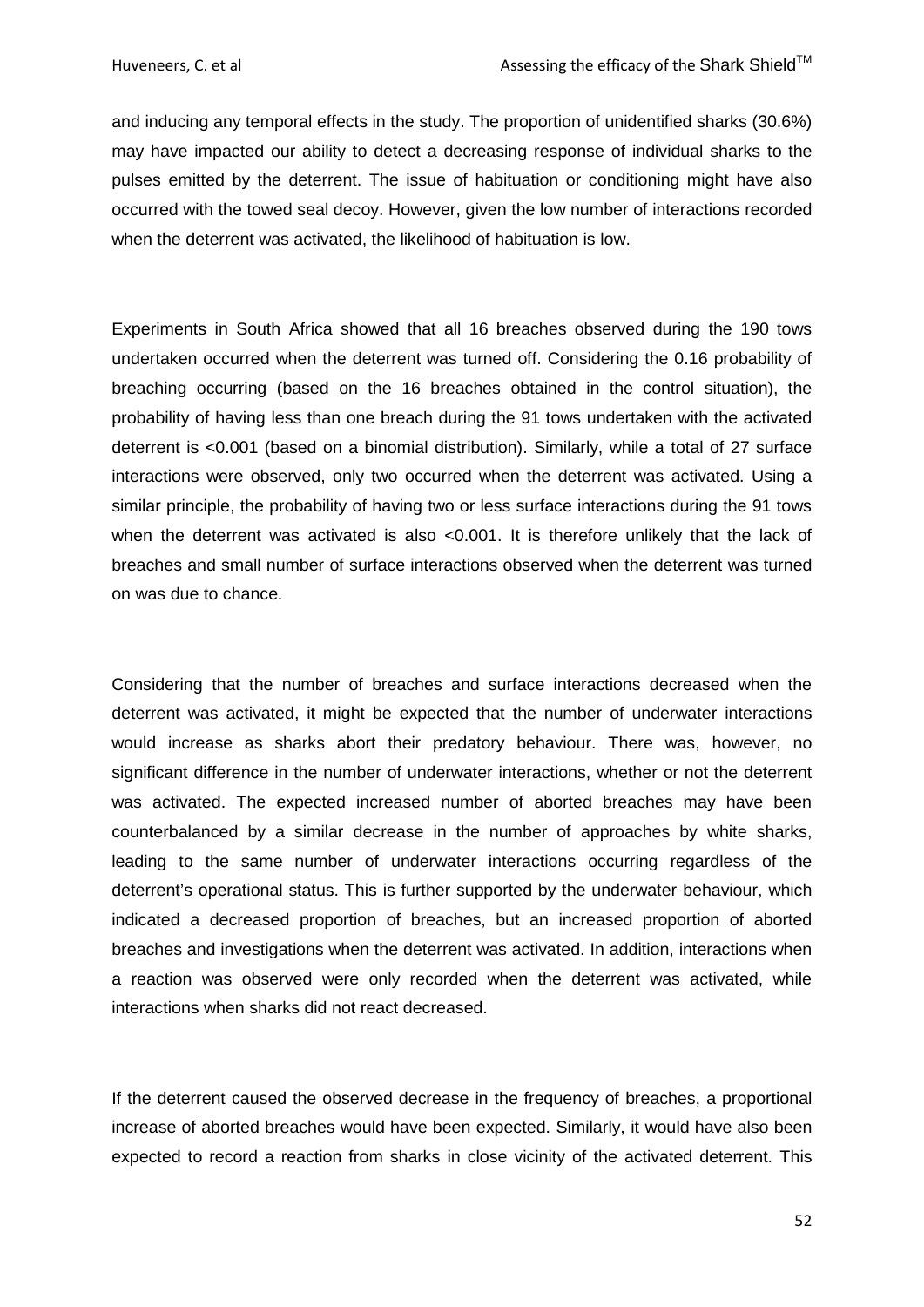and inducing any temporal effects in the study. The proportion of unidentified sharks (30.6%) may have impacted our ability to detect a decreasing response of individual sharks to the pulses emitted by the deterrent. The issue of habituation or conditioning might have also occurred with the towed seal decoy. However, given the low number of interactions recorded when the deterrent was activated, the likelihood of habituation is low.

Experiments in South Africa showed that all 16 breaches observed during the 190 tows undertaken occurred when the deterrent was turned off. Considering the 0.16 probability of breaching occurring (based on the 16 breaches obtained in the control situation), the probability of having less than one breach during the 91 tows undertaken with the activated deterrent is <0.001 (based on a binomial distribution). Similarly, while a total of 27 surface interactions were observed, only two occurred when the deterrent was activated. Using a similar principle, the probability of having two or less surface interactions during the 91 tows when the deterrent was activated is also <0.001. It is therefore unlikely that the lack of breaches and small number of surface interactions observed when the deterrent was turned on was due to chance.

Considering that the number of breaches and surface interactions decreased when the deterrent was activated, it might be expected that the number of underwater interactions would increase as sharks abort their predatory behaviour. There was, however, no significant difference in the number of underwater interactions, whether or not the deterrent was activated. The expected increased number of aborted breaches may have been counterbalanced by a similar decrease in the number of approaches by white sharks, leading to the same number of underwater interactions occurring regardless of the deterrent's operational status. This is further supported by the underwater behaviour, which indicated a decreased proportion of breaches, but an increased proportion of aborted breaches and investigations when the deterrent was activated. In addition, interactions when a reaction was observed were only recorded when the deterrent was activated, while interactions when sharks did not react decreased.

If the deterrent caused the observed decrease in the frequency of breaches, a proportional increase of aborted breaches would have been expected. Similarly, it would have also been expected to record a reaction from sharks in close vicinity of the activated deterrent. This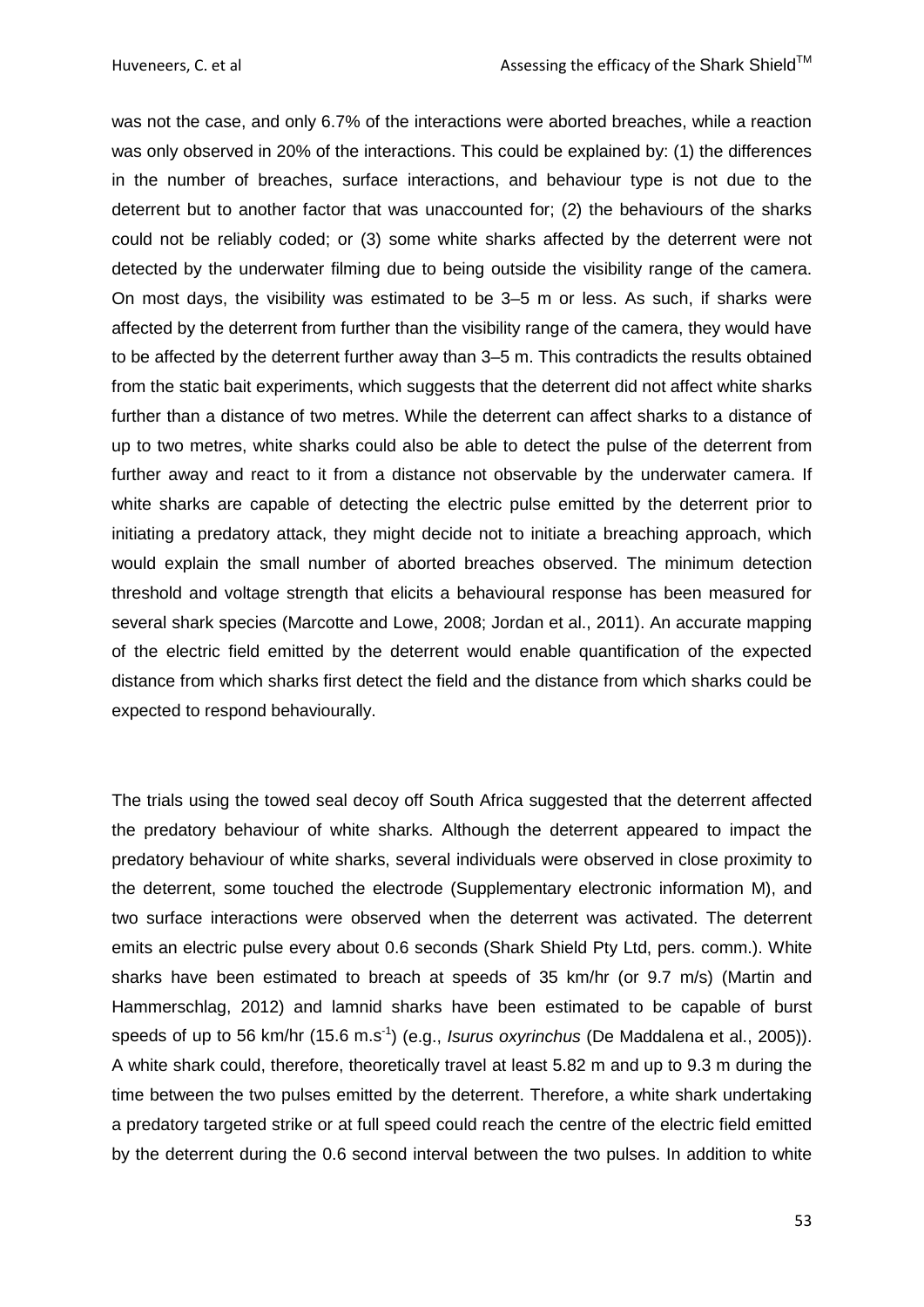was not the case, and only 6.7% of the interactions were aborted breaches, while a reaction was only observed in 20% of the interactions. This could be explained by: (1) the differences in the number of breaches, surface interactions, and behaviour type is not due to the deterrent but to another factor that was unaccounted for; (2) the behaviours of the sharks could not be reliably coded; or (3) some white sharks affected by the deterrent were not detected by the underwater filming due to being outside the visibility range of the camera. On most days, the visibility was estimated to be 3–5 m or less. As such, if sharks were affected by the deterrent from further than the visibility range of the camera, they would have to be affected by the deterrent further away than 3–5 m. This contradicts the results obtained from the static bait experiments, which suggests that the deterrent did not affect white sharks further than a distance of two metres. While the deterrent can affect sharks to a distance of up to two metres, white sharks could also be able to detect the pulse of the deterrent from further away and react to it from a distance not observable by the underwater camera. If white sharks are capable of detecting the electric pulse emitted by the deterrent prior to initiating a predatory attack, they might decide not to initiate a breaching approach, which would explain the small number of aborted breaches observed. The minimum detection threshold and voltage strength that elicits a behavioural response has been measured for several shark species (Marcotte and Lowe, 2008; Jordan et al., 2011). An accurate mapping of the electric field emitted by the deterrent would enable quantification of the expected distance from which sharks first detect the field and the distance from which sharks could be expected to respond behaviourally.

The trials using the towed seal decoy off South Africa suggested that the deterrent affected the predatory behaviour of white sharks. Although the deterrent appeared to impact the predatory behaviour of white sharks, several individuals were observed in close proximity to the deterrent, some touched the electrode (Supplementary electronic information M), and two surface interactions were observed when the deterrent was activated. The deterrent emits an electric pulse every about 0.6 seconds (Shark Shield Pty Ltd, pers. comm.). White sharks have been estimated to breach at speeds of 35 km/hr (or 9.7 m/s) (Martin and Hammerschlag, 2012) and lamnid sharks have been estimated to be capable of burst speeds of up to 56 km/hr (15.6 $m.s^{-1}$) (e.g., *Isurus oxyrinchus* (De Maddalena et al., 2005)). A white shark could, therefore, theoretically travel at least 5.82 m and up to 9.3 m during the time between the two pulses emitted by the deterrent. Therefore, a white shark undertaking a predatory targeted strike or at full speed could reach the centre of the electric field emitted by the deterrent during the 0.6 second interval between the two pulses. In addition to white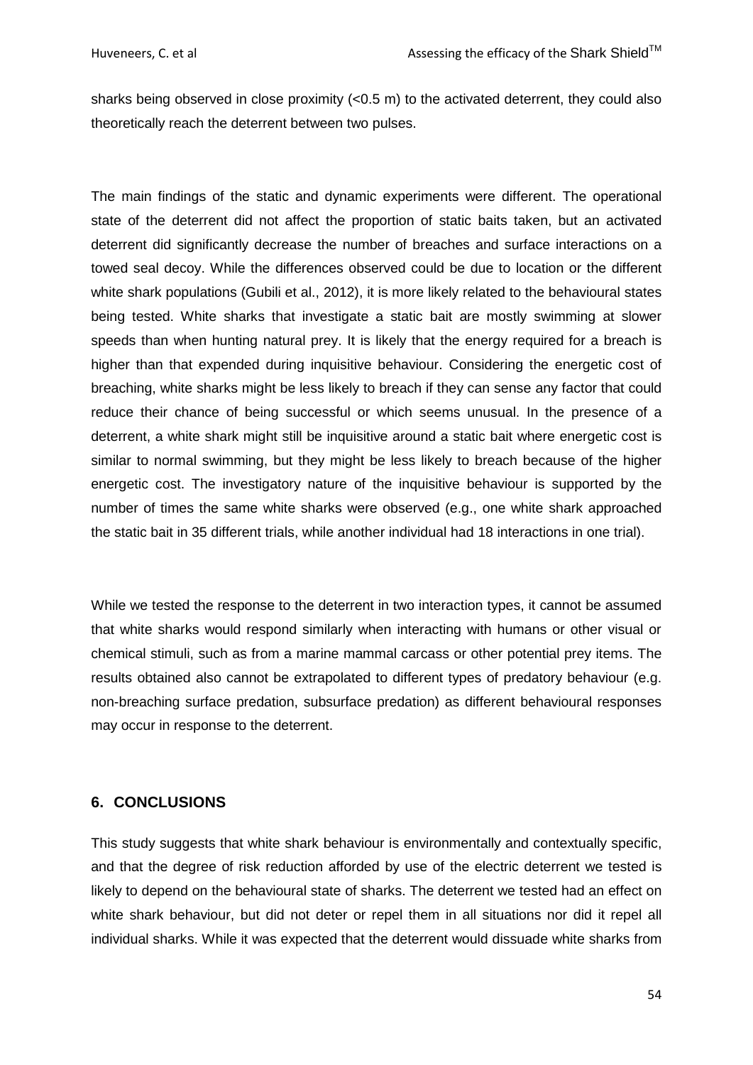sharks being observed in close proximity (<0.5 m) to the activated deterrent, they could also theoretically reach the deterrent between two pulses.

The main findings of the static and dynamic experiments were different. The operational state of the deterrent did not affect the proportion of static baits taken, but an activated deterrent did significantly decrease the number of breaches and surface interactions on a towed seal decoy. While the differences observed could be due to location or the different white shark populations (Gubili et al., 2012), it is more likely related to the behavioural states being tested. White sharks that investigate a static bait are mostly swimming at slower speeds than when hunting natural prey. It is likely that the energy required for a breach is higher than that expended during inquisitive behaviour. Considering the energetic cost of breaching, white sharks might be less likely to breach if they can sense any factor that could reduce their chance of being successful or which seems unusual. In the presence of a deterrent, a white shark might still be inquisitive around a static bait where energetic cost is similar to normal swimming, but they might be less likely to breach because of the higher energetic cost. The investigatory nature of the inquisitive behaviour is supported by the number of times the same white sharks were observed (e.g., one white shark approached the static bait in 35 different trials, while another individual had 18 interactions in one trial).

While we tested the response to the deterrent in two interaction types, it cannot be assumed that white sharks would respond similarly when interacting with humans or other visual or chemical stimuli, such as from a marine mammal carcass or other potential prey items. The results obtained also cannot be extrapolated to different types of predatory behaviour (e.g. non-breaching surface predation, subsurface predation) as different behavioural responses may occur in response to the deterrent.

## 6. CONCLUSIONS

This study suggests that white shark behaviour is environmentally and contextually specific, and that the degree of risk reduction afforded by use of the electric deterrent we tested is likely to depend on the behavioural state of sharks. The deterrent we tested had an effect on white shark behaviour, but did not deter or repel them in all situations nor did it repel all individual sharks. While it was expected that the deterrent would dissuade white sharks from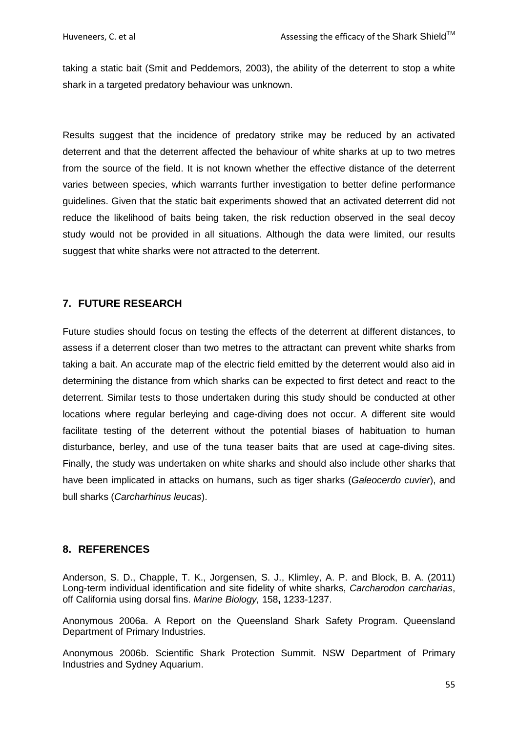taking a static bait (Smit and Peddemors, 2003), the ability of the deterrent to stop a white shark in a targeted predatory behaviour was unknown.

Results suggest that the incidence of predatory strike may be reduced by an activated deterrent and that the deterrent affected the behaviour of white sharks at up to two metres from the source of the field. It is not known whether the effective distance of the deterrent varies between species, which warrants further investigation to better define performance guidelines. Given that the static bait experiments showed that an activated deterrent did not reduce the likelihood of baits being taken, the risk reduction observed in the seal decoy study would not be provided in all situations. Although the data were limited, our results suggest that white sharks were not attracted to the deterrent.

## 7. FUTURE RESEARCH

Future studies should focus on testing the effects of the deterrent at different distances, to assess if a deterrent closer than two metres to the attractant can prevent white sharks from taking a bait. An accurate map of the electric field emitted by the deterrent would also aid in determining the distance from which sharks can be expected to first detect and react to the deterrent. Similar tests to those undertaken during this study should be conducted at other locations where regular berleying and cage-diving does not occur. A different site would facilitate testing of the deterrent without the potential biases of habituation to human disturbance, berley, and use of the tuna teaser baits that are used at cage-diving sites. Finally, the study was undertaken on white sharks and should also include other sharks that have been implicated in attacks on humans, such as tiger sharks (*Galeocerdo cuvier*), and bull sharks (*Carcharhinus leucas*).

## 8. REFERENCES

Anderson, S. D., Chapple, T. K., Jorgensen, S. J., Klimley, A. P. and Block, B. A. (2011) Long-term individual identification and site fidelity of white sharks, *Carcharodon carcharias*, off California using dorsal fins. *Marine Biology,* 158**,** 1233-1237.

Anonymous 2006a. A Report on the Queensland Shark Safety Program. Queensland Department of Primary Industries.

Anonymous 2006b. Scientific Shark Protection Summit. NSW Department of Primary Industries and Sydney Aquarium.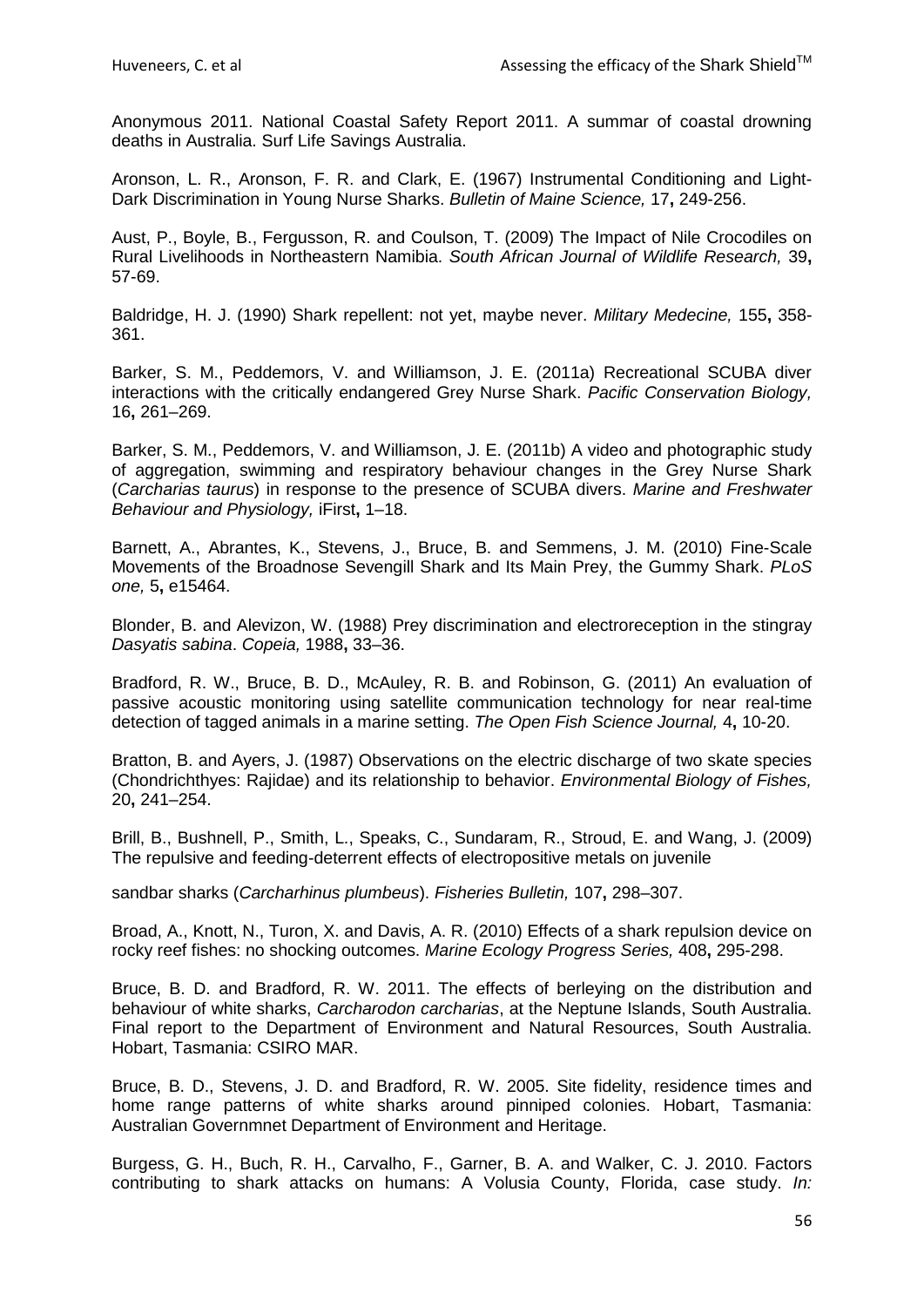Anonymous 2011. National Coastal Safety Report 2011. A summar of coastal drowning deaths in Australia. Surf Life Savings Australia.

Aronson, L. R., Aronson, F. R. and Clark, E. (1967) Instrumental Conditioning and Light-Dark Discrimination in Young Nurse Sharks. *Bulletin of Maine Science,* 17**,** 249-256.

Aust, P., Boyle, B., Fergusson, R. and Coulson, T. (2009) The Impact of Nile Crocodiles on Rural Livelihoods in Northeastern Namibia. *South African Journal of Wildlife Research,* 39**,** 57-69.

Baldridge, H. J. (1990) Shark repellent: not yet, maybe never. *Military Medecine,* 155**,** 358-361.

Barker, S. M., Peddemors, V. and Williamson, J. E. (2011a) Recreational SCUBA diver interactions with the critically endangered Grey Nurse Shark. *Pacific Conservation Biology,* 16**,** 261–269.

Barker, S. M., Peddemors, V. and Williamson, J. E. (2011b) A video and photographic study of aggregation, swimming and respiratory behaviour changes in the Grey Nurse Shark (*Carcharias taurus*) in response to the presence of SCUBA divers. *Marine and Freshwater Behaviour and Physiology,* iFirst**,** 1–18.

Barnett, A., Abrantes, K., Stevens, J., Bruce, B. and Semmens, J. M. (2010) Fine-Scale Movements of the Broadnose Sevengill Shark and Its Main Prey, the Gummy Shark. *PLoS one,* 5**,** e15464.

Blonder, B. and Alevizon, W. (1988) Prey discrimination and electroreception in the stingray *Dasyatis sabina*. *Copeia,* 1988**,** 33–36.

Bradford, R. W., Bruce, B. D., McAuley, R. B. and Robinson, G. (2011) An evaluation of passive acoustic monitoring using satellite communication technology for near real-time detection of tagged animals in a marine setting. *The Open Fish Science Journal,* 4**,** 10-20.

Bratton, B. and Ayers, J. (1987) Observations on the electric discharge of two skate species (Chondrichthyes: Rajidae) and its relationship to behavior. *Environmental Biology of Fishes,* 20**,** 241–254.

Brill, B., Bushnell, P., Smith, L., Speaks, C., Sundaram, R., Stroud, E. and Wang, J. (2009) The repulsive and feeding-deterrent effects of electropositive metals on juvenile

sandbar sharks (*Carcharhinus plumbeus*). *Fisheries Bulletin,* 107**,** 298–307.

Broad, A., Knott, N., Turon, X. and Davis, A. R. (2010) Effects of a shark repulsion device on rocky reef fishes: no shocking outcomes. *Marine Ecology Progress Series,* 408**,** 295-298.

Bruce, B. D. and Bradford, R. W. 2011. The effects of berleying on the distribution and behaviour of white sharks, *Carcharodon carcharias*, at the Neptune Islands, South Australia. Final report to the Department of Environment and Natural Resources, South Australia. Hobart, Tasmania: CSIRO MAR.

Bruce, B. D., Stevens, J. D. and Bradford, R. W. 2005. Site fidelity, residence times and home range patterns of white sharks around pinniped colonies. Hobart, Tasmania: Australian Governmnet Department of Environment and Heritage.

Burgess, G. H., Buch, R. H., Carvalho, F., Garner, B. A. and Walker, C. J. 2010. Factors contributing to shark attacks on humans: A Volusia County, Florida, case study. *In:*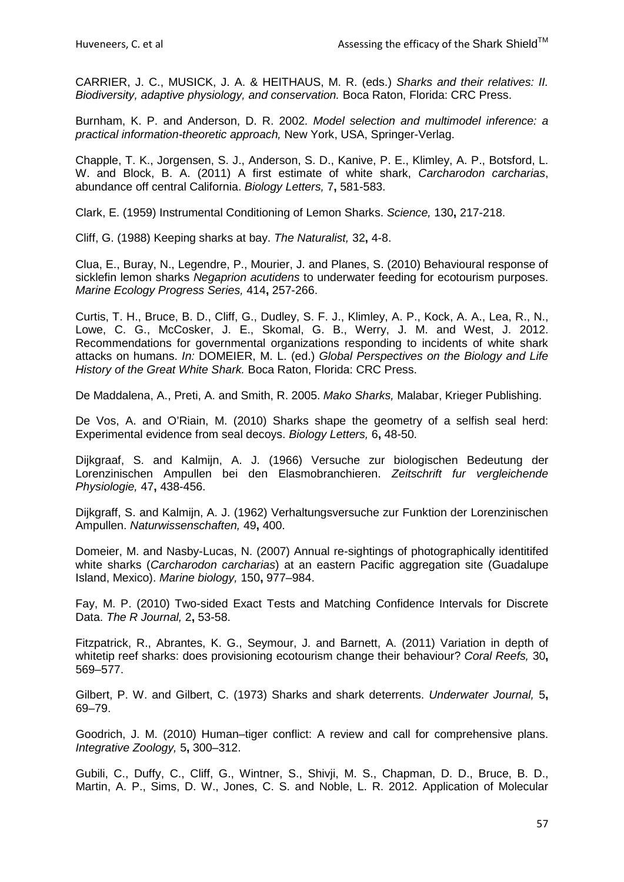CARRIER, J. C., MUSICK, J. A. & HEITHAUS, M. R. (eds.) *Sharks and their relatives: II. Biodiversity, adaptive physiology, and conservation.* Boca Raton, Florida: CRC Press.

Burnham, K. P. and Anderson, D. R. 2002. *Model selection and multimodel inference: a practical information-theoretic approach,* New York, USA, Springer-Verlag.

Chapple, T. K., Jorgensen, S. J., Anderson, S. D., Kanive, P. E., Klimley, A. P., Botsford, L. W. and Block, B. A. (2011) A first estimate of white shark, *Carcharodon carcharias*, abundance off central California. *Biology Letters,* 7**,** 581-583.

Clark, E. (1959) Instrumental Conditioning of Lemon Sharks. *Science,* 130**,** 217-218.

Cliff, G. (1988) Keeping sharks at bay. *The Naturalist,* 32**,** 4-8.

Clua, E., Buray, N., Legendre, P., Mourier, J. and Planes, S. (2010) Behavioural response of sicklefin lemon sharks *Negaprion acutidens* to underwater feeding for ecotourism purposes. *Marine Ecology Progress Series,* 414**,** 257-266.

Curtis, T. H., Bruce, B. D., Cliff, G., Dudley, S. F. J., Klimley, A. P., Kock, A. A., Lea, R., N., Lowe, C. G., McCosker, J. E., Skomal, G. B., Werry, J. M. and West, J. 2012. Recommendations for governmental organizations responding to incidents of white shark attacks on humans. *In:* DOMEIER, M. L. (ed.) *Global Perspectives on the Biology and Life History of the Great White Shark.* Boca Raton, Florida: CRC Press.

De Maddalena, A., Preti, A. and Smith, R. 2005. *Mako Sharks,* Malabar, Krieger Publishing.

De Vos, A. and O'Riain, M. (2010) Sharks shape the geometry of a selfish seal herd: Experimental evidence from seal decoys. *Biology Letters,* 6**,** 48-50.

Dijkgraaf, S. and Kalmijn, A. J. (1966) Versuche zur biologischen Bedeutung der Lorenzinischen Ampullen bei den Elasmobranchieren. *Zeitschrift fur vergleichende Physiologie,* 47**,** 438-456.

Dijkgraff, S. and Kalmijn, A. J. (1962) Verhaltungsversuche zur Funktion der Lorenzinischen Ampullen. *Naturwissenschaften,* 49**,** 400.

Domeier, M. and Nasby-Lucas, N. (2007) Annual re-sightings of photographically identitifed white sharks (*Carcharodon carcharias*) at an eastern Pacific aggregation site (Guadalupe Island, Mexico). *Marine biology,* 150**,** 977–984.

Fay, M. P. (2010) Two-sided Exact Tests and Matching Confidence Intervals for Discrete Data. *The R Journal,* 2**,** 53-58.

Fitzpatrick, R., Abrantes, K. G., Seymour, J. and Barnett, A. (2011) Variation in depth of whitetip reef sharks: does provisioning ecotourism change their behaviour? *Coral Reefs,* 30**,** 569–577.

Gilbert, P. W. and Gilbert, C. (1973) Sharks and shark deterrents. *Underwater Journal,* 5**,** 69–79.

Goodrich, J. M. (2010) Human–tiger conflict: A review and call for comprehensive plans. *Integrative Zoology,* 5**,** 300–312.

Gubili, C., Duffy, C., Cliff, G., Wintner, S., Shivji, M. S., Chapman, D. D., Bruce, B. D., Martin, A. P., Sims, D. W., Jones, C. S. and Noble, L. R. 2012. Application of Molecular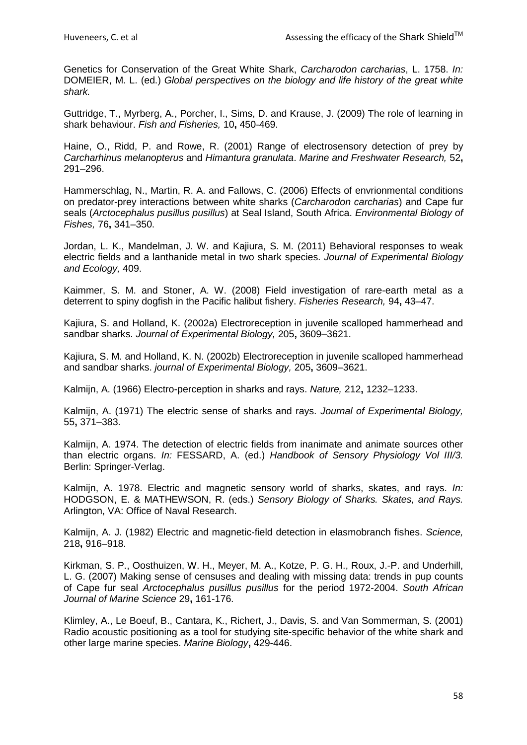Genetics for Conservation of the Great White Shark, *Carcharodon carcharias*, L. 1758. *In:* DOMEIER, M. L. (ed.) *Global perspectives on the biology and life history of the great white shark.*

Guttridge, T., Myrberg, A., Porcher, I., Sims, D. and Krause, J. (2009) The role of learning in shark behaviour. *Fish and Fisheries,* 10**,** 450-469.

Haine, O., Ridd, P. and Rowe, R. (2001) Range of electrosensory detection of prey by *Carcharhinus melanopterus* and *Himantura granulata*. *Marine and Freshwater Research,* 52**,** 291–296.

Hammerschlag, N., Martin, R. A. and Fallows, C. (2006) Effects of envrionmental conditions on predator-prey interactions between white sharks (*Carcharodon carcharias*) and Cape fur seals (*Arctocephalus pusillus pusillus*) at Seal Island, South Africa. *Environmental Biology of Fishes,* 76**,** 341–350.

Jordan, L. K., Mandelman, J. W. and Kajiura, S. M. (2011) Behavioral responses to weak electric fields and a lanthanide metal in two shark species. *Journal of Experimental Biology and Ecology,* 409.

Kaimmer, S. M. and Stoner, A. W. (2008) Field investigation of rare-earth metal as a deterrent to spiny dogfish in the Pacific halibut fishery. *Fisheries Research,* 94**,** 43–47.

Kajiura, S. and Holland, K. (2002a) Electroreception in juvenile scalloped hammerhead and sandbar sharks. *Journal of Experimental Biology,* 205**,** 3609–3621.

Kajiura, S. M. and Holland, K. N. (2002b) Electroreception in juvenile scalloped hammerhead and sandbar sharks. *journal of Experimental Biology,* 205**,** 3609–3621.

Kalmijn, A. (1966) Electro-perception in sharks and rays. *Nature,* 212**,** 1232–1233.

Kalmijn, A. (1971) The electric sense of sharks and rays. *Journal of Experimental Biology,* 55**,** 371–383.

Kalmijn, A. 1974. The detection of electric fields from inanimate and animate sources other than electric organs. *In:* FESSARD, A. (ed.) *Handbook of Sensory Physiology Vol III/3.* Berlin: Springer-Verlag.

Kalmijn, A. 1978. Electric and magnetic sensory world of sharks, skates, and rays. *In:* HODGSON, E. & MATHEWSON, R. (eds.) *Sensory Biology of Sharks. Skates, and Rays.* Arlington, VA: Office of Naval Research.

Kalmijn, A. J. (1982) Electric and magnetic-field detection in elasmobranch fishes. *Science,* 218**,** 916–918.

Kirkman, S. P., Oosthuizen, W. H., Meyer, M. A., Kotze, P. G. H., Roux, J.-P. and Underhill, L. G. (2007) Making sense of censuses and dealing with missing data: trends in pup counts of Cape fur seal *Arctocephalus pusillus pusillus* for the period 1972-2004. *South African Journal of Marine Science* 29**,** 161-176.

Klimley, A., Le Boeuf, B., Cantara, K., Richert, J., Davis, S. and Van Sommerman, S. (2001) Radio acoustic positioning as a tool for studying site-specific behavior of the white shark and other large marine species. *Marine Biology***,** 429-446.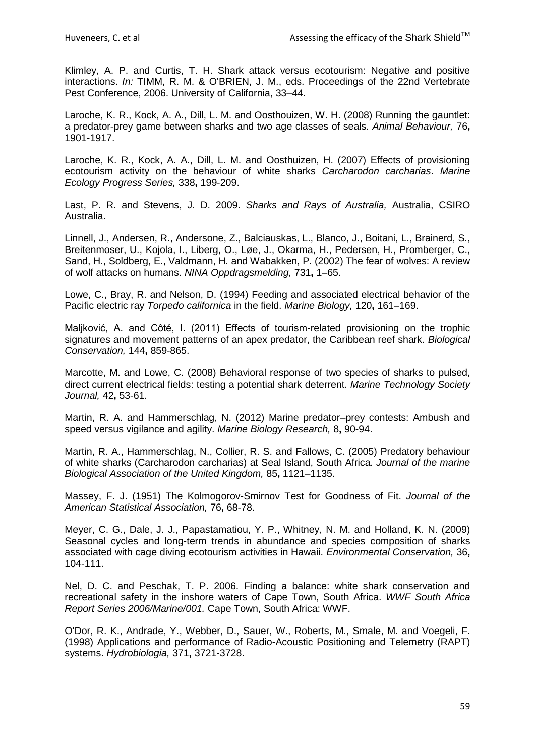Klimley, A. P. and Curtis, T. H. Shark attack versus ecotourism: Negative and positive interactions. *In:* TIMM, R. M. & O'BRIEN, J. M., eds. Proceedings of the 22nd Vertebrate Pest Conference, 2006. University of California, 33–44.

Laroche, K. R., Kock, A. A., Dill, L. M. and Oosthouizen, W. H. (2008) Running the gauntlet: a predator-prey game between sharks and two age classes of seals. *Animal Behaviour,* 76**,** 1901-1917.

Laroche, K. R., Kock, A. A., Dill, L. M. and Oosthuizen, H. (2007) Effects of provisioning ecotourism activity on the behaviour of white sharks *Carcharodon carcharias*. *Marine Ecology Progress Series,* 338**,** 199-209.

Last, P. R. and Stevens, J. D. 2009. *Sharks and Rays of Australia,* Australia, CSIRO Australia.

Linnell, J., Andersen, R., Andersone, Z., Balciauskas, L., Blanco, J., Boitani, L., Brainerd, S., Breitenmoser, U., Kojola, I., Liberg, O., Løe, J., Okarma, H., Pedersen, H., Promberger, C., Sand, H., Soldberg, E., Valdmann, H. and Wabakken, P. (2002) The fear of wolves: A review of wolf attacks on humans. *NINA Oppdragsmelding,* 731**,** 1–65.

Lowe, C., Bray, R. and Nelson, D. (1994) Feeding and associated electrical behavior of the Pacific electric ray *Torpedo californica* in the field. *Marine Biology,* 120**,** 161–169.

Maljković, A. and Côté, I. (2011) Effects of tourism-related provisioning on the trophic signatures and movement patterns of an apex predator, the Caribbean reef shark. *Biological Conservation,* 144**,** 859-865.

Marcotte, M. and Lowe, C. (2008) Behavioral response of two species of sharks to pulsed, direct current electrical fields: testing a potential shark deterrent. *Marine Technology Society Journal,* 42**,** 53-61.

Martin, R. A. and Hammerschlag, N. (2012) Marine predator–prey contests: Ambush and speed versus vigilance and agility. *Marine Biology Research,* 8**,** 90-94.

Martin, R. A., Hammerschlag, N., Collier, R. S. and Fallows, C. (2005) Predatory behaviour of white sharks (Carcharodon carcharias) at Seal Island, South Africa. *Journal of the marine Biological Association of the United Kingdom,* 85**,** 1121–1135.

Massey, F. J. (1951) The Kolmogorov-Smirnov Test for Goodness of Fit. *Journal of the American Statistical Association,* 76**,** 68-78.

Meyer, C. G., Dale, J. J., Papastamatiou, Y. P., Whitney, N. M. and Holland, K. N. (2009) Seasonal cycles and long-term trends in abundance and species composition of sharks associated with cage diving ecotourism activities in Hawaii. *Environmental Conservation,* 36**,** 104-111.

Nel, D. C. and Peschak, T. P. 2006. Finding a balance: white shark conservation and recreational safety in the inshore waters of Cape Town, South Africa. *WWF South Africa Report Series 2006/Marine/001.* Cape Town, South Africa: WWF.

O'Dor, R. K., Andrade, Y., Webber, D., Sauer, W., Roberts, M., Smale, M. and Voegeli, F. (1998) Applications and performance of Radio-Acoustic Positioning and Telemetry (RAPT) systems. *Hydrobiologia,* 371**,** 3721-3728.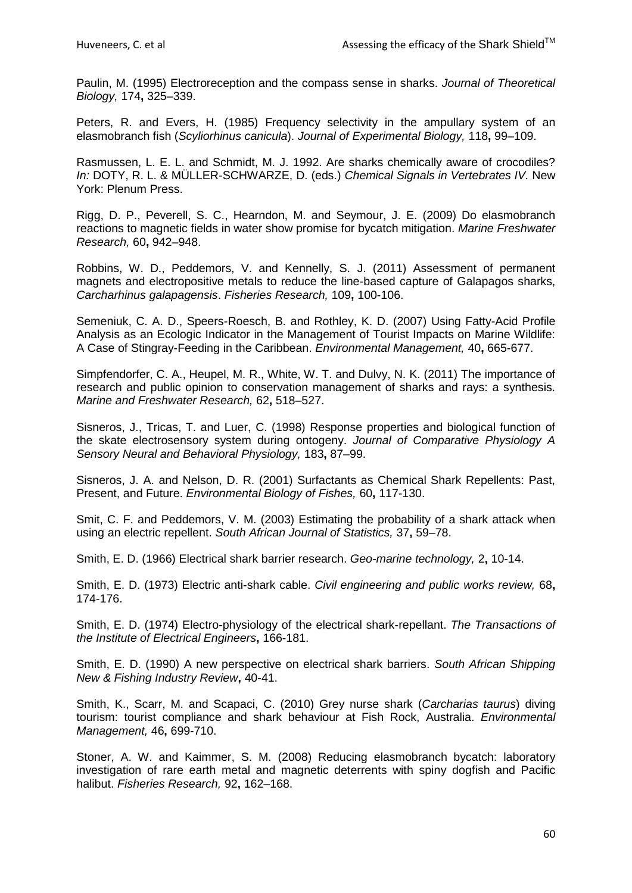Paulin, M. (1995) Electroreception and the compass sense in sharks. *Journal of Theoretical Biology,* 174**,** 325–339.

Peters, R. and Evers, H. (1985) Frequency selectivity in the ampullary system of an elasmobranch fish (*Scyliorhinus canicula*). *Journal of Experimental Biology,* 118**,** 99–109.

Rasmussen, L. E. L. and Schmidt, M. J. 1992. Are sharks chemically aware of crocodiles? *In:* DOTY, R. L. & MÜLLER-SCHWARZE, D. (eds.) *Chemical Signals in Vertebrates IV.* New York: Plenum Press.

Rigg, D. P., Peverell, S. C., Hearndon, M. and Seymour, J. E. (2009) Do elasmobranch reactions to magnetic fields in water show promise for bycatch mitigation. *Marine Freshwater Research,* 60**,** 942–948.

Robbins, W. D., Peddemors, V. and Kennelly, S. J. (2011) Assessment of permanent magnets and electropositive metals to reduce the line-based capture of Galapagos sharks, *Carcharhinus galapagensis*. *Fisheries Research,* 109**,** 100-106.

Semeniuk, C. A. D., Speers-Roesch, B. and Rothley, K. D. (2007) Using Fatty-Acid Profile Analysis as an Ecologic Indicator in the Management of Tourist Impacts on Marine Wildlife: A Case of Stingray-Feeding in the Caribbean. *Environmental Management,* 40**,** 665-677.

Simpfendorfer, C. A., Heupel, M. R., White, W. T. and Dulvy, N. K. (2011) The importance of research and public opinion to conservation management of sharks and rays: a synthesis. *Marine and Freshwater Research,* 62**,** 518–527.

Sisneros, J., Tricas, T. and Luer, C. (1998) Response properties and biological function of the skate electrosensory system during ontogeny. *Journal of Comparative Physiology A Sensory Neural and Behavioral Physiology,* 183**,** 87–99.

Sisneros, J. A. and Nelson, D. R. (2001) Surfactants as Chemical Shark Repellents: Past, Present, and Future. *Environmental Biology of Fishes,* 60**,** 117-130.

Smit, C. F. and Peddemors, V. M. (2003) Estimating the probability of a shark attack when using an electric repellent. *South African Journal of Statistics,* 37**,** 59–78.

Smith, E. D. (1966) Electrical shark barrier research. *Geo-marine technology,* 2**,** 10-14.

Smith, E. D. (1973) Electric anti-shark cable. *Civil engineering and public works review,* 68**,** 174-176.

Smith, E. D. (1974) Electro-physiology of the electrical shark-repellant. *The Transactions of the Institute of Electrical Engineers***,** 166-181.

Smith, E. D. (1990) A new perspective on electrical shark barriers. *South African Shipping New & Fishing Industry Review***,** 40-41.

Smith, K., Scarr, M. and Scapaci, C. (2010) Grey nurse shark (*Carcharias taurus*) diving tourism: tourist compliance and shark behaviour at Fish Rock, Australia. *Environmental Management,* 46**,** 699-710.

Stoner, A. W. and Kaimmer, S. M. (2008) Reducing elasmobranch bycatch: laboratory investigation of rare earth metal and magnetic deterrents with spiny dogfish and Pacific halibut. *Fisheries Research,* 92**,** 162–168.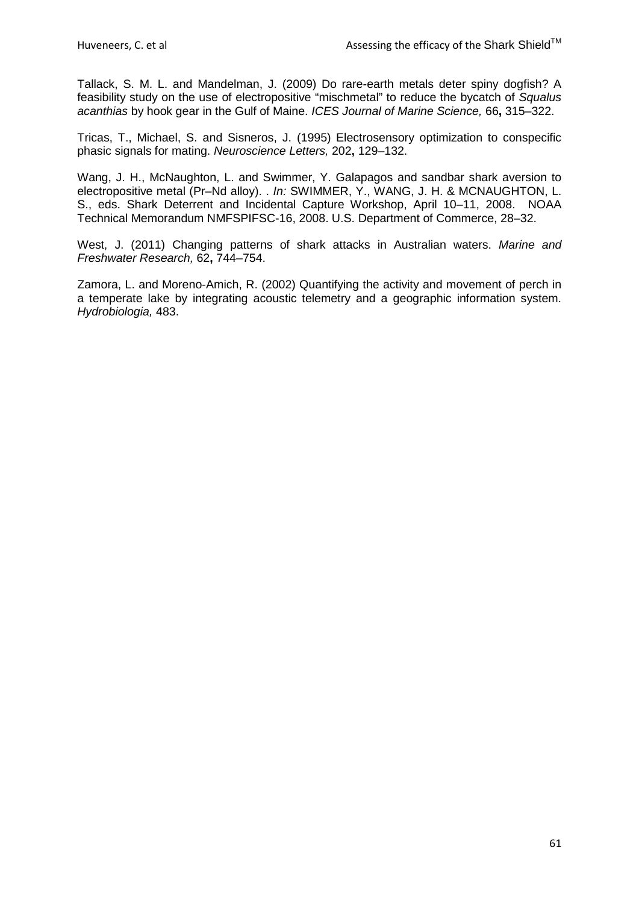Tallack, S. M. L. and Mandelman, J. (2009) Do rare-earth metals deter spiny dogfish? A feasibility study on the use of electropositive "mischmetal" to reduce the bycatch of *Squalus acanthias* by hook gear in the Gulf of Maine. *ICES Journal of Marine Science,* 66**,** 315–322.

Tricas, T., Michael, S. and Sisneros, J. (1995) Electrosensory optimization to conspecific phasic signals for mating. *Neuroscience Letters,* 202**,** 129–132.

Wang, J. H., McNaughton, L. and Swimmer, Y. Galapagos and sandbar shark aversion to electropositive metal (Pr–Nd alloy). . *In:* SWIMMER, Y., WANG, J. H. & MCNAUGHTON, L. S., eds. Shark Deterrent and Incidental Capture Workshop, April 10–11, 2008. NOAA Technical Memorandum NMFSPIFSC-16, 2008. U.S. Department of Commerce, 28–32.

West, J. (2011) Changing patterns of shark attacks in Australian waters. *Marine and Freshwater Research,* 62**,** 744–754.

Zamora, L. and Moreno-Amich, R. (2002) Quantifying the activity and movement of perch in a temperate lake by integrating acoustic telemetry and a geographic information system. *Hydrobiologia,* 483.